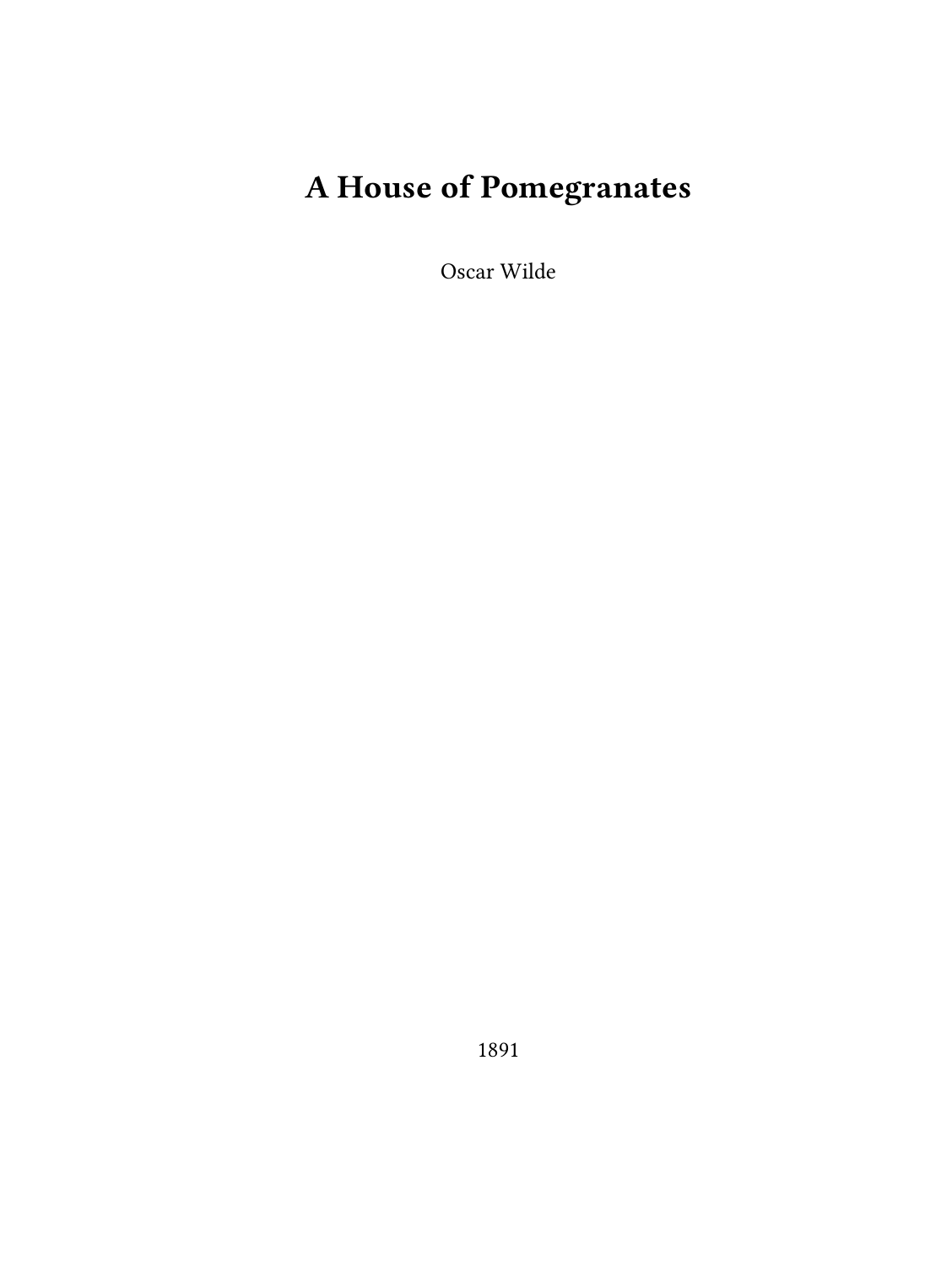# A House of Pomegranates

Oscar Wilde

1891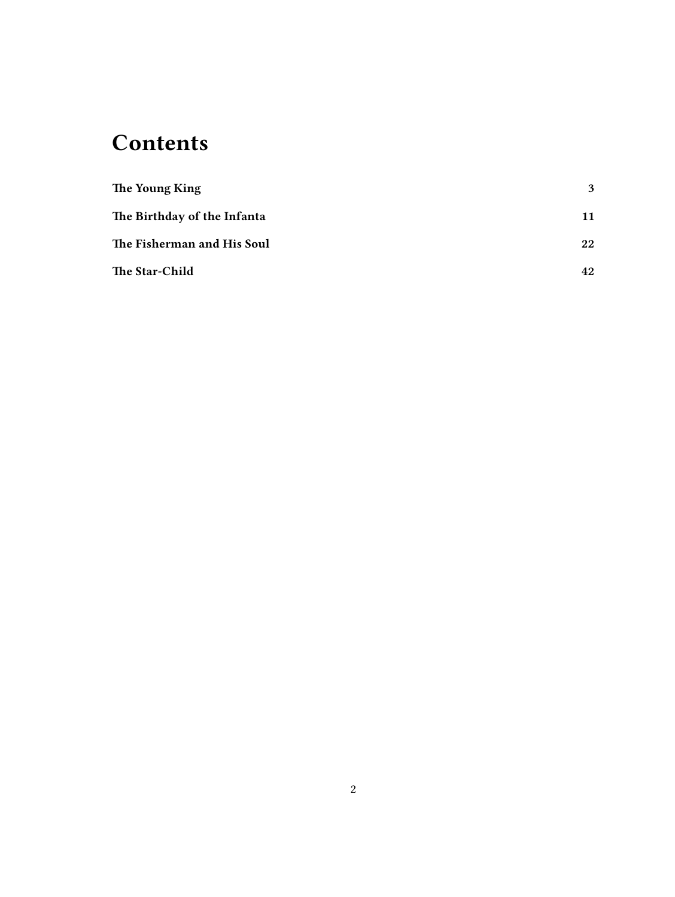# Contents

| | |
|---|---|
| **The Young King** | **3** |
| **The Birthday of the Infanta** | **11** |
| **The Fisherman and His Soul** | **22** |
| **The Star-Child** | **42** |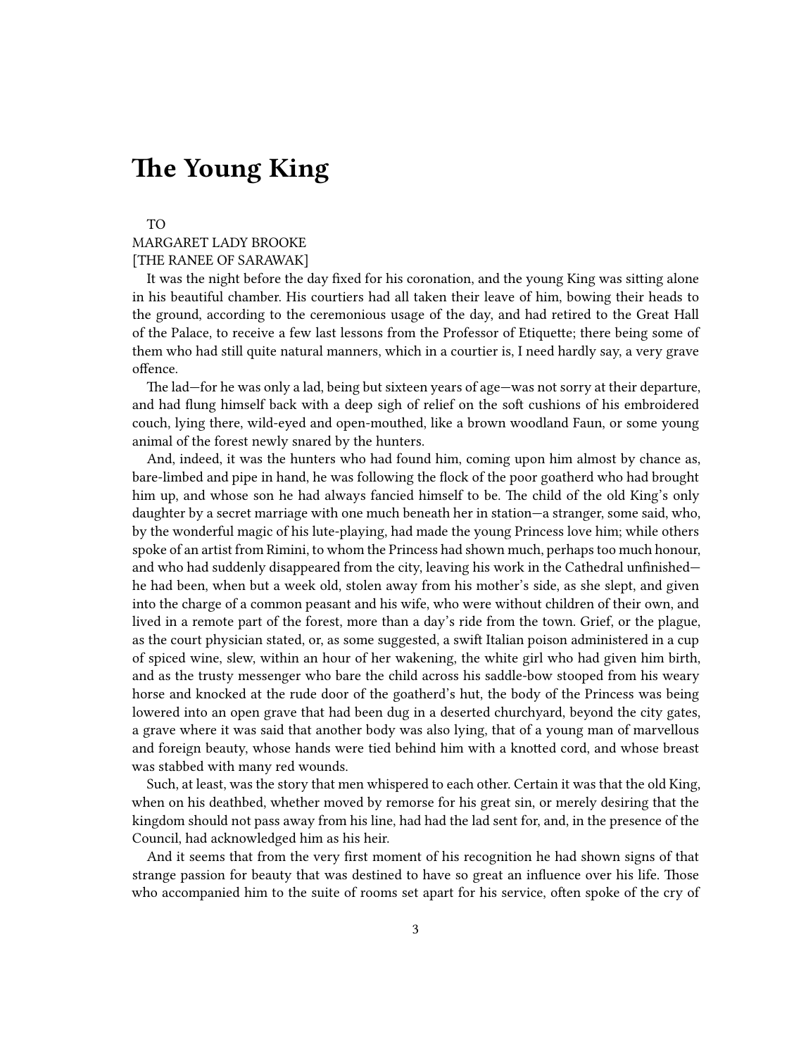# The Young King

TO  
MARGARET LADY BROOKE  
[THE RANEE OF SARAWAK]

It was the night before the day fixed for his coronation, and the young King was sitting alone in his beautiful chamber. His courtiers had all taken their leave of him, bowing their heads to the ground, according to the ceremonious usage of the day, and had retired to the Great Hall of the Palace, to receive a few last lessons from the Professor of Etiquette; there being some of them who had still quite natural manners, which in a courtier is, I need hardly say, a very grave offence.

The lad—for he was only a lad, being but sixteen years of age—was not sorry at their departure, and had flung himself back with a deep sigh of relief on the soft cushions of his embroidered couch, lying there, wild-eyed and open-mouthed, like a brown woodland Faun, or some young animal of the forest newly snared by the hunters.

And, indeed, it was the hunters who had found him, coming upon him almost by chance as, bare-limbed and pipe in hand, he was following the flock of the poor goatherd who had brought him up, and whose son he had always fancied himself to be. The child of the old King's only daughter by a secret marriage with one much beneath her in station—a stranger, some said, who, by the wonderful magic of his lute-playing, had made the young Princess love him; while others spoke of an artist from Rimini, to whom the Princess had shown much, perhaps too much honour, and who had suddenly disappeared from the city, leaving his work in the Cathedral unfinished—he had been, when but a week old, stolen away from his mother's side, as she slept, and given into the charge of a common peasant and his wife, who were without children of their own, and lived in a remote part of the forest, more than a day's ride from the town. Grief, or the plague, as the court physician stated, or, as some suggested, a swift Italian poison administered in a cup of spiced wine, slew, within an hour of her wakening, the white girl who had given him birth, and as the trusty messenger who bare the child across his saddle-bow stooped from his weary horse and knocked at the rude door of the goatherd's hut, the body of the Princess was being lowered into an open grave that had been dug in a deserted churchyard, beyond the city gates, a grave where it was said that another body was also lying, that of a young man of marvellous and foreign beauty, whose hands were tied behind him with a knotted cord, and whose breast was stabbed with many red wounds.

Such, at least, was the story that men whispered to each other. Certain it was that the old King, when on his deathbed, whether moved by remorse for his great sin, or merely desiring that the kingdom should not pass away from his line, had had the lad sent for, and, in the presence of the Council, had acknowledged him as his heir.

And it seems that from the very first moment of his recognition he had shown signs of that strange passion for beauty that was destined to have so great an influence over his life. Those who accompanied him to the suite of rooms set apart for his service, often spoke of the cry of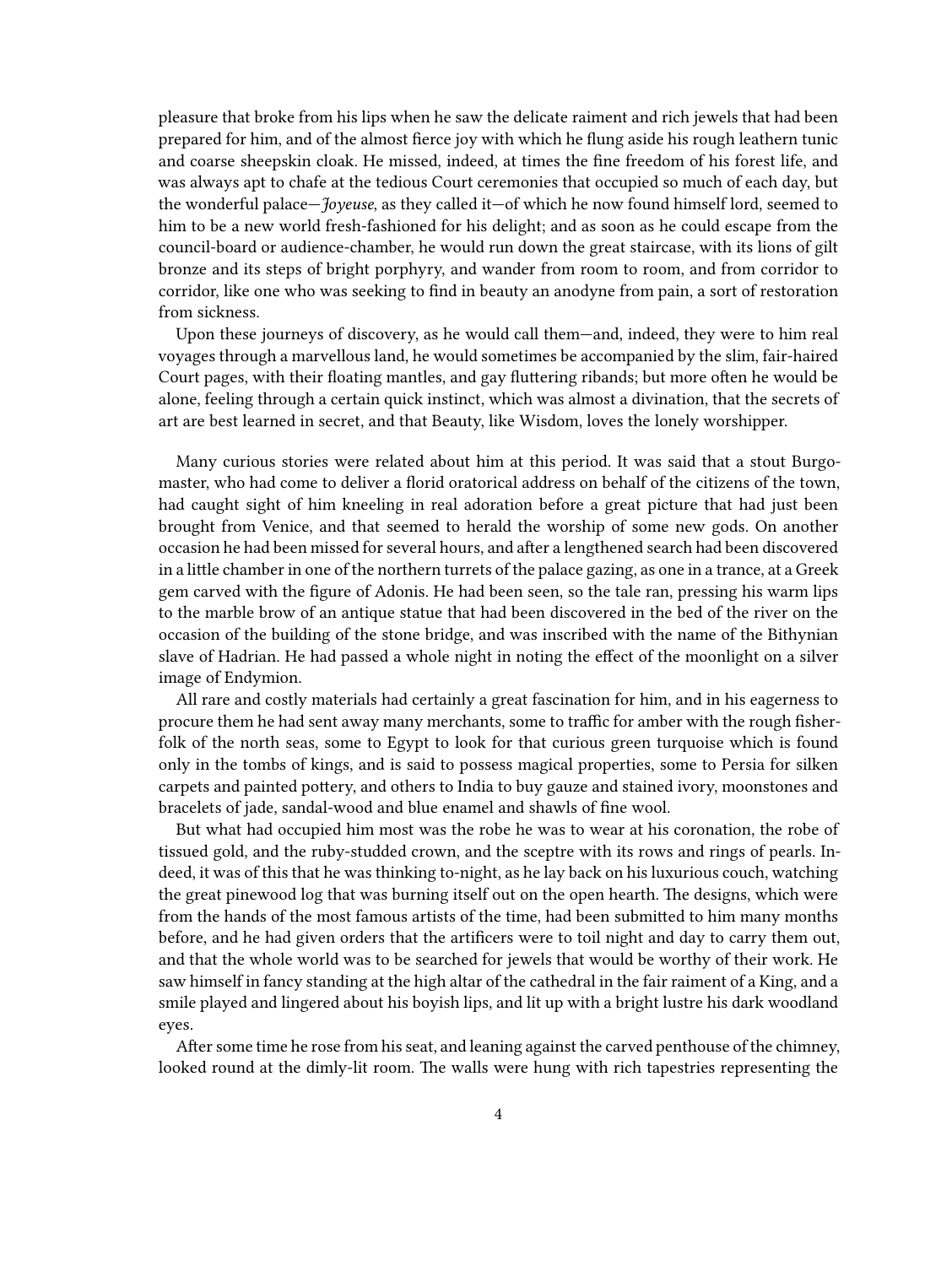pleasure that broke from his lips when he saw the delicate raiment and rich jewels that had been prepared for him, and of the almost fierce joy with which he flung aside his rough leathern tunic and coarse sheepskin cloak. He missed, indeed, at times the fine freedom of his forest life, and was always apt to chafe at the tedious Court ceremonies that occupied so much of each day, but the wonderful palace—*Joyeuse*, as they called it—of which he now found himself lord, seemed to him to be a new world fresh-fashioned for his delight; and as soon as he could escape from the council-board or audience-chamber, he would run down the great staircase, with its lions of gilt bronze and its steps of bright porphyry, and wander from room to room, and from corridor to corridor, like one who was seeking to find in beauty an anodyne from pain, a sort of restoration from sickness.

Upon these journeys of discovery, as he would call them—and, indeed, they were to him real voyages through a marvellous land, he would sometimes be accompanied by the slim, fair-haired Court pages, with their floating mantles, and gay fluttering ribands; but more often he would be alone, feeling through a certain quick instinct, which was almost a divination, that the secrets of art are best learned in secret, and that Beauty, like Wisdom, loves the lonely worshipper.

Many curious stories were related about him at this period. It was said that a stout Burgomaster, who had come to deliver a florid oratorical address on behalf of the citizens of the town, had caught sight of him kneeling in real adoration before a great picture that had just been brought from Venice, and that seemed to herald the worship of some new gods. On another occasion he had been missed for several hours, and after a lengthened search had been discovered in a little chamber in one of the northern turrets of the palace gazing, as one in a trance, at a Greek gem carved with the figure of Adonis. He had been seen, so the tale ran, pressing his warm lips to the marble brow of an antique statue that had been discovered in the bed of the river on the occasion of the building of the stone bridge, and was inscribed with the name of the Bithynian slave of Hadrian. He had passed a whole night in noting the effect of the moonlight on a silver image of Endymion.

All rare and costly materials had certainly a great fascination for him, and in his eagerness to procure them he had sent away many merchants, some to traffic for amber with the rough fisher-folk of the north seas, some to Egypt to look for that curious green turquoise which is found only in the tombs of kings, and is said to possess magical properties, some to Persia for silken carpets and painted pottery, and others to India to buy gauze and stained ivory, moonstones and bracelets of jade, sandal-wood and blue enamel and shawls of fine wool.

But what had occupied him most was the robe he was to wear at his coronation, the robe of tissued gold, and the ruby-studded crown, and the sceptre with its rows and rings of pearls. Indeed, it was of this that he was thinking to-night, as he lay back on his luxurious couch, watching the great pinewood log that was burning itself out on the open hearth. The designs, which were from the hands of the most famous artists of the time, had been submitted to him many months before, and he had given orders that the artificers were to toil night and day to carry them out, and that the whole world was to be searched for jewels that would be worthy of their work. He saw himself in fancy standing at the high altar of the cathedral in the fair raiment of a King, and a smile played and lingered about his boyish lips, and lit up with a bright lustre his dark woodland eyes.

After some time he rose from his seat, and leaning against the carved penthouse of the chimney, looked round at the dimly-lit room. The walls were hung with rich tapestries representing the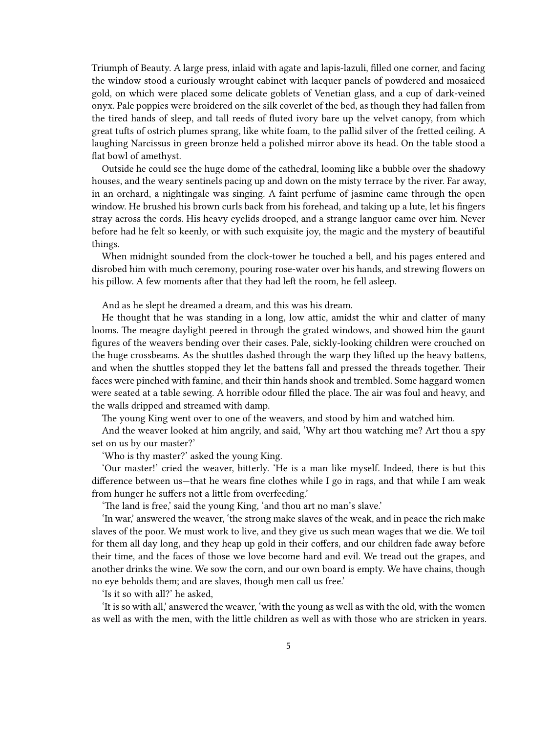Triumph of Beauty. A large press, inlaid with agate and lapis-lazuli, filled one corner, and facing the window stood a curiously wrought cabinet with lacquer panels of powdered and mosaiced gold, on which were placed some delicate goblets of Venetian glass, and a cup of dark-veined onyx. Pale poppies were broidered on the silk coverlet of the bed, as though they had fallen from the tired hands of sleep, and tall reeds of fluted ivory bare up the velvet canopy, from which great tufts of ostrich plumes sprang, like white foam, to the pallid silver of the fretted ceiling. A laughing Narcissus in green bronze held a polished mirror above its head. On the table stood a flat bowl of amethyst.

Outside he could see the huge dome of the cathedral, looming like a bubble over the shadowy houses, and the weary sentinels pacing up and down on the misty terrace by the river. Far away, in an orchard, a nightingale was singing. A faint perfume of jasmine came through the open window. He brushed his brown curls back from his forehead, and taking up a lute, let his fingers stray across the cords. His heavy eyelids drooped, and a strange languor came over him. Never before had he felt so keenly, or with such exquisite joy, the magic and the mystery of beautiful things.

When midnight sounded from the clock-tower he touched a bell, and his pages entered and disrobed him with much ceremony, pouring rose-water over his hands, and strewing flowers on his pillow. A few moments after that they had left the room, he fell asleep.

And as he slept he dreamed a dream, and this was his dream.

He thought that he was standing in a long, low attic, amidst the whir and clatter of many looms. The meagre daylight peered in through the grated windows, and showed him the gaunt figures of the weavers bending over their cases. Pale, sickly-looking children were crouched on the huge crossbeams. As the shuttles dashed through the warp they lifted up the heavy battens, and when the shuttles stopped they let the battens fall and pressed the threads together. Their faces were pinched with famine, and their thin hands shook and trembled. Some haggard women were seated at a table sewing. A horrible odour filled the place. The air was foul and heavy, and the walls dripped and streamed with damp.

The young King went over to one of the weavers, and stood by him and watched him.

And the weaver looked at him angrily, and said, 'Why art thou watching me? Art thou a spy set on us by our master?'

'Who is thy master?' asked the young King.

'Our master!' cried the weaver, bitterly. 'He is a man like myself. Indeed, there is but this difference between us—that he wears fine clothes while I go in rags, and that while I am weak from hunger he suffers not a little from overfeeding.'

'The land is free,' said the young King, 'and thou art no man's slave.'

'In war,' answered the weaver, 'the strong make slaves of the weak, and in peace the rich make slaves of the poor. We must work to live, and they give us such mean wages that we die. We toil for them all day long, and they heap up gold in their coffers, and our children fade away before their time, and the faces of those we love become hard and evil. We tread out the grapes, and another drinks the wine. We sow the corn, and our own board is empty. We have chains, though no eye beholds them; and are slaves, though men call us free.'

'Is it so with all?' he asked,

'It is so with all,' answered the weaver, 'with the young as well as with the old, with the women as well as with the men, with the little children as well as with those who are stricken in years.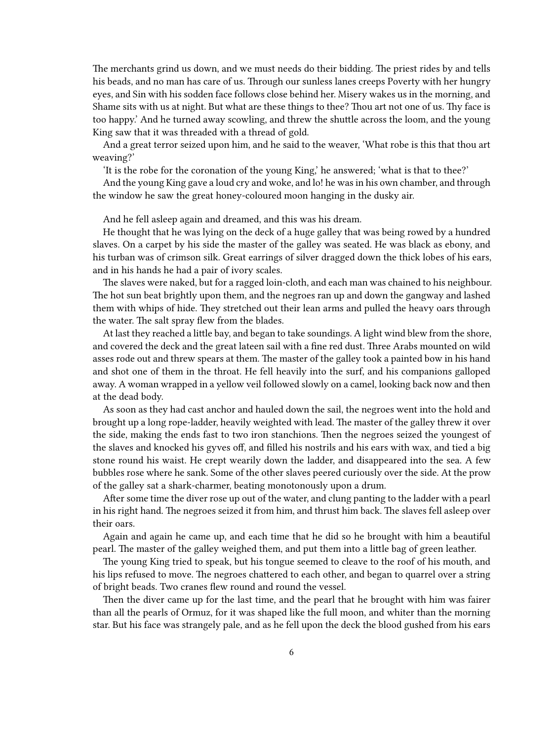The merchants grind us down, and we must needs do their bidding. The priest rides by and tells his beads, and no man has care of us. Through our sunless lanes creeps Poverty with her hungry eyes, and Sin with his sodden face follows close behind her. Misery wakes us in the morning, and Shame sits with us at night. But what are these things to thee? Thou art not one of us. Thy face is too happy.' And he turned away scowling, and threw the shuttle across the loom, and the young King saw that it was threaded with a thread of gold.

And a great terror seized upon him, and he said to the weaver, 'What robe is this that thou art weaving?'

'It is the robe for the coronation of the young King,' he answered; 'what is that to thee?'

And the young King gave a loud cry and woke, and lo! he was in his own chamber, and through the window he saw the great honey-coloured moon hanging in the dusky air.

And he fell asleep again and dreamed, and this was his dream.

He thought that he was lying on the deck of a huge galley that was being rowed by a hundred slaves. On a carpet by his side the master of the galley was seated. He was black as ebony, and his turban was of crimson silk. Great earrings of silver dragged down the thick lobes of his ears, and in his hands he had a pair of ivory scales.

The slaves were naked, but for a ragged loin-cloth, and each man was chained to his neighbour. The hot sun beat brightly upon them, and the negroes ran up and down the gangway and lashed them with whips of hide. They stretched out their lean arms and pulled the heavy oars through the water. The salt spray flew from the blades.

At last they reached a little bay, and began to take soundings. A light wind blew from the shore, and covered the deck and the great lateen sail with a fine red dust. Three Arabs mounted on wild asses rode out and threw spears at them. The master of the galley took a painted bow in his hand and shot one of them in the throat. He fell heavily into the surf, and his companions galloped away. A woman wrapped in a yellow veil followed slowly on a camel, looking back now and then at the dead body.

As soon as they had cast anchor and hauled down the sail, the negroes went into the hold and brought up a long rope-ladder, heavily weighted with lead. The master of the galley threw it over the side, making the ends fast to two iron stanchions. Then the negroes seized the youngest of the slaves and knocked his gyves off, and filled his nostrils and his ears with wax, and tied a big stone round his waist. He crept wearily down the ladder, and disappeared into the sea. A few bubbles rose where he sank. Some of the other slaves peered curiously over the side. At the prow of the galley sat a shark-charmer, beating monotonously upon a drum.

After some time the diver rose up out of the water, and clung panting to the ladder with a pearl in his right hand. The negroes seized it from him, and thrust him back. The slaves fell asleep over their oars.

Again and again he came up, and each time that he did so he brought with him a beautiful pearl. The master of the galley weighed them, and put them into a little bag of green leather.

The young King tried to speak, but his tongue seemed to cleave to the roof of his mouth, and his lips refused to move. The negroes chattered to each other, and began to quarrel over a string of bright beads. Two cranes flew round and round the vessel.

Then the diver came up for the last time, and the pearl that he brought with him was fairer than all the pearls of Ormuz, for it was shaped like the full moon, and whiter than the morning star. But his face was strangely pale, and as he fell upon the deck the blood gushed from his ears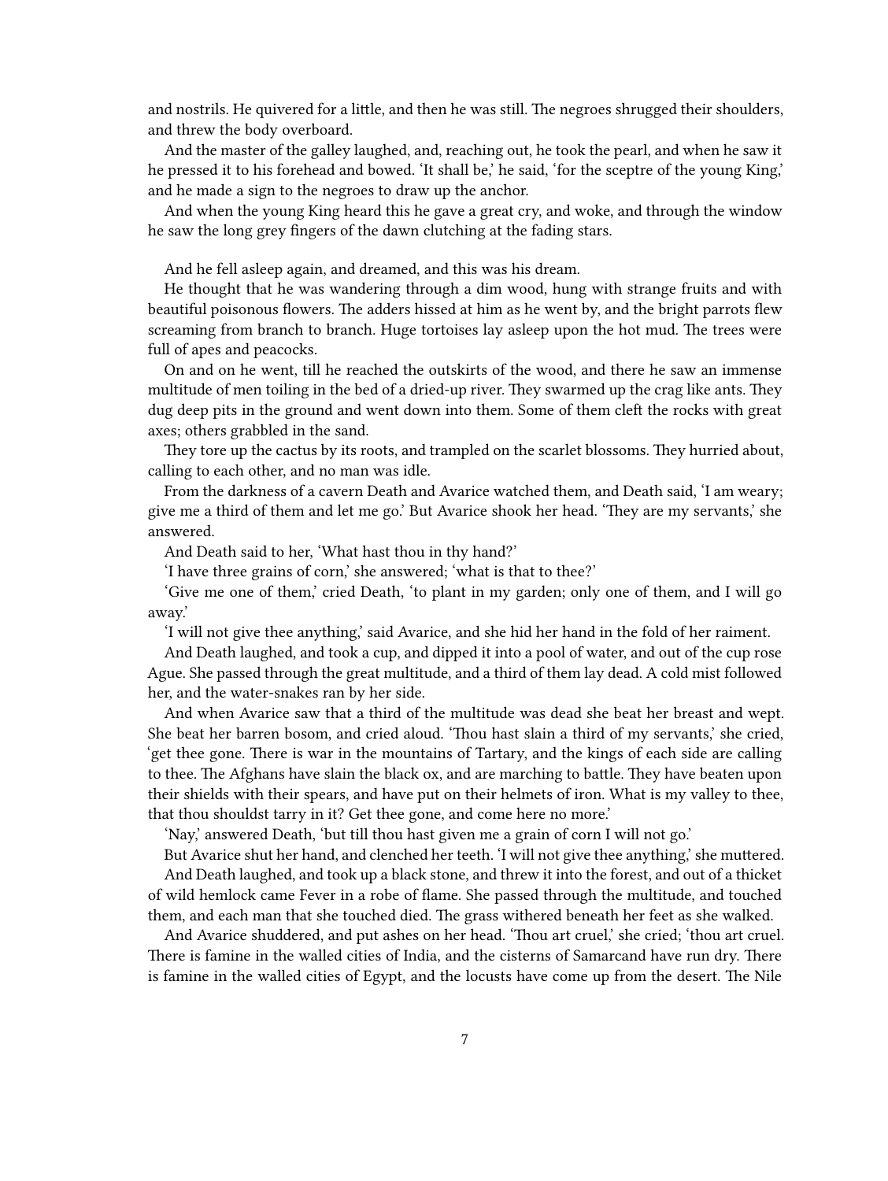and nostrils. He quivered for a little, and then he was still. The negroes shrugged their shoulders, and threw the body overboard.

And the master of the galley laughed, and, reaching out, he took the pearl, and when he saw it he pressed it to his forehead and bowed. 'It shall be,' he said, 'for the sceptre of the young King,' and he made a sign to the negroes to draw up the anchor.

And when the young King heard this he gave a great cry, and woke, and through the window he saw the long grey fingers of the dawn clutching at the fading stars.

And he fell asleep again, and dreamed, and this was his dream.

He thought that he was wandering through a dim wood, hung with strange fruits and with beautiful poisonous flowers. The adders hissed at him as he went by, and the bright parrots flew screaming from branch to branch. Huge tortoises lay asleep upon the hot mud. The trees were full of apes and peacocks.

On and on he went, till he reached the outskirts of the wood, and there he saw an immense multitude of men toiling in the bed of a dried-up river. They swarmed up the crag like ants. They dug deep pits in the ground and went down into them. Some of them cleft the rocks with great axes; others grabbled in the sand.

They tore up the cactus by its roots, and trampled on the scarlet blossoms. They hurried about, calling to each other, and no man was idle.

From the darkness of a cavern Death and Avarice watched them, and Death said, 'I am weary; give me a third of them and let me go.' But Avarice shook her head. 'They are my servants,' she answered.

And Death said to her, 'What hast thou in thy hand?'

'I have three grains of corn,' she answered; 'what is that to thee?'

'Give me one of them,' cried Death, 'to plant in my garden; only one of them, and I will go away.'

'I will not give thee anything,' said Avarice, and she hid her hand in the fold of her raiment.

And Death laughed, and took a cup, and dipped it into a pool of water, and out of the cup rose Ague. She passed through the great multitude, and a third of them lay dead. A cold mist followed her, and the water-snakes ran by her side.

And when Avarice saw that a third of the multitude was dead she beat her breast and wept. She beat her barren bosom, and cried aloud. 'Thou hast slain a third of my servants,' she cried, 'get thee gone. There is war in the mountains of Tartary, and the kings of each side are calling to thee. The Afghans have slain the black ox, and are marching to battle. They have beaten upon their shields with their spears, and have put on their helmets of iron. What is my valley to thee, that thou shouldst tarry in it? Get thee gone, and come here no more.'

'Nay,' answered Death, 'but till thou hast given me a grain of corn I will not go.'

But Avarice shut her hand, and clenched her teeth. 'I will not give thee anything,' she muttered.

And Death laughed, and took up a black stone, and threw it into the forest, and out of a thicket of wild hemlock came Fever in a robe of flame. She passed through the multitude, and touched them, and each man that she touched died. The grass withered beneath her feet as she walked.

And Avarice shuddered, and put ashes on her head. 'Thou art cruel,' she cried; 'thou art cruel. There is famine in the walled cities of India, and the cisterns of Samarcand have run dry. There is famine in the walled cities of Egypt, and the locusts have come up from the desert. The Nile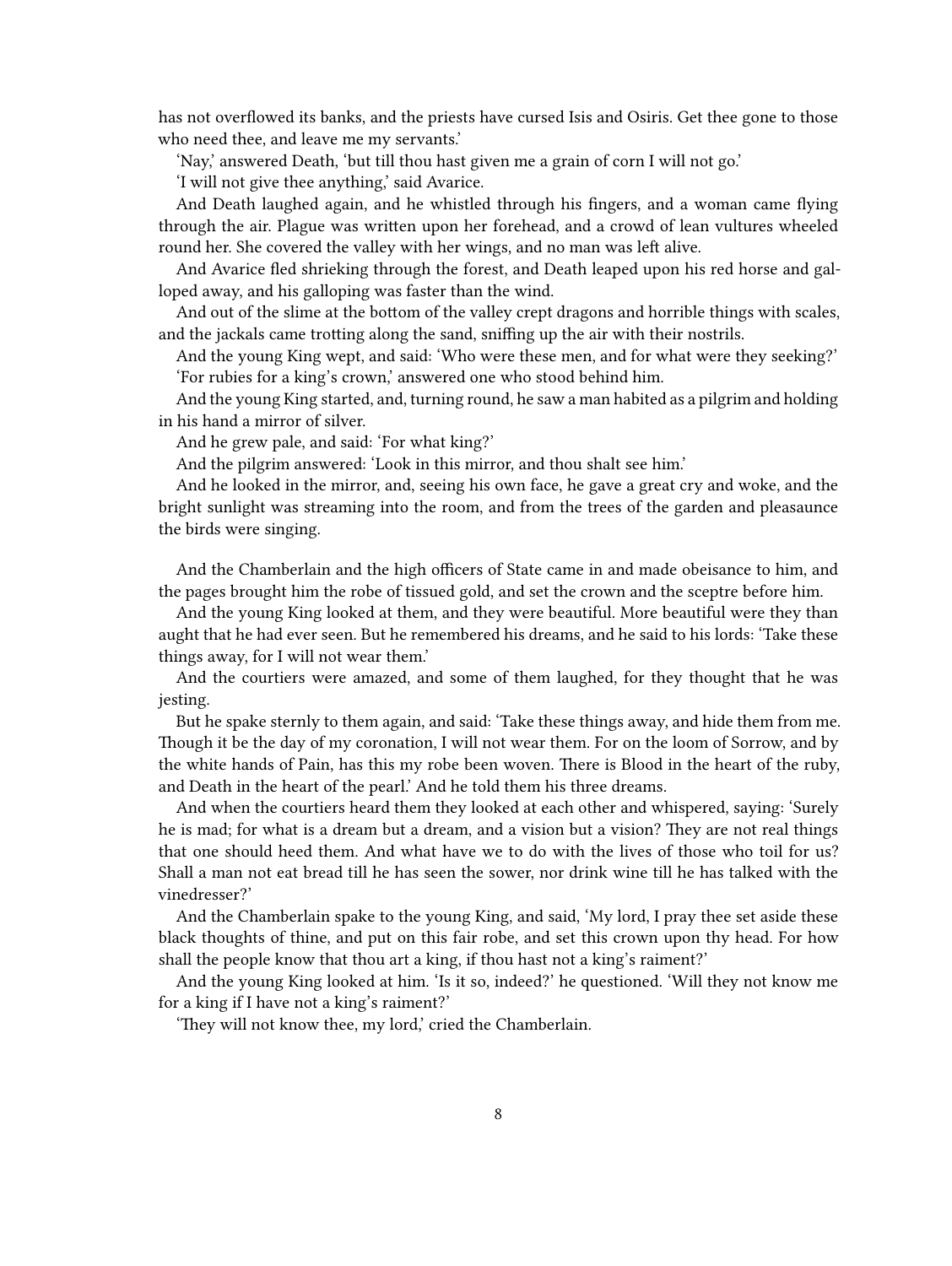has not overflowed its banks, and the priests have cursed Isis and Osiris. Get thee gone to those who need thee, and leave me my servants.'

'Nay,' answered Death, 'but till thou hast given me a grain of corn I will not go.'

'I will not give thee anything,' said Avarice.

And Death laughed again, and he whistled through his fingers, and a woman came flying through the air. Plague was written upon her forehead, and a crowd of lean vultures wheeled round her. She covered the valley with her wings, and no man was left alive.

And Avarice fled shrieking through the forest, and Death leaped upon his red horse and galloped away, and his galloping was faster than the wind.

And out of the slime at the bottom of the valley crept dragons and horrible things with scales, and the jackals came trotting along the sand, sniffing up the air with their nostrils.

And the young King wept, and said: 'Who were these men, and for what were they seeking?'

'For rubies for a king's crown,' answered one who stood behind him.

And the young King started, and, turning round, he saw a man habited as a pilgrim and holding in his hand a mirror of silver.

And he grew pale, and said: 'For what king?'

And the pilgrim answered: 'Look in this mirror, and thou shalt see him.'

And he looked in the mirror, and, seeing his own face, he gave a great cry and woke, and the bright sunlight was streaming into the room, and from the trees of the garden and pleasaunce the birds were singing.

And the Chamberlain and the high officers of State came in and made obeisance to him, and the pages brought him the robe of tissued gold, and set the crown and the sceptre before him.

And the young King looked at them, and they were beautiful. More beautiful were they than aught that he had ever seen. But he remembered his dreams, and he said to his lords: 'Take these things away, for I will not wear them.'

And the courtiers were amazed, and some of them laughed, for they thought that he was jesting.

But he spake sternly to them again, and said: 'Take these things away, and hide them from me. Though it be the day of my coronation, I will not wear them. For on the loom of Sorrow, and by the white hands of Pain, has this my robe been woven. There is Blood in the heart of the ruby, and Death in the heart of the pearl.' And he told them his three dreams.

And when the courtiers heard them they looked at each other and whispered, saying: 'Surely he is mad; for what is a dream but a dream, and a vision but a vision? They are not real things that one should heed them. And what have we to do with the lives of those who toil for us? Shall a man not eat bread till he has seen the sower, nor drink wine till he has talked with the vinedresser?'

And the Chamberlain spake to the young King, and said, 'My lord, I pray thee set aside these black thoughts of thine, and put on this fair robe, and set this crown upon thy head. For how shall the people know that thou art a king, if thou hast not a king's raiment?'

And the young King looked at him. 'Is it so, indeed?' he questioned. 'Will they not know me for a king if I have not a king's raiment?'

'They will not know thee, my lord,' cried the Chamberlain.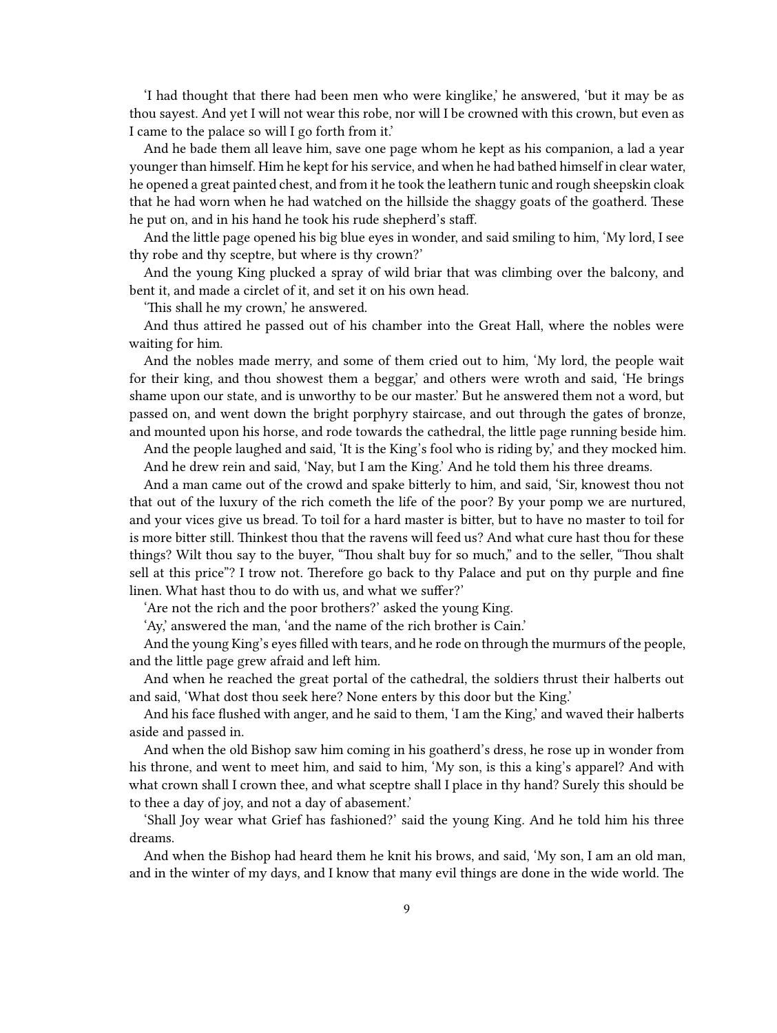'I had thought that there had been men who were kinglike,' he answered, 'but it may be as thou sayest. And yet I will not wear this robe, nor will I be crowned with this crown, but even as I came to the palace so will I go forth from it.'

And he bade them all leave him, save one page whom he kept as his companion, a lad a year younger than himself. Him he kept for his service, and when he had bathed himself in clear water, he opened a great painted chest, and from it he took the leathern tunic and rough sheepskin cloak that he had worn when he had watched on the hillside the shaggy goats of the goatherd. These he put on, and in his hand he took his rude shepherd's staff.

And the little page opened his big blue eyes in wonder, and said smiling to him, 'My lord, I see thy robe and thy sceptre, but where is thy crown?'

And the young King plucked a spray of wild briar that was climbing over the balcony, and bent it, and made a circlet of it, and set it on his own head.

'This shall he my crown,' he answered.

And thus attired he passed out of his chamber into the Great Hall, where the nobles were waiting for him.

And the nobles made merry, and some of them cried out to him, 'My lord, the people wait for their king, and thou showest them a beggar,' and others were wroth and said, 'He brings shame upon our state, and is unworthy to be our master.' But he answered them not a word, but passed on, and went down the bright porphyry staircase, and out through the gates of bronze, and mounted upon his horse, and rode towards the cathedral, the little page running beside him.

And the people laughed and said, 'It is the King's fool who is riding by,' and they mocked him.

And he drew rein and said, 'Nay, but I am the King.' And he told them his three dreams.

And a man came out of the crowd and spake bitterly to him, and said, 'Sir, knowest thou not that out of the luxury of the rich cometh the life of the poor? By your pomp we are nurtured, and your vices give us bread. To toil for a hard master is bitter, but to have no master to toil for is more bitter still. Thinkest thou that the ravens will feed us? And what cure hast thou for these things? Wilt thou say to the buyer, "Thou shalt buy for so much," and to the seller, "Thou shalt sell at this price"? I trow not. Therefore go back to thy Palace and put on thy purple and fine linen. What hast thou to do with us, and what we suffer?'

'Are not the rich and the poor brothers?' asked the young King.

'Ay,' answered the man, 'and the name of the rich brother is Cain.'

And the young King's eyes filled with tears, and he rode on through the murmurs of the people, and the little page grew afraid and left him.

And when he reached the great portal of the cathedral, the soldiers thrust their halberts out and said, 'What dost thou seek here? None enters by this door but the King.'

And his face flushed with anger, and he said to them, 'I am the King,' and waved their halberts aside and passed in.

And when the old Bishop saw him coming in his goatherd's dress, he rose up in wonder from his throne, and went to meet him, and said to him, 'My son, is this a king's apparel? And with what crown shall I crown thee, and what sceptre shall I place in thy hand? Surely this should be to thee a day of joy, and not a day of abasement.'

'Shall Joy wear what Grief has fashioned?' said the young King. And he told him his three dreams.

And when the Bishop had heard them he knit his brows, and said, 'My son, I am an old man, and in the winter of my days, and I know that many evil things are done in the wide world. The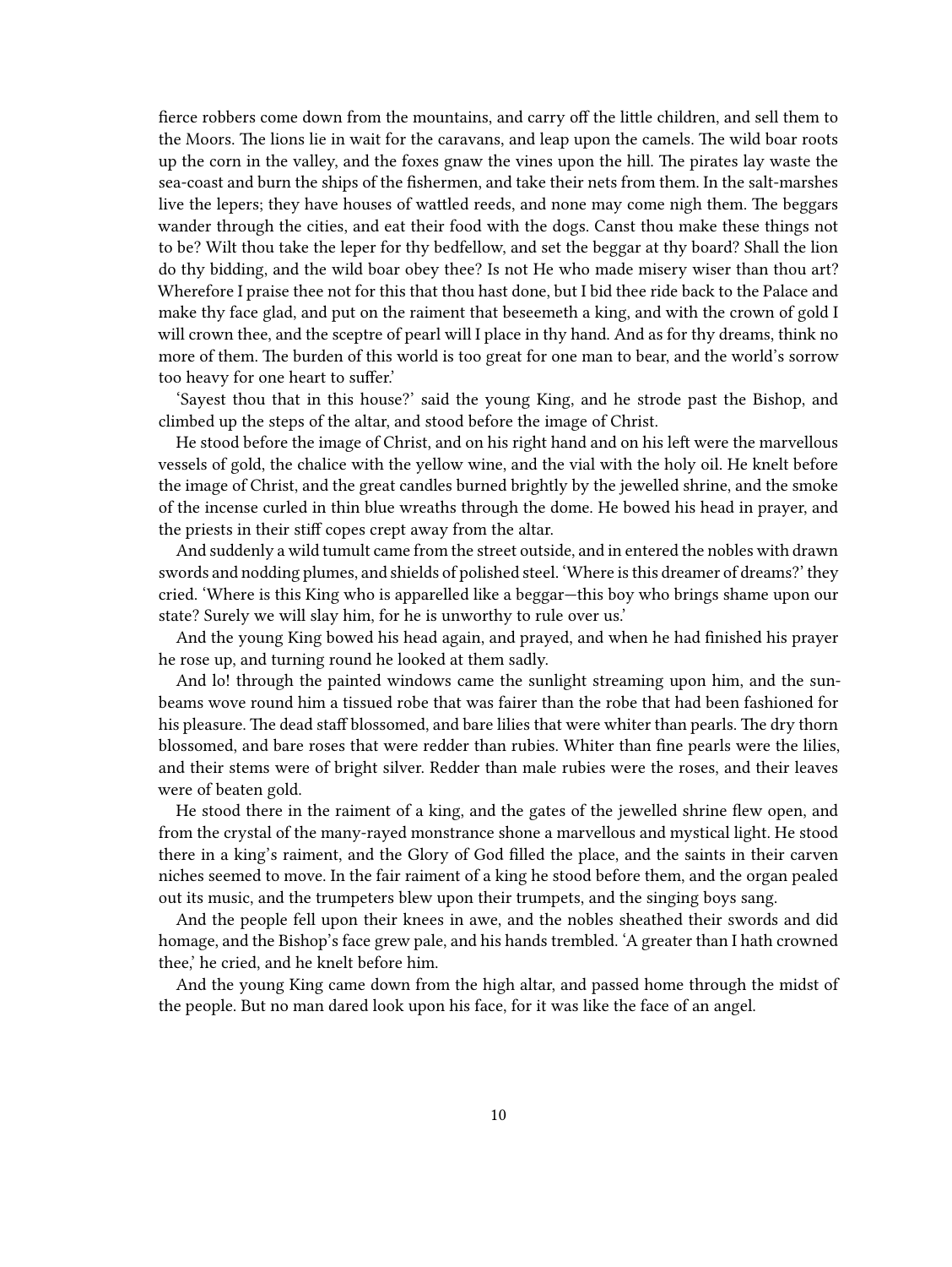fierce robbers come down from the mountains, and carry off the little children, and sell them to the Moors. The lions lie in wait for the caravans, and leap upon the camels. The wild boar roots up the corn in the valley, and the foxes gnaw the vines upon the hill. The pirates lay waste the sea-coast and burn the ships of the fishermen, and take their nets from them. In the salt-marshes live the lepers; they have houses of wattled reeds, and none may come nigh them. The beggars wander through the cities, and eat their food with the dogs. Canst thou make these things not to be? Wilt thou take the leper for thy bedfellow, and set the beggar at thy board? Shall the lion do thy bidding, and the wild boar obey thee? Is not He who made misery wiser than thou art? Wherefore I praise thee not for this that thou hast done, but I bid thee ride back to the Palace and make thy face glad, and put on the raiment that beseemeth a king, and with the crown of gold I will crown thee, and the sceptre of pearl will I place in thy hand. And as for thy dreams, think no more of them. The burden of this world is too great for one man to bear, and the world's sorrow too heavy for one heart to suffer.'

'Sayest thou that in this house?' said the young King, and he strode past the Bishop, and climbed up the steps of the altar, and stood before the image of Christ.

He stood before the image of Christ, and on his right hand and on his left were the marvellous vessels of gold, the chalice with the yellow wine, and the vial with the holy oil. He knelt before the image of Christ, and the great candles burned brightly by the jewelled shrine, and the smoke of the incense curled in thin blue wreaths through the dome. He bowed his head in prayer, and the priests in their stiff copes crept away from the altar.

And suddenly a wild tumult came from the street outside, and in entered the nobles with drawn swords and nodding plumes, and shields of polished steel. 'Where is this dreamer of dreams?' they cried. 'Where is this King who is apparelled like a beggar—this boy who brings shame upon our state? Surely we will slay him, for he is unworthy to rule over us.'

And the young King bowed his head again, and prayed, and when he had finished his prayer he rose up, and turning round he looked at them sadly.

And lo! through the painted windows came the sunlight streaming upon him, and the sunbeams wove round him a tissued robe that was fairer than the robe that had been fashioned for his pleasure. The dead staff blossomed, and bare lilies that were whiter than pearls. The dry thorn blossomed, and bare roses that were redder than rubies. Whiter than fine pearls were the lilies, and their stems were of bright silver. Redder than male rubies were the roses, and their leaves were of beaten gold.

He stood there in the raiment of a king, and the gates of the jewelled shrine flew open, and from the crystal of the many-rayed monstrance shone a marvellous and mystical light. He stood there in a king's raiment, and the Glory of God filled the place, and the saints in their carven niches seemed to move. In the fair raiment of a king he stood before them, and the organ pealed out its music, and the trumpeters blew upon their trumpets, and the singing boys sang.

And the people fell upon their knees in awe, and the nobles sheathed their swords and did homage, and the Bishop's face grew pale, and his hands trembled. 'A greater than I hath crowned thee,' he cried, and he knelt before him.

And the young King came down from the high altar, and passed home through the midst of the people. But no man dared look upon his face, for it was like the face of an angel.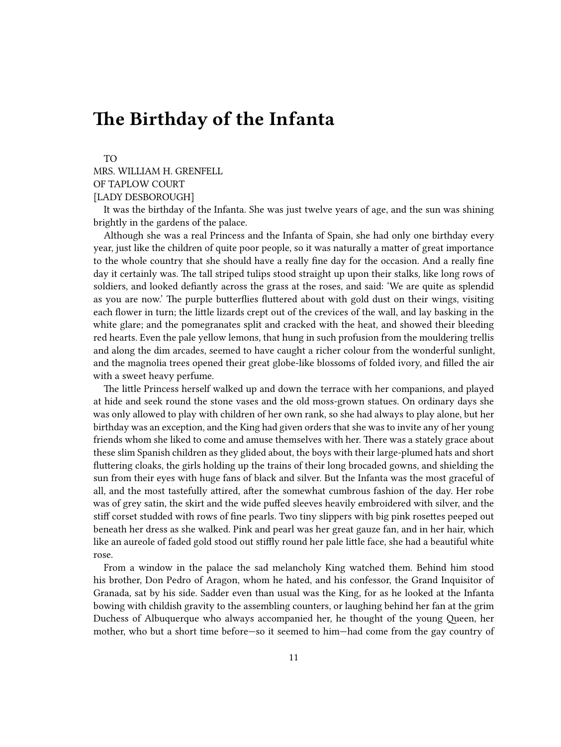# The Birthday of the Infanta

TO
MRS. WILLIAM H. GRENFELL
OF TAPLOW COURT
[LADY DESBOROUGH]

It was the birthday of the Infanta. She was just twelve years of age, and the sun was shining brightly in the gardens of the palace.

Although she was a real Princess and the Infanta of Spain, she had only one birthday every year, just like the children of quite poor people, so it was naturally a matter of great importance to the whole country that she should have a really fine day for the occasion. And a really fine day it certainly was. The tall striped tulips stood straight up upon their stalks, like long rows of soldiers, and looked defiantly across the grass at the roses, and said: 'We are quite as splendid as you are now.' The purple butterflies fluttered about with gold dust on their wings, visiting each flower in turn; the little lizards crept out of the crevices of the wall, and lay basking in the white glare; and the pomegranates split and cracked with the heat, and showed their bleeding red hearts. Even the pale yellow lemons, that hung in such profusion from the mouldering trellis and along the dim arcades, seemed to have caught a richer colour from the wonderful sunlight, and the magnolia trees opened their great globe-like blossoms of folded ivory, and filled the air with a sweet heavy perfume.

The little Princess herself walked up and down the terrace with her companions, and played at hide and seek round the stone vases and the old moss-grown statues. On ordinary days she was only allowed to play with children of her own rank, so she had always to play alone, but her birthday was an exception, and the King had given orders that she was to invite any of her young friends whom she liked to come and amuse themselves with her. There was a stately grace about these slim Spanish children as they glided about, the boys with their large-plumed hats and short fluttering cloaks, the girls holding up the trains of their long brocaded gowns, and shielding the sun from their eyes with huge fans of black and silver. But the Infanta was the most graceful of all, and the most tastefully attired, after the somewhat cumbrous fashion of the day. Her robe was of grey satin, the skirt and the wide puffed sleeves heavily embroidered with silver, and the stiff corset studded with rows of fine pearls. Two tiny slippers with big pink rosettes peeped out beneath her dress as she walked. Pink and pearl was her great gauze fan, and in her hair, which like an aureole of faded gold stood out stiffly round her pale little face, she had a beautiful white rose.

From a window in the palace the sad melancholy King watched them. Behind him stood his brother, Don Pedro of Aragon, whom he hated, and his confessor, the Grand Inquisitor of Granada, sat by his side. Sadder even than usual was the King, for as he looked at the Infanta bowing with childish gravity to the assembling counters, or laughing behind her fan at the grim Duchess of Albuquerque who always accompanied her, he thought of the young Queen, her mother, who but a short time before—so it seemed to him—had come from the gay country of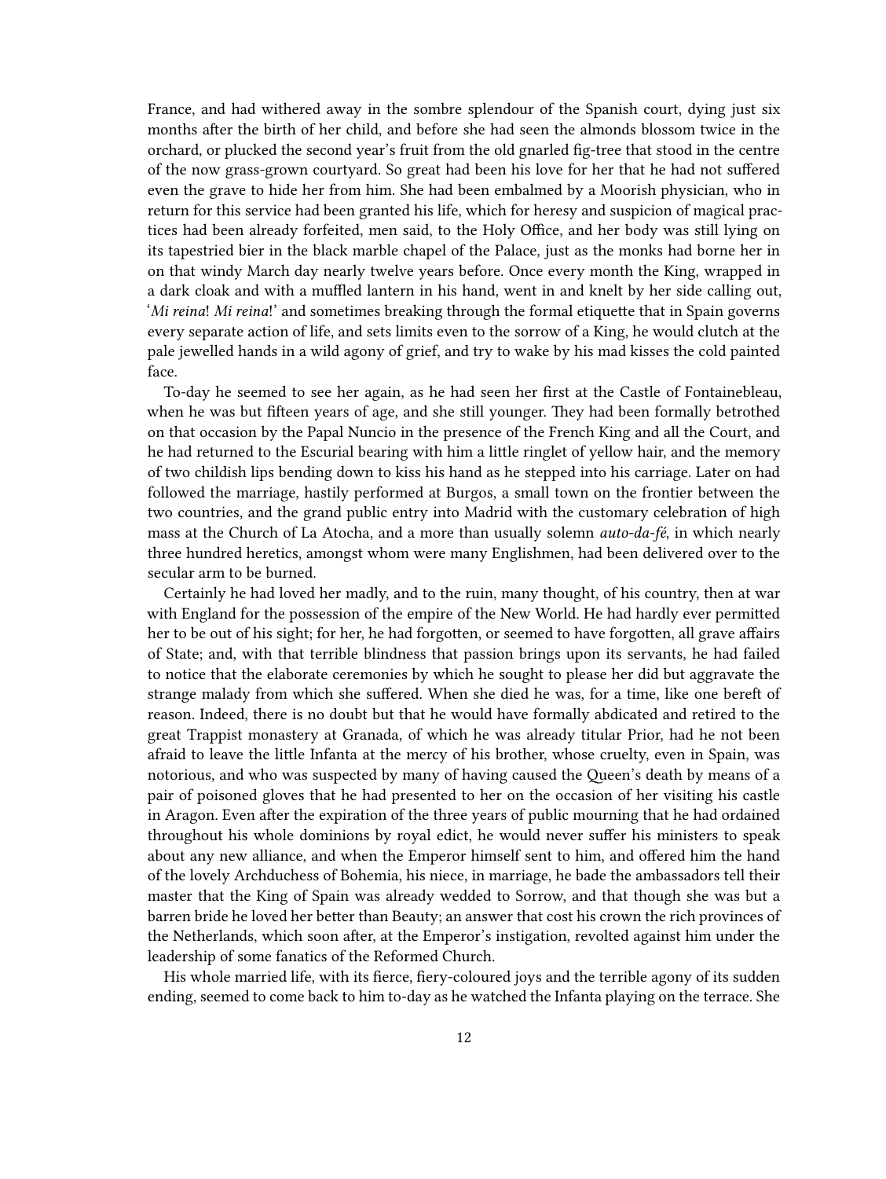France, and had withered away in the sombre splendour of the Spanish court, dying just six months after the birth of her child, and before she had seen the almonds blossom twice in the orchard, or plucked the second year's fruit from the old gnarled fig-tree that stood in the centre of the now grass-grown courtyard. So great had been his love for her that he had not suffered even the grave to hide her from him. She had been embalmed by a Moorish physician, who in return for this service had been granted his life, which for heresy and suspicion of magical practices had been already forfeited, men said, to the Holy Office, and her body was still lying on its tapestried bier in the black marble chapel of the Palace, just as the monks had borne her in on that windy March day nearly twelve years before. Once every month the King, wrapped in a dark cloak and with a muffled lantern in his hand, went in and knelt by her side calling out, '*Mi reina*! *Mi reina*!' and sometimes breaking through the formal etiquette that in Spain governs every separate action of life, and sets limits even to the sorrow of a King, he would clutch at the pale jewelled hands in a wild agony of grief, and try to wake by his mad kisses the cold painted face.

To-day he seemed to see her again, as he had seen her first at the Castle of Fontainebleau, when he was but fifteen years of age, and she still younger. They had been formally betrothed on that occasion by the Papal Nuncio in the presence of the French King and all the Court, and he had returned to the Escurial bearing with him a little ringlet of yellow hair, and the memory of two childish lips bending down to kiss his hand as he stepped into his carriage. Later on had followed the marriage, hastily performed at Burgos, a small town on the frontier between the two countries, and the grand public entry into Madrid with the customary celebration of high mass at the Church of La Atocha, and a more than usually solemn *auto-da-fé*, in which nearly three hundred heretics, amongst whom were many Englishmen, had been delivered over to the secular arm to be burned.

Certainly he had loved her madly, and to the ruin, many thought, of his country, then at war with England for the possession of the empire of the New World. He had hardly ever permitted her to be out of his sight; for her, he had forgotten, or seemed to have forgotten, all grave affairs of State; and, with that terrible blindness that passion brings upon its servants, he had failed to notice that the elaborate ceremonies by which he sought to please her did but aggravate the strange malady from which she suffered. When she died he was, for a time, like one bereft of reason. Indeed, there is no doubt but that he would have formally abdicated and retired to the great Trappist monastery at Granada, of which he was already titular Prior, had he not been afraid to leave the little Infanta at the mercy of his brother, whose cruelty, even in Spain, was notorious, and who was suspected by many of having caused the Queen's death by means of a pair of poisoned gloves that he had presented to her on the occasion of her visiting his castle in Aragon. Even after the expiration of the three years of public mourning that he had ordained throughout his whole dominions by royal edict, he would never suffer his ministers to speak about any new alliance, and when the Emperor himself sent to him, and offered him the hand of the lovely Archduchess of Bohemia, his niece, in marriage, he bade the ambassadors tell their master that the King of Spain was already wedded to Sorrow, and that though she was but a barren bride he loved her better than Beauty; an answer that cost his crown the rich provinces of the Netherlands, which soon after, at the Emperor's instigation, revolted against him under the leadership of some fanatics of the Reformed Church.

His whole married life, with its fierce, fiery-coloured joys and the terrible agony of its sudden ending, seemed to come back to him to-day as he watched the Infanta playing on the terrace. She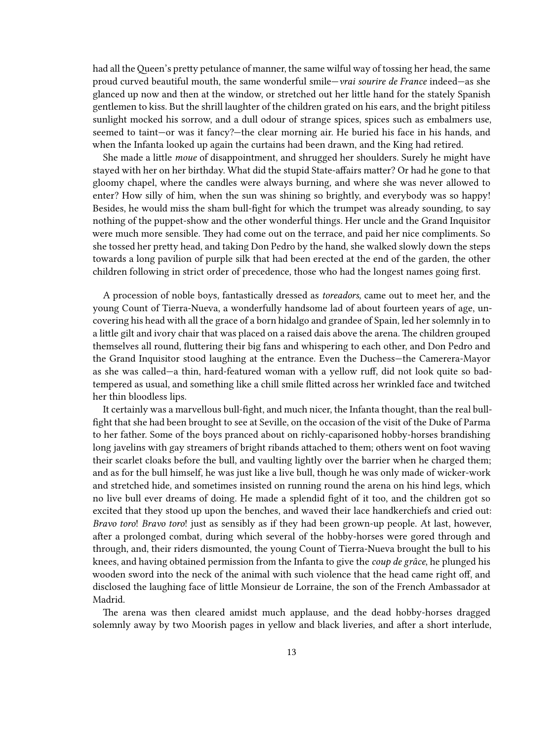had all the Queen's pretty petulance of manner, the same wilful way of tossing her head, the same proud curved beautiful mouth, the same wonderful smile—*vrai sourire de France* indeed—as she glanced up now and then at the window, or stretched out her little hand for the stately Spanish gentlemen to kiss. But the shrill laughter of the children grated on his ears, and the bright pitiless sunlight mocked his sorrow, and a dull odour of strange spices, spices such as embalmers use, seemed to taint—or was it fancy?—the clear morning air. He buried his face in his hands, and when the Infanta looked up again the curtains had been drawn, and the King had retired.

She made a little *moue* of disappointment, and shrugged her shoulders. Surely he might have stayed with her on her birthday. What did the stupid State-affairs matter? Or had he gone to that gloomy chapel, where the candles were always burning, and where she was never allowed to enter? How silly of him, when the sun was shining so brightly, and everybody was so happy! Besides, he would miss the sham bull-fight for which the trumpet was already sounding, to say nothing of the puppet-show and the other wonderful things. Her uncle and the Grand Inquisitor were much more sensible. They had come out on the terrace, and paid her nice compliments. So she tossed her pretty head, and taking Don Pedro by the hand, she walked slowly down the steps towards a long pavilion of purple silk that had been erected at the end of the garden, the other children following in strict order of precedence, those who had the longest names going first.

A procession of noble boys, fantastically dressed as *toreadors*, came out to meet her, and the young Count of Tierra-Nueva, a wonderfully handsome lad of about fourteen years of age, uncovering his head with all the grace of a born hidalgo and grandee of Spain, led her solemnly in to a little gilt and ivory chair that was placed on a raised dais above the arena. The children grouped themselves all round, fluttering their big fans and whispering to each other, and Don Pedro and the Grand Inquisitor stood laughing at the entrance. Even the Duchess—the Camerera-Mayor as she was called—a thin, hard-featured woman with a yellow ruff, did not look quite so bad-tempered as usual, and something like a chill smile flitted across her wrinkled face and twitched her thin bloodless lips.

It certainly was a marvellous bull-fight, and much nicer, the Infanta thought, than the real bull-fight that she had been brought to see at Seville, on the occasion of the visit of the Duke of Parma to her father. Some of the boys pranced about on richly-caparisoned hobby-horses brandishing long javelins with gay streamers of bright ribands attached to them; others went on foot waving their scarlet cloaks before the bull, and vaulting lightly over the barrier when he charged them; and as for the bull himself, he was just like a live bull, though he was only made of wicker-work and stretched hide, and sometimes insisted on running round the arena on his hind legs, which no live bull ever dreams of doing. He made a splendid fight of it too, and the children got so excited that they stood up upon the benches, and waved their lace handkerchiefs and cried out: *Bravo toro*! *Bravo toro*! just as sensibly as if they had been grown-up people. At last, however, after a prolonged combat, during which several of the hobby-horses were gored through and through, and, their riders dismounted, the young Count of Tierra-Nueva brought the bull to his knees, and having obtained permission from the Infanta to give the *coup de grâce*, he plunged his wooden sword into the neck of the animal with such violence that the head came right off, and disclosed the laughing face of little Monsieur de Lorraine, the son of the French Ambassador at Madrid.

The arena was then cleared amidst much applause, and the dead hobby-horses dragged solemnly away by two Moorish pages in yellow and black liveries, and after a short interlude,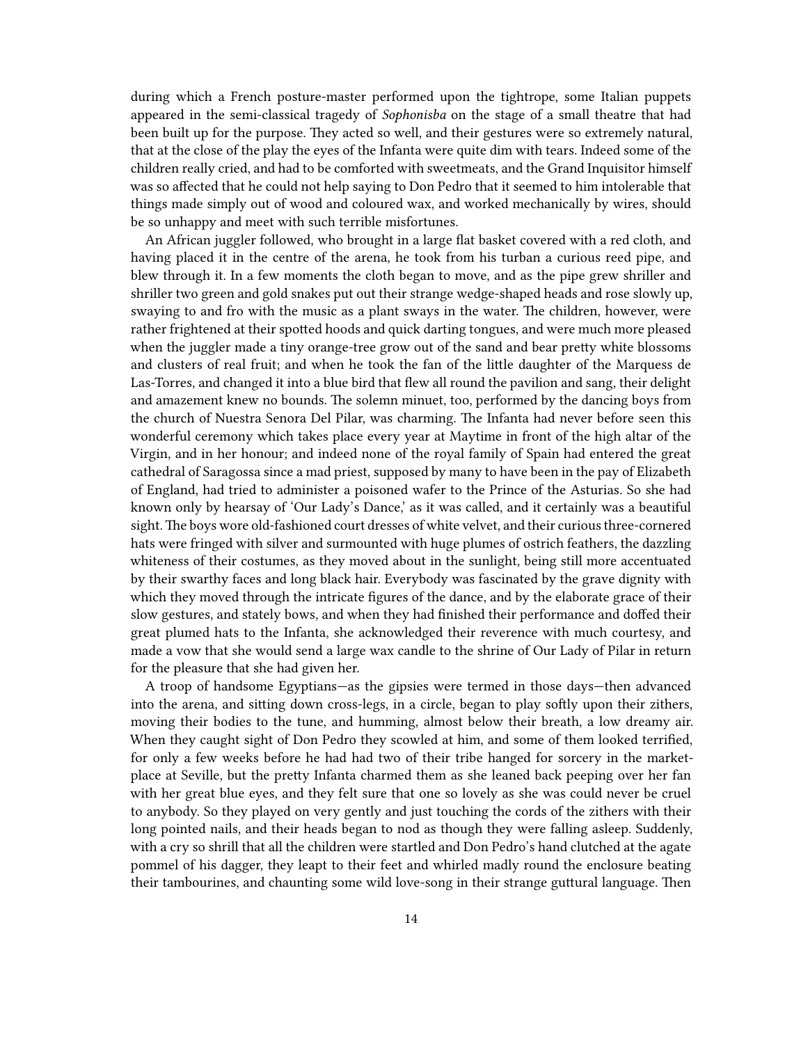during which a French posture-master performed upon the tightrope, some Italian puppets appeared in the semi-classical tragedy of *Sophonisba* on the stage of a small theatre that had been built up for the purpose. They acted so well, and their gestures were so extremely natural, that at the close of the play the eyes of the Infanta were quite dim with tears. Indeed some of the children really cried, and had to be comforted with sweetmeats, and the Grand Inquisitor himself was so affected that he could not help saying to Don Pedro that it seemed to him intolerable that things made simply out of wood and coloured wax, and worked mechanically by wires, should be so unhappy and meet with such terrible misfortunes.

An African juggler followed, who brought in a large flat basket covered with a red cloth, and having placed it in the centre of the arena, he took from his turban a curious reed pipe, and blew through it. In a few moments the cloth began to move, and as the pipe grew shriller and shriller two green and gold snakes put out their strange wedge-shaped heads and rose slowly up, swaying to and fro with the music as a plant sways in the water. The children, however, were rather frightened at their spotted hoods and quick darting tongues, and were much more pleased when the juggler made a tiny orange-tree grow out of the sand and bear pretty white blossoms and clusters of real fruit; and when he took the fan of the little daughter of the Marquess de Las-Torres, and changed it into a blue bird that flew all round the pavilion and sang, their delight and amazement knew no bounds. The solemn minuet, too, performed by the dancing boys from the church of Nuestra Senora Del Pilar, was charming. The Infanta had never before seen this wonderful ceremony which takes place every year at Maytime in front of the high altar of the Virgin, and in her honour; and indeed none of the royal family of Spain had entered the great cathedral of Saragossa since a mad priest, supposed by many to have been in the pay of Elizabeth of England, had tried to administer a poisoned wafer to the Prince of the Asturias. So she had known only by hearsay of 'Our Lady's Dance,' as it was called, and it certainly was a beautiful sight. The boys wore old-fashioned court dresses of white velvet, and their curious three-cornered hats were fringed with silver and surmounted with huge plumes of ostrich feathers, the dazzling whiteness of their costumes, as they moved about in the sunlight, being still more accentuated by their swarthy faces and long black hair. Everybody was fascinated by the grave dignity with which they moved through the intricate figures of the dance, and by the elaborate grace of their slow gestures, and stately bows, and when they had finished their performance and doffed their great plumed hats to the Infanta, she acknowledged their reverence with much courtesy, and made a vow that she would send a large wax candle to the shrine of Our Lady of Pilar in return for the pleasure that she had given her.

A troop of handsome Egyptians—as the gipsies were termed in those days—then advanced into the arena, and sitting down cross-legs, in a circle, began to play softly upon their zithers, moving their bodies to the tune, and humming, almost below their breath, a low dreamy air. When they caught sight of Don Pedro they scowled at him, and some of them looked terrified, for only a few weeks before he had had two of their tribe hanged for sorcery in the market-place at Seville, but the pretty Infanta charmed them as she leaned back peeping over her fan with her great blue eyes, and they felt sure that one so lovely as she was could never be cruel to anybody. So they played on very gently and just touching the cords of the zithers with their long pointed nails, and their heads began to nod as though they were falling asleep. Suddenly, with a cry so shrill that all the children were startled and Don Pedro's hand clutched at the agate pommel of his dagger, they leapt to their feet and whirled madly round the enclosure beating their tambourines, and chaunting some wild love-song in their strange guttural language. Then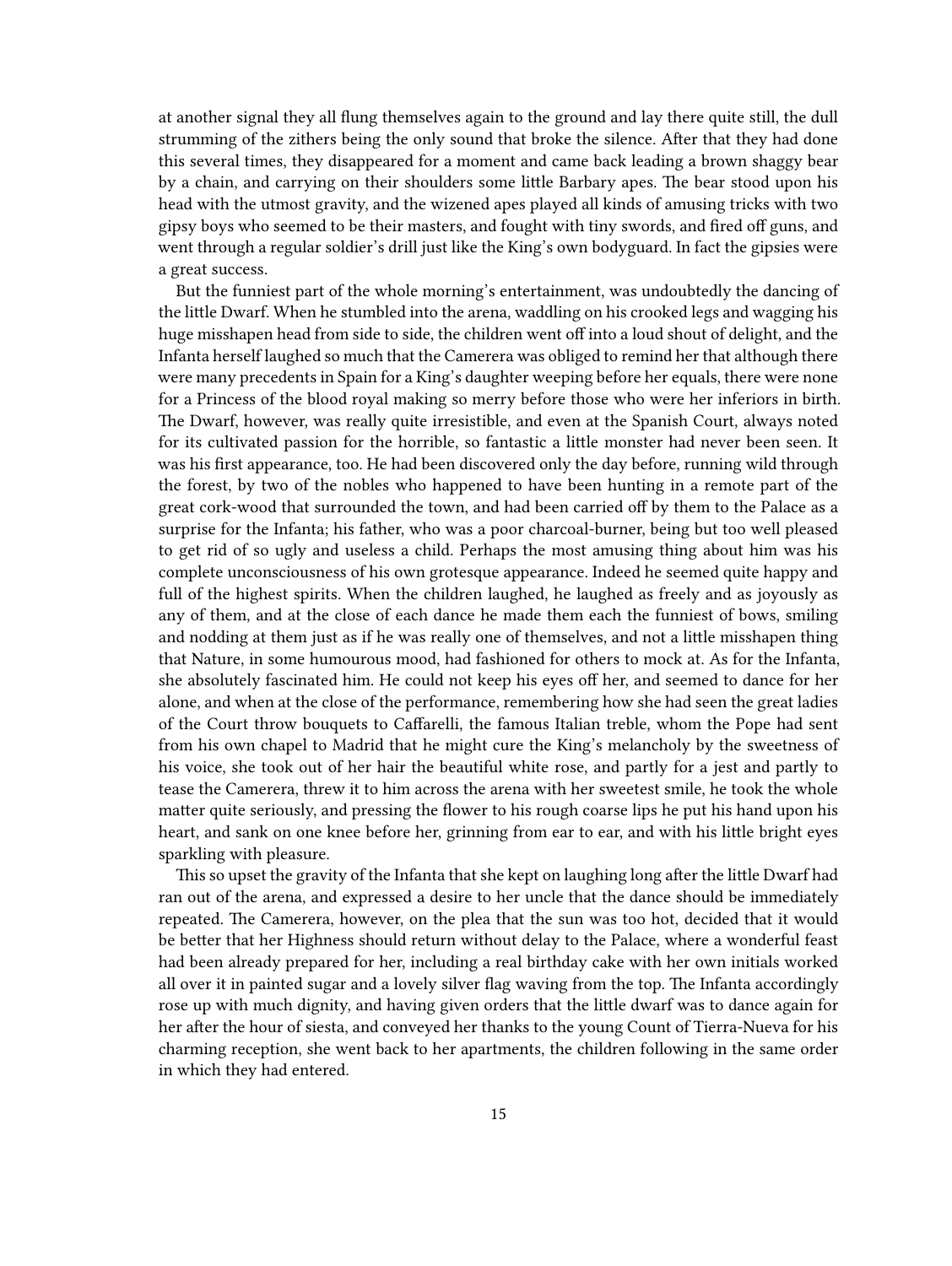at another signal they all flung themselves again to the ground and lay there quite still, the dull strumming of the zithers being the only sound that broke the silence. After that they had done this several times, they disappeared for a moment and came back leading a brown shaggy bear by a chain, and carrying on their shoulders some little Barbary apes. The bear stood upon his head with the utmost gravity, and the wizened apes played all kinds of amusing tricks with two gipsy boys who seemed to be their masters, and fought with tiny swords, and fired off guns, and went through a regular soldier's drill just like the King's own bodyguard. In fact the gipsies were a great success.

But the funniest part of the whole morning's entertainment, was undoubtedly the dancing of the little Dwarf. When he stumbled into the arena, waddling on his crooked legs and wagging his huge misshapen head from side to side, the children went off into a loud shout of delight, and the Infanta herself laughed so much that the Camerera was obliged to remind her that although there were many precedents in Spain for a King's daughter weeping before her equals, there were none for a Princess of the blood royal making so merry before those who were her inferiors in birth. The Dwarf, however, was really quite irresistible, and even at the Spanish Court, always noted for its cultivated passion for the horrible, so fantastic a little monster had never been seen. It was his first appearance, too. He had been discovered only the day before, running wild through the forest, by two of the nobles who happened to have been hunting in a remote part of the great cork-wood that surrounded the town, and had been carried off by them to the Palace as a surprise for the Infanta; his father, who was a poor charcoal-burner, being but too well pleased to get rid of so ugly and useless a child. Perhaps the most amusing thing about him was his complete unconsciousness of his own grotesque appearance. Indeed he seemed quite happy and full of the highest spirits. When the children laughed, he laughed as freely and as joyously as any of them, and at the close of each dance he made them each the funniest of bows, smiling and nodding at them just as if he was really one of themselves, and not a little misshapen thing that Nature, in some humourous mood, had fashioned for others to mock at. As for the Infanta, she absolutely fascinated him. He could not keep his eyes off her, and seemed to dance for her alone, and when at the close of the performance, remembering how she had seen the great ladies of the Court throw bouquets to Caffarelli, the famous Italian treble, whom the Pope had sent from his own chapel to Madrid that he might cure the King's melancholy by the sweetness of his voice, she took out of her hair the beautiful white rose, and partly for a jest and partly to tease the Camerera, threw it to him across the arena with her sweetest smile, he took the whole matter quite seriously, and pressing the flower to his rough coarse lips he put his hand upon his heart, and sank on one knee before her, grinning from ear to ear, and with his little bright eyes sparkling with pleasure.

This so upset the gravity of the Infanta that she kept on laughing long after the little Dwarf had ran out of the arena, and expressed a desire to her uncle that the dance should be immediately repeated. The Camerera, however, on the plea that the sun was too hot, decided that it would be better that her Highness should return without delay to the Palace, where a wonderful feast had been already prepared for her, including a real birthday cake with her own initials worked all over it in painted sugar and a lovely silver flag waving from the top. The Infanta accordingly rose up with much dignity, and having given orders that the little dwarf was to dance again for her after the hour of siesta, and conveyed her thanks to the young Count of Tierra-Nueva for his charming reception, she went back to her apartments, the children following in the same order in which they had entered.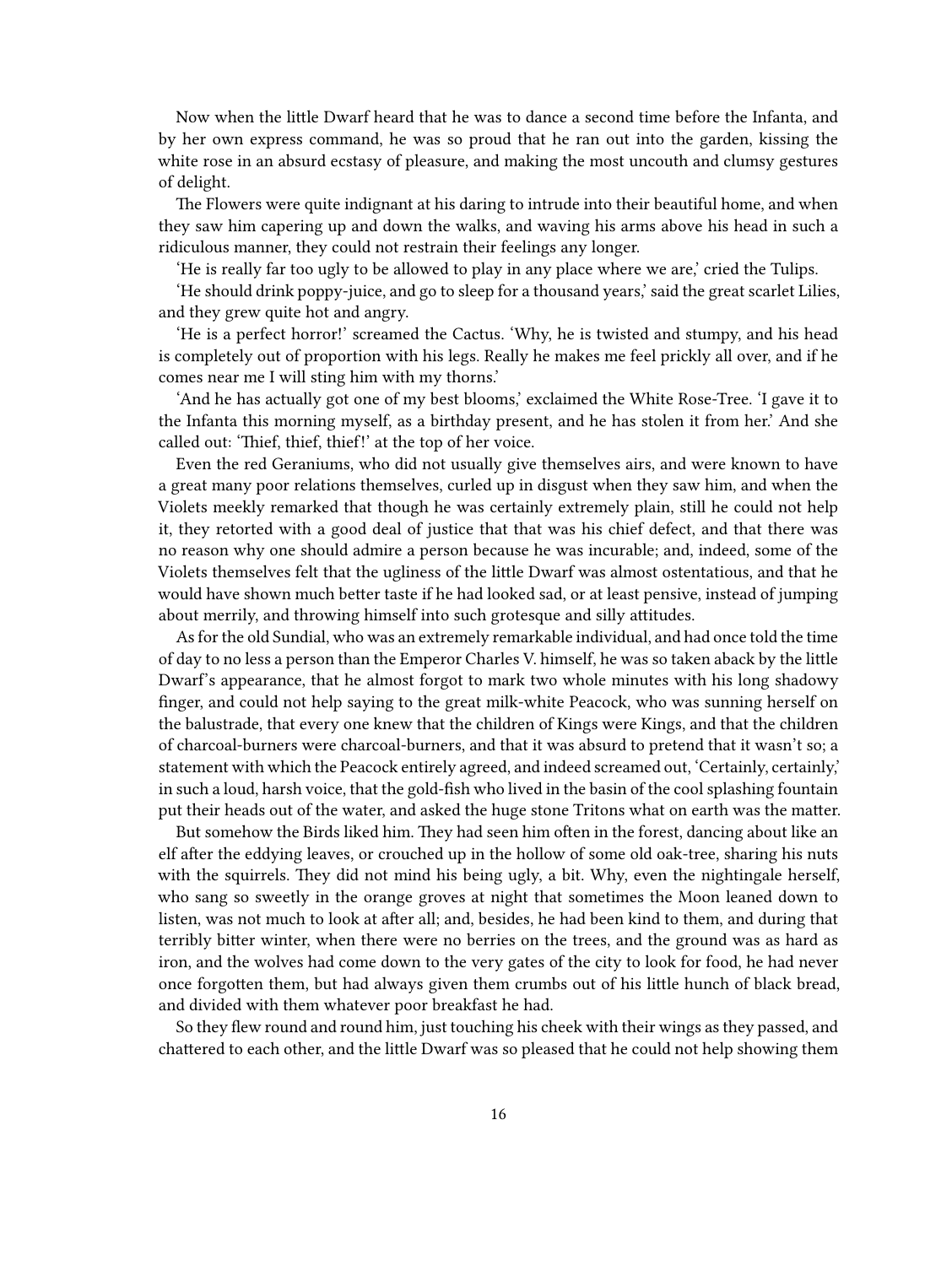Now when the little Dwarf heard that he was to dance a second time before the Infanta, and by her own express command, he was so proud that he ran out into the garden, kissing the white rose in an absurd ecstasy of pleasure, and making the most uncouth and clumsy gestures of delight.

The Flowers were quite indignant at his daring to intrude into their beautiful home, and when they saw him capering up and down the walks, and waving his arms above his head in such a ridiculous manner, they could not restrain their feelings any longer.

'He is really far too ugly to be allowed to play in any place where we are,' cried the Tulips.

'He should drink poppy-juice, and go to sleep for a thousand years,' said the great scarlet Lilies, and they grew quite hot and angry.

'He is a perfect horror!' screamed the Cactus. 'Why, he is twisted and stumpy, and his head is completely out of proportion with his legs. Really he makes me feel prickly all over, and if he comes near me I will sting him with my thorns.'

'And he has actually got one of my best blooms,' exclaimed the White Rose-Tree. 'I gave it to the Infanta this morning myself, as a birthday present, and he has stolen it from her.' And she called out: 'Thief, thief, thief!' at the top of her voice.

Even the red Geraniums, who did not usually give themselves airs, and were known to have a great many poor relations themselves, curled up in disgust when they saw him, and when the Violets meekly remarked that though he was certainly extremely plain, still he could not help it, they retorted with a good deal of justice that that was his chief defect, and that there was no reason why one should admire a person because he was incurable; and, indeed, some of the Violets themselves felt that the ugliness of the little Dwarf was almost ostentatious, and that he would have shown much better taste if he had looked sad, or at least pensive, instead of jumping about merrily, and throwing himself into such grotesque and silly attitudes.

As for the old Sundial, who was an extremely remarkable individual, and had once told the time of day to no less a person than the Emperor Charles V. himself, he was so taken aback by the little Dwarf's appearance, that he almost forgot to mark two whole minutes with his long shadowy finger, and could not help saying to the great milk-white Peacock, who was sunning herself on the balustrade, that every one knew that the children of Kings were Kings, and that the children of charcoal-burners were charcoal-burners, and that it was absurd to pretend that it wasn't so; a statement with which the Peacock entirely agreed, and indeed screamed out, 'Certainly, certainly,' in such a loud, harsh voice, that the gold-fish who lived in the basin of the cool splashing fountain put their heads out of the water, and asked the huge stone Tritons what on earth was the matter.

But somehow the Birds liked him. They had seen him often in the forest, dancing about like an elf after the eddying leaves, or crouched up in the hollow of some old oak-tree, sharing his nuts with the squirrels. They did not mind his being ugly, a bit. Why, even the nightingale herself, who sang so sweetly in the orange groves at night that sometimes the Moon leaned down to listen, was not much to look at after all; and, besides, he had been kind to them, and during that terribly bitter winter, when there were no berries on the trees, and the ground was as hard as iron, and the wolves had come down to the very gates of the city to look for food, he had never once forgotten them, but had always given them crumbs out of his little hunch of black bread, and divided with them whatever poor breakfast he had.

So they flew round and round him, just touching his cheek with their wings as they passed, and chattered to each other, and the little Dwarf was so pleased that he could not help showing them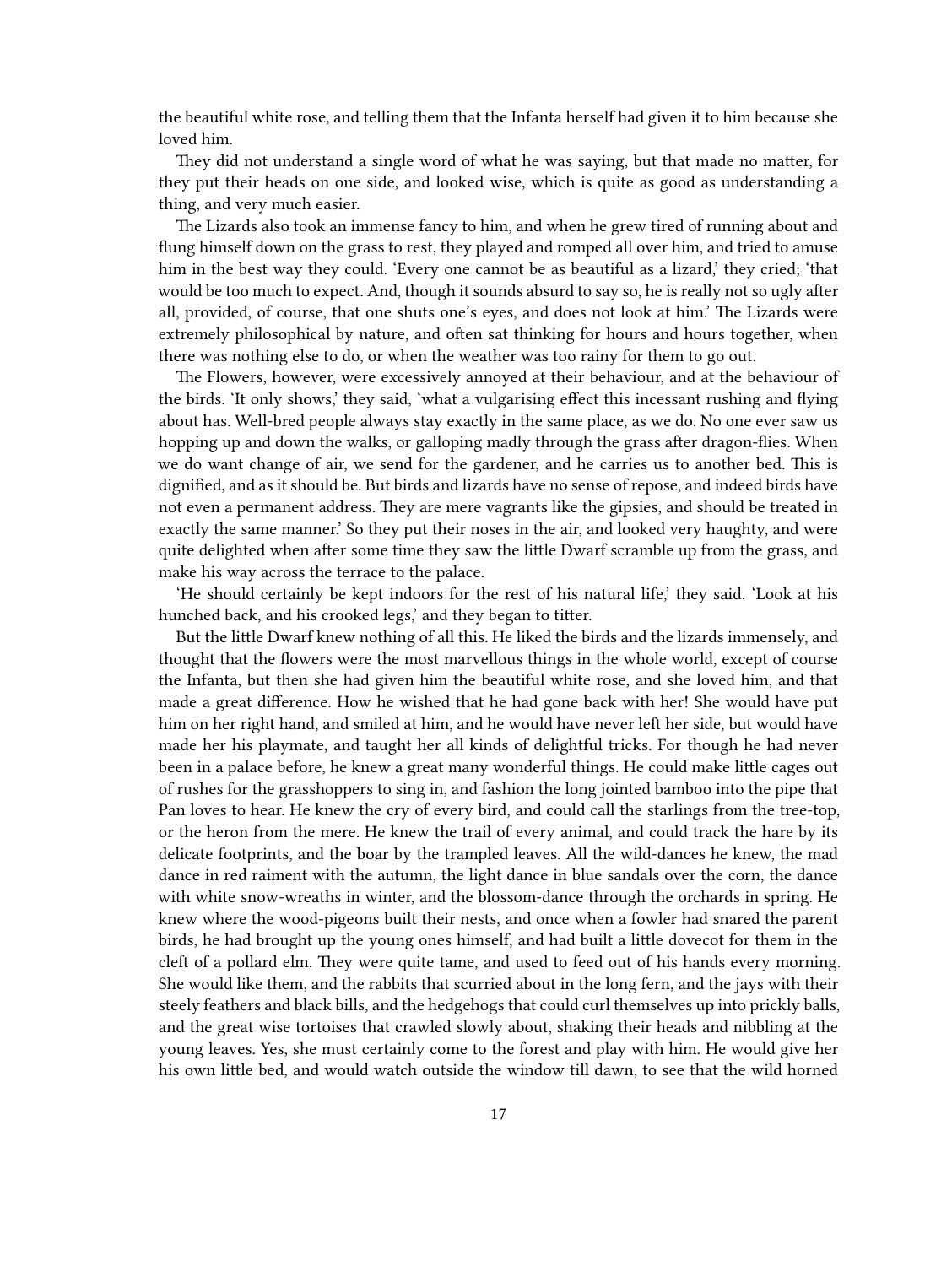the beautiful white rose, and telling them that the Infanta herself had given it to him because she loved him.

They did not understand a single word of what he was saying, but that made no matter, for they put their heads on one side, and looked wise, which is quite as good as understanding a thing, and very much easier.

The Lizards also took an immense fancy to him, and when he grew tired of running about and flung himself down on the grass to rest, they played and romped all over him, and tried to amuse him in the best way they could. 'Every one cannot be as beautiful as a lizard,' they cried; 'that would be too much to expect. And, though it sounds absurd to say so, he is really not so ugly after all, provided, of course, that one shuts one's eyes, and does not look at him.' The Lizards were extremely philosophical by nature, and often sat thinking for hours and hours together, when there was nothing else to do, or when the weather was too rainy for them to go out.

The Flowers, however, were excessively annoyed at their behaviour, and at the behaviour of the birds. 'It only shows,' they said, 'what a vulgarising effect this incessant rushing and flying about has. Well-bred people always stay exactly in the same place, as we do. No one ever saw us hopping up and down the walks, or galloping madly through the grass after dragon-flies. When we do want change of air, we send for the gardener, and he carries us to another bed. This is dignified, and as it should be. But birds and lizards have no sense of repose, and indeed birds have not even a permanent address. They are mere vagrants like the gipsies, and should be treated in exactly the same manner.' So they put their noses in the air, and looked very haughty, and were quite delighted when after some time they saw the little Dwarf scramble up from the grass, and make his way across the terrace to the palace.

'He should certainly be kept indoors for the rest of his natural life,' they said. 'Look at his hunched back, and his crooked legs,' and they began to titter.

But the little Dwarf knew nothing of all this. He liked the birds and the lizards immensely, and thought that the flowers were the most marvellous things in the whole world, except of course the Infanta, but then she had given him the beautiful white rose, and she loved him, and that made a great difference. How he wished that he had gone back with her! She would have put him on her right hand, and smiled at him, and he would have never left her side, but would have made her his playmate, and taught her all kinds of delightful tricks. For though he had never been in a palace before, he knew a great many wonderful things. He could make little cages out of rushes for the grasshoppers to sing in, and fashion the long jointed bamboo into the pipe that Pan loves to hear. He knew the cry of every bird, and could call the starlings from the tree-top, or the heron from the mere. He knew the trail of every animal, and could track the hare by its delicate footprints, and the boar by the trampled leaves. All the wild-dances he knew, the mad dance in red raiment with the autumn, the light dance in blue sandals over the corn, the dance with white snow-wreaths in winter, and the blossom-dance through the orchards in spring. He knew where the wood-pigeons built their nests, and once when a fowler had snared the parent birds, he had brought up the young ones himself, and had built a little dovecot for them in the cleft of a pollard elm. They were quite tame, and used to feed out of his hands every morning. She would like them, and the rabbits that scurried about in the long fern, and the jays with their steely feathers and black bills, and the hedgehogs that could curl themselves up into prickly balls, and the great wise tortoises that crawled slowly about, shaking their heads and nibbling at the young leaves. Yes, she must certainly come to the forest and play with him. He would give her his own little bed, and would watch outside the window till dawn, to see that the wild horned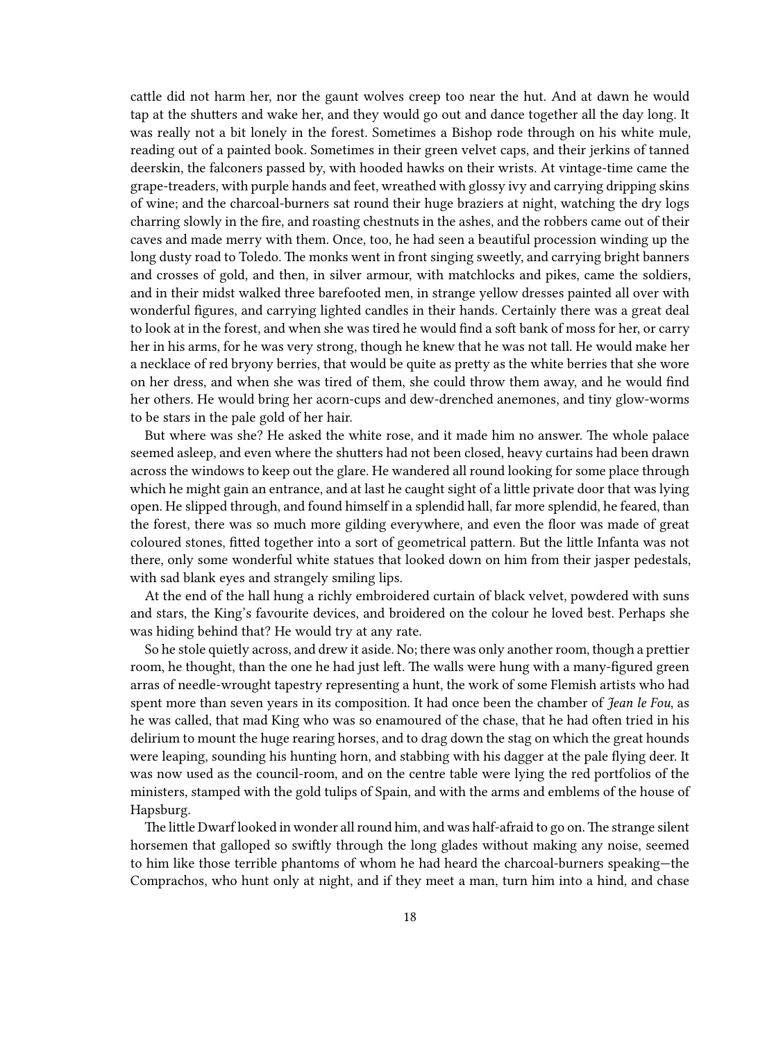cattle did not harm her, nor the gaunt wolves creep too near the hut. And at dawn he would tap at the shutters and wake her, and they would go out and dance together all the day long. It was really not a bit lonely in the forest. Sometimes a Bishop rode through on his white mule, reading out of a painted book. Sometimes in their green velvet caps, and their jerkins of tanned deerskin, the falconers passed by, with hooded hawks on their wrists. At vintage-time came the grape-treaders, with purple hands and feet, wreathed with glossy ivy and carrying dripping skins of wine; and the charcoal-burners sat round their huge braziers at night, watching the dry logs charring slowly in the fire, and roasting chestnuts in the ashes, and the robbers came out of their caves and made merry with them. Once, too, he had seen a beautiful procession winding up the long dusty road to Toledo. The monks went in front singing sweetly, and carrying bright banners and crosses of gold, and then, in silver armour, with matchlocks and pikes, came the soldiers, and in their midst walked three barefooted men, in strange yellow dresses painted all over with wonderful figures, and carrying lighted candles in their hands. Certainly there was a great deal to look at in the forest, and when she was tired he would find a soft bank of moss for her, or carry her in his arms, for he was very strong, though he knew that he was not tall. He would make her a necklace of red bryony berries, that would be quite as pretty as the white berries that she wore on her dress, and when she was tired of them, she could throw them away, and he would find her others. He would bring her acorn-cups and dew-drenched anemones, and tiny glow-worms to be stars in the pale gold of her hair.

But where was she? He asked the white rose, and it made him no answer. The whole palace seemed asleep, and even where the shutters had not been closed, heavy curtains had been drawn across the windows to keep out the glare. He wandered all round looking for some place through which he might gain an entrance, and at last he caught sight of a little private door that was lying open. He slipped through, and found himself in a splendid hall, far more splendid, he feared, than the forest, there was so much more gilding everywhere, and even the floor was made of great coloured stones, fitted together into a sort of geometrical pattern. But the little Infanta was not there, only some wonderful white statues that looked down on him from their jasper pedestals, with sad blank eyes and strangely smiling lips.

At the end of the hall hung a richly embroidered curtain of black velvet, powdered with suns and stars, the King's favourite devices, and broidered on the colour he loved best. Perhaps she was hiding behind that? He would try at any rate.

So he stole quietly across, and drew it aside. No; there was only another room, though a prettier room, he thought, than the one he had just left. The walls were hung with a many-figured green arras of needle-wrought tapestry representing a hunt, the work of some Flemish artists who had spent more than seven years in its composition. It had once been the chamber of *Jean le Fou*, as he was called, that mad King who was so enamoured of the chase, that he had often tried in his delirium to mount the huge rearing horses, and to drag down the stag on which the great hounds were leaping, sounding his hunting horn, and stabbing with his dagger at the pale flying deer. It was now used as the council-room, and on the centre table were lying the red portfolios of the ministers, stamped with the gold tulips of Spain, and with the arms and emblems of the house of Hapsburg.

The little Dwarf looked in wonder all round him, and was half-afraid to go on. The strange silent horsemen that galloped so swiftly through the long glades without making any noise, seemed to him like those terrible phantoms of whom he had heard the charcoal-burners speaking—the Comprachos, who hunt only at night, and if they meet a man, turn him into a hind, and chase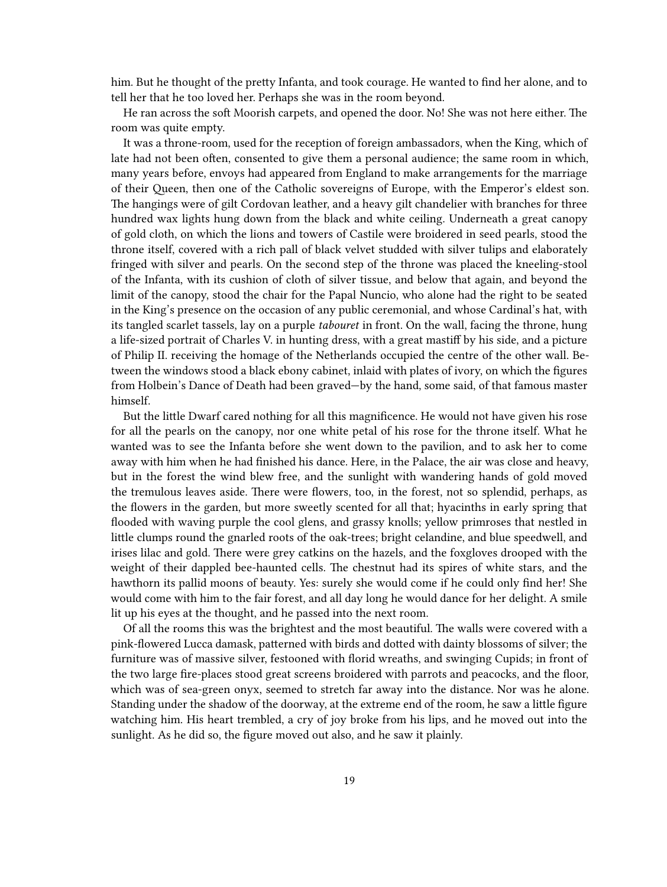him. But he thought of the pretty Infanta, and took courage. He wanted to find her alone, and to tell her that he too loved her. Perhaps she was in the room beyond.

He ran across the soft Moorish carpets, and opened the door. No! She was not here either. The room was quite empty.

It was a throne-room, used for the reception of foreign ambassadors, when the King, which of late had not been often, consented to give them a personal audience; the same room in which, many years before, envoys had appeared from England to make arrangements for the marriage of their Queen, then one of the Catholic sovereigns of Europe, with the Emperor's eldest son. The hangings were of gilt Cordovan leather, and a heavy gilt chandelier with branches for three hundred wax lights hung down from the black and white ceiling. Underneath a great canopy of gold cloth, on which the lions and towers of Castile were broidered in seed pearls, stood the throne itself, covered with a rich pall of black velvet studded with silver tulips and elaborately fringed with silver and pearls. On the second step of the throne was placed the kneeling-stool of the Infanta, with its cushion of cloth of silver tissue, and below that again, and beyond the limit of the canopy, stood the chair for the Papal Nuncio, who alone had the right to be seated in the King's presence on the occasion of any public ceremonial, and whose Cardinal's hat, with its tangled scarlet tassels, lay on a purple *tabouret* in front. On the wall, facing the throne, hung a life-sized portrait of Charles V. in hunting dress, with a great mastiff by his side, and a picture of Philip II. receiving the homage of the Netherlands occupied the centre of the other wall. Between the windows stood a black ebony cabinet, inlaid with plates of ivory, on which the figures from Holbein's Dance of Death had been graved—by the hand, some said, of that famous master himself.

But the little Dwarf cared nothing for all this magnificence. He would not have given his rose for all the pearls on the canopy, nor one white petal of his rose for the throne itself. What he wanted was to see the Infanta before she went down to the pavilion, and to ask her to come away with him when he had finished his dance. Here, in the Palace, the air was close and heavy, but in the forest the wind blew free, and the sunlight with wandering hands of gold moved the tremulous leaves aside. There were flowers, too, in the forest, not so splendid, perhaps, as the flowers in the garden, but more sweetly scented for all that; hyacinths in early spring that flooded with waving purple the cool glens, and grassy knolls; yellow primroses that nestled in little clumps round the gnarled roots of the oak-trees; bright celandine, and blue speedwell, and irises lilac and gold. There were grey catkins on the hazels, and the foxgloves drooped with the weight of their dappled bee-haunted cells. The chestnut had its spires of white stars, and the hawthorn its pallid moons of beauty. Yes: surely she would come if he could only find her! She would come with him to the fair forest, and all day long he would dance for her delight. A smile lit up his eyes at the thought, and he passed into the next room.

Of all the rooms this was the brightest and the most beautiful. The walls were covered with a pink-flowered Lucca damask, patterned with birds and dotted with dainty blossoms of silver; the furniture was of massive silver, festooned with florid wreaths, and swinging Cupids; in front of the two large fire-places stood great screens broidered with parrots and peacocks, and the floor, which was of sea-green onyx, seemed to stretch far away into the distance. Nor was he alone. Standing under the shadow of the doorway, at the extreme end of the room, he saw a little figure watching him. His heart trembled, a cry of joy broke from his lips, and he moved out into the sunlight. As he did so, the figure moved out also, and he saw it plainly.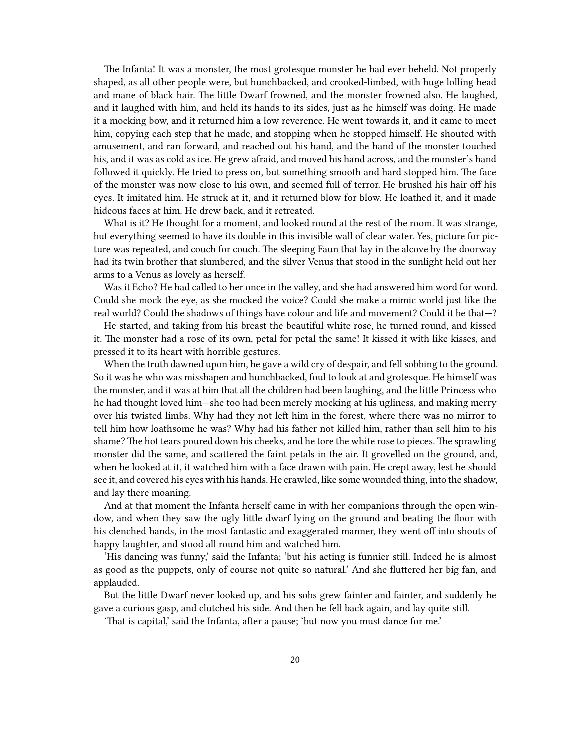The Infanta! It was a monster, the most grotesque monster he had ever beheld. Not properly shaped, as all other people were, but hunchbacked, and crooked-limbed, with huge lolling head and mane of black hair. The little Dwarf frowned, and the monster frowned also. He laughed, and it laughed with him, and held its hands to its sides, just as he himself was doing. He made it a mocking bow, and it returned him a low reverence. He went towards it, and it came to meet him, copying each step that he made, and stopping when he stopped himself. He shouted with amusement, and ran forward, and reached out his hand, and the hand of the monster touched his, and it was as cold as ice. He grew afraid, and moved his hand across, and the monster's hand followed it quickly. He tried to press on, but something smooth and hard stopped him. The face of the monster was now close to his own, and seemed full of terror. He brushed his hair off his eyes. It imitated him. He struck at it, and it returned blow for blow. He loathed it, and it made hideous faces at him. He drew back, and it retreated.

What is it? He thought for a moment, and looked round at the rest of the room. It was strange, but everything seemed to have its double in this invisible wall of clear water. Yes, picture for picture was repeated, and couch for couch. The sleeping Faun that lay in the alcove by the doorway had its twin brother that slumbered, and the silver Venus that stood in the sunlight held out her arms to a Venus as lovely as herself.

Was it Echo? He had called to her once in the valley, and she had answered him word for word. Could she mock the eye, as she mocked the voice? Could she make a mimic world just like the real world? Could the shadows of things have colour and life and movement? Could it be that—?

He started, and taking from his breast the beautiful white rose, he turned round, and kissed it. The monster had a rose of its own, petal for petal the same! It kissed it with like kisses, and pressed it to its heart with horrible gestures.

When the truth dawned upon him, he gave a wild cry of despair, and fell sobbing to the ground. So it was he who was misshapen and hunchbacked, foul to look at and grotesque. He himself was the monster, and it was at him that all the children had been laughing, and the little Princess who he had thought loved him—she too had been merely mocking at his ugliness, and making merry over his twisted limbs. Why had they not left him in the forest, where there was no mirror to tell him how loathsome he was? Why had his father not killed him, rather than sell him to his shame? The hot tears poured down his cheeks, and he tore the white rose to pieces. The sprawling monster did the same, and scattered the faint petals in the air. It grovelled on the ground, and, when he looked at it, it watched him with a face drawn with pain. He crept away, lest he should see it, and covered his eyes with his hands. He crawled, like some wounded thing, into the shadow, and lay there moaning.

And at that moment the Infanta herself came in with her companions through the open window, and when they saw the ugly little dwarf lying on the ground and beating the floor with his clenched hands, in the most fantastic and exaggerated manner, they went off into shouts of happy laughter, and stood all round him and watched him.

'His dancing was funny,' said the Infanta; 'but his acting is funnier still. Indeed he is almost as good as the puppets, only of course not quite so natural.' And she fluttered her big fan, and applauded.

But the little Dwarf never looked up, and his sobs grew fainter and fainter, and suddenly he gave a curious gasp, and clutched his side. And then he fell back again, and lay quite still.

'That is capital,' said the Infanta, after a pause; 'but now you must dance for me.'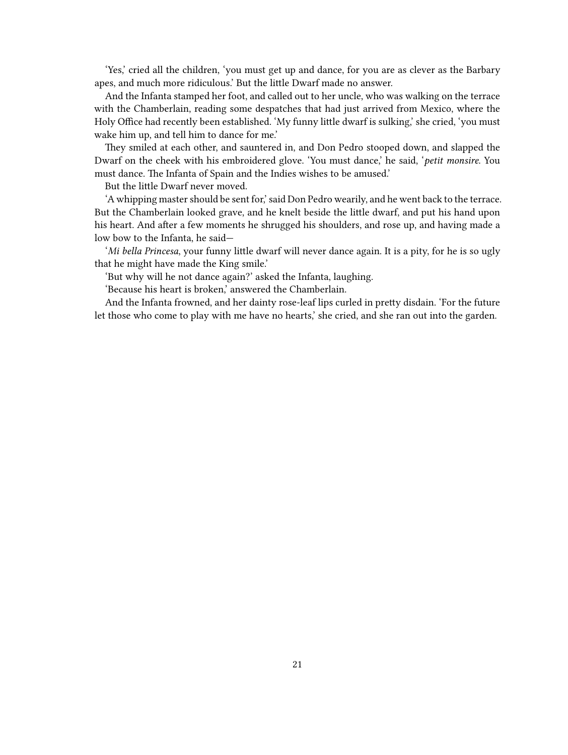'Yes,' cried all the children, 'you must get up and dance, for you are as clever as the Barbary apes, and much more ridiculous.' But the little Dwarf made no answer.

And the Infanta stamped her foot, and called out to her uncle, who was walking on the terrace with the Chamberlain, reading some despatches that had just arrived from Mexico, where the Holy Office had recently been established. 'My funny little dwarf is sulking,' she cried, 'you must wake him up, and tell him to dance for me.'

They smiled at each other, and sauntered in, and Don Pedro stooped down, and slapped the Dwarf on the cheek with his embroidered glove. 'You must dance,' he said, '*petit monsire.* You must dance. The Infanta of Spain and the Indies wishes to be amused.'

But the little Dwarf never moved.

'A whipping master should be sent for,' said Don Pedro wearily, and he went back to the terrace. But the Chamberlain looked grave, and he knelt beside the little dwarf, and put his hand upon his heart. And after a few moments he shrugged his shoulders, and rose up, and having made a low bow to the Infanta, he said—

'*Mi bella Princesa*, your funny little dwarf will never dance again. It is a pity, for he is so ugly that he might have made the King smile.'

'But why will he not dance again?' asked the Infanta, laughing.

'Because his heart is broken,' answered the Chamberlain.

And the Infanta frowned, and her dainty rose-leaf lips curled in pretty disdain. 'For the future let those who come to play with me have no hearts,' she cried, and she ran out into the garden.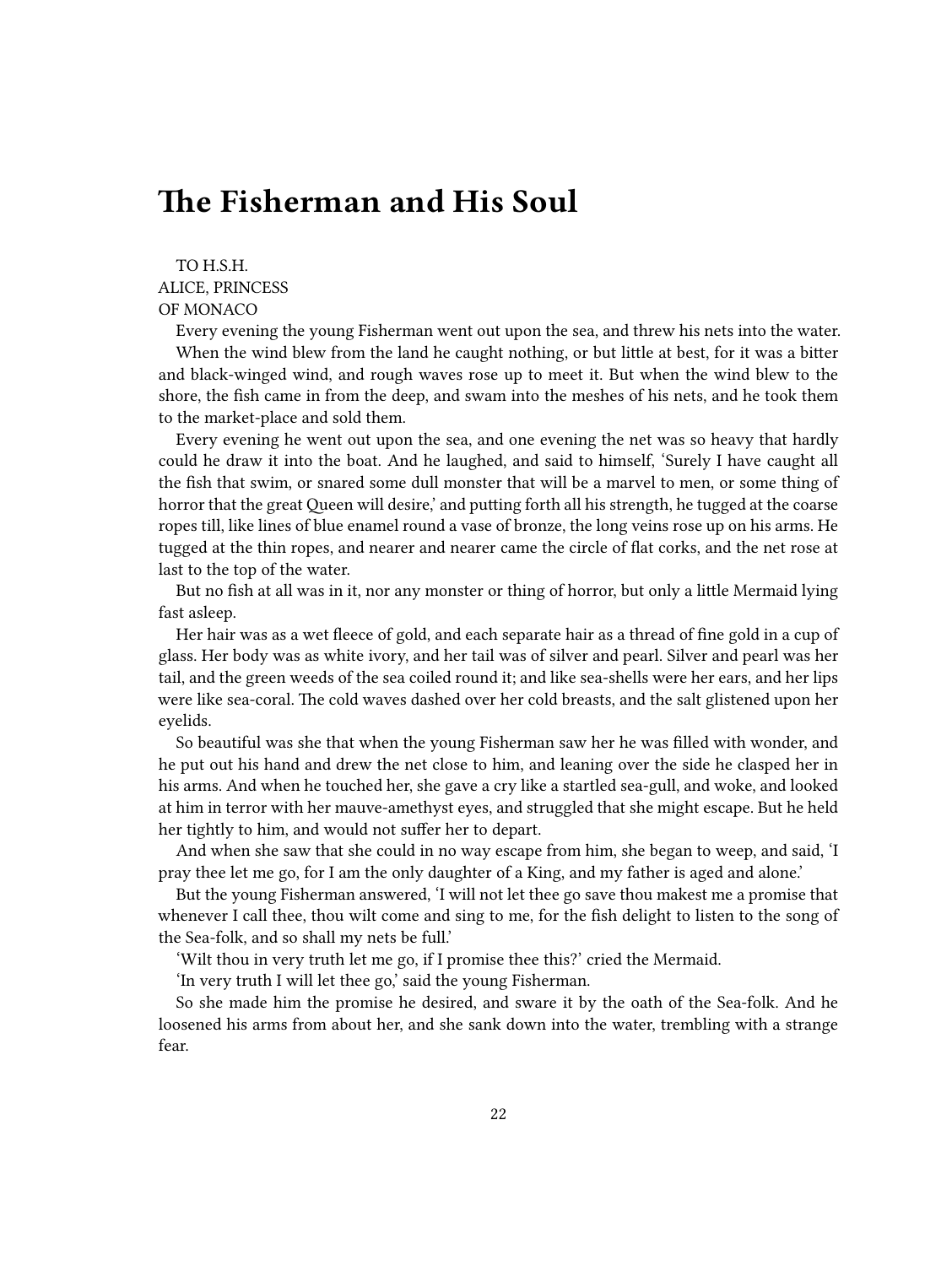# The Fisherman and His Soul

TO H.S.H.
ALICE, PRINCESS
OF MONACO

Every evening the young Fisherman went out upon the sea, and threw his nets into the water.

When the wind blew from the land he caught nothing, or but little at best, for it was a bitter and black-winged wind, and rough waves rose up to meet it. But when the wind blew to the shore, the fish came in from the deep, and swam into the meshes of his nets, and he took them to the market-place and sold them.

Every evening he went out upon the sea, and one evening the net was so heavy that hardly could he draw it into the boat. And he laughed, and said to himself, 'Surely I have caught all the fish that swim, or snared some dull monster that will be a marvel to men, or some thing of horror that the great Queen will desire,' and putting forth all his strength, he tugged at the coarse ropes till, like lines of blue enamel round a vase of bronze, the long veins rose up on his arms. He tugged at the thin ropes, and nearer and nearer came the circle of flat corks, and the net rose at last to the top of the water.

But no fish at all was in it, nor any monster or thing of horror, but only a little Mermaid lying fast asleep.

Her hair was as a wet fleece of gold, and each separate hair as a thread of fine gold in a cup of glass. Her body was as white ivory, and her tail was of silver and pearl. Silver and pearl was her tail, and the green weeds of the sea coiled round it; and like sea-shells were her ears, and her lips were like sea-coral. The cold waves dashed over her cold breasts, and the salt glistened upon her eyelids.

So beautiful was she that when the young Fisherman saw her he was filled with wonder, and he put out his hand and drew the net close to him, and leaning over the side he clasped her in his arms. And when he touched her, she gave a cry like a startled sea-gull, and woke, and looked at him in terror with her mauve-amethyst eyes, and struggled that she might escape. But he held her tightly to him, and would not suffer her to depart.

And when she saw that she could in no way escape from him, she began to weep, and said, 'I pray thee let me go, for I am the only daughter of a King, and my father is aged and alone.'

But the young Fisherman answered, 'I will not let thee go save thou makest me a promise that whenever I call thee, thou wilt come and sing to me, for the fish delight to listen to the song of the Sea-folk, and so shall my nets be full.'

'Wilt thou in very truth let me go, if I promise thee this?' cried the Mermaid.

'In very truth I will let thee go,' said the young Fisherman.

So she made him the promise he desired, and sware it by the oath of the Sea-folk. And he loosened his arms from about her, and she sank down into the water, trembling with a strange fear.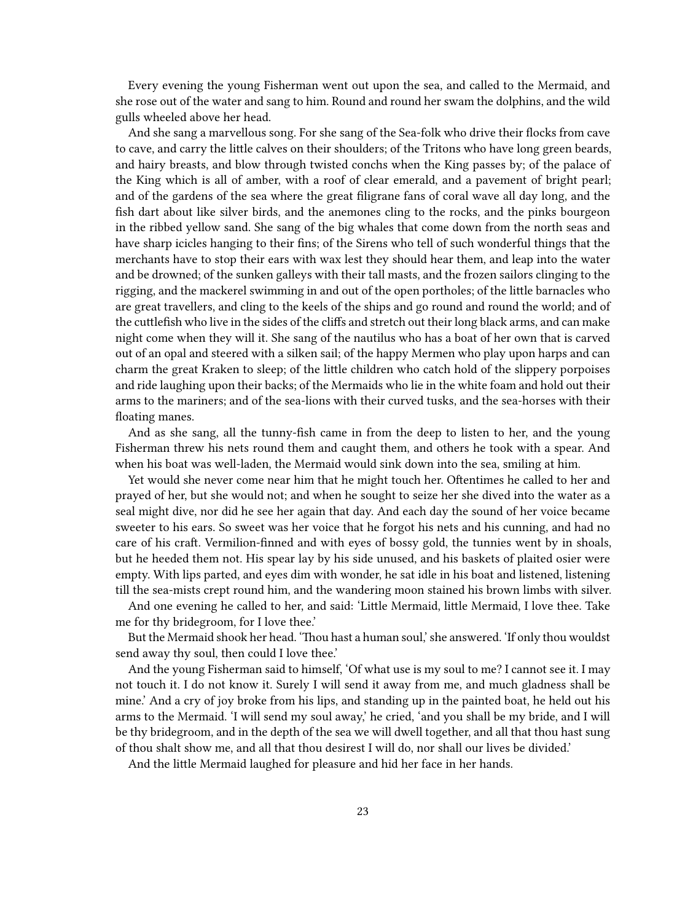Every evening the young Fisherman went out upon the sea, and called to the Mermaid, and she rose out of the water and sang to him. Round and round her swam the dolphins, and the wild gulls wheeled above her head.

And she sang a marvellous song. For she sang of the Sea-folk who drive their flocks from cave to cave, and carry the little calves on their shoulders; of the Tritons who have long green beards, and hairy breasts, and blow through twisted conchs when the King passes by; of the palace of the King which is all of amber, with a roof of clear emerald, and a pavement of bright pearl; and of the gardens of the sea where the great filigrane fans of coral wave all day long, and the fish dart about like silver birds, and the anemones cling to the rocks, and the pinks bourgeon in the ribbed yellow sand. She sang of the big whales that come down from the north seas and have sharp icicles hanging to their fins; of the Sirens who tell of such wonderful things that the merchants have to stop their ears with wax lest they should hear them, and leap into the water and be drowned; of the sunken galleys with their tall masts, and the frozen sailors clinging to the rigging, and the mackerel swimming in and out of the open portholes; of the little barnacles who are great travellers, and cling to the keels of the ships and go round and round the world; and of the cuttlefish who live in the sides of the cliffs and stretch out their long black arms, and can make night come when they will it. She sang of the nautilus who has a boat of her own that is carved out of an opal and steered with a silken sail; of the happy Mermen who play upon harps and can charm the great Kraken to sleep; of the little children who catch hold of the slippery porpoises and ride laughing upon their backs; of the Mermaids who lie in the white foam and hold out their arms to the mariners; and of the sea-lions with their curved tusks, and the sea-horses with their floating manes.

And as she sang, all the tunny-fish came in from the deep to listen to her, and the young Fisherman threw his nets round them and caught them, and others he took with a spear. And when his boat was well-laden, the Mermaid would sink down into the sea, smiling at him.

Yet would she never come near him that he might touch her. Oftentimes he called to her and prayed of her, but she would not; and when he sought to seize her she dived into the water as a seal might dive, nor did he see her again that day. And each day the sound of her voice became sweeter to his ears. So sweet was her voice that he forgot his nets and his cunning, and had no care of his craft. Vermilion-finned and with eyes of bossy gold, the tunnies went by in shoals, but he heeded them not. His spear lay by his side unused, and his baskets of plaited osier were empty. With lips parted, and eyes dim with wonder, he sat idle in his boat and listened, listening till the sea-mists crept round him, and the wandering moon stained his brown limbs with silver.

And one evening he called to her, and said: 'Little Mermaid, little Mermaid, I love thee. Take me for thy bridegroom, for I love thee.'

But the Mermaid shook her head. 'Thou hast a human soul,' she answered. 'If only thou wouldst send away thy soul, then could I love thee.'

And the young Fisherman said to himself, 'Of what use is my soul to me? I cannot see it. I may not touch it. I do not know it. Surely I will send it away from me, and much gladness shall be mine.' And a cry of joy broke from his lips, and standing up in the painted boat, he held out his arms to the Mermaid. 'I will send my soul away,' he cried, 'and you shall be my bride, and I will be thy bridegroom, and in the depth of the sea we will dwell together, and all that thou hast sung of thou shalt show me, and all that thou desirest I will do, nor shall our lives be divided.'

And the little Mermaid laughed for pleasure and hid her face in her hands.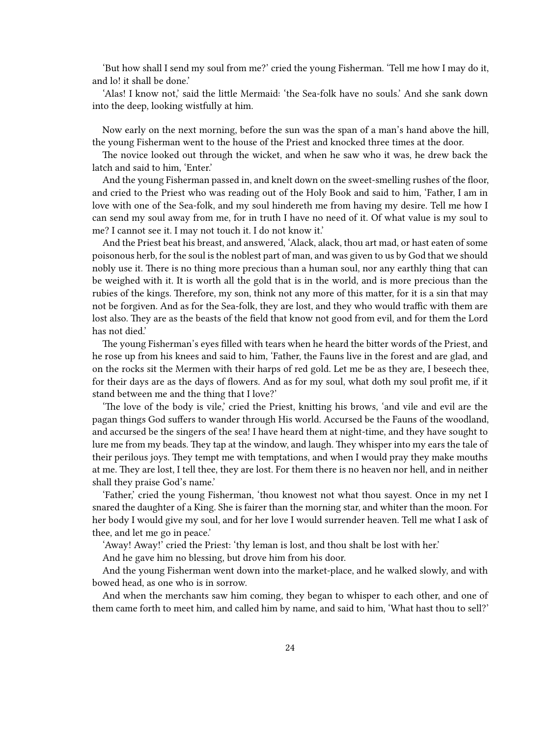'But how shall I send my soul from me?' cried the young Fisherman. 'Tell me how I may do it, and lo! it shall be done.'

'Alas! I know not,' said the little Mermaid: 'the Sea-folk have no souls.' And she sank down into the deep, looking wistfully at him.

Now early on the next morning, before the sun was the span of a man's hand above the hill, the young Fisherman went to the house of the Priest and knocked three times at the door.

The novice looked out through the wicket, and when he saw who it was, he drew back the latch and said to him, 'Enter.'

And the young Fisherman passed in, and knelt down on the sweet-smelling rushes of the floor, and cried to the Priest who was reading out of the Holy Book and said to him, 'Father, I am in love with one of the Sea-folk, and my soul hindereth me from having my desire. Tell me how I can send my soul away from me, for in truth I have no need of it. Of what value is my soul to me? I cannot see it. I may not touch it. I do not know it.'

And the Priest beat his breast, and answered, 'Alack, alack, thou art mad, or hast eaten of some poisonous herb, for the soul is the noblest part of man, and was given to us by God that we should nobly use it. There is no thing more precious than a human soul, nor any earthly thing that can be weighed with it. It is worth all the gold that is in the world, and is more precious than the rubies of the kings. Therefore, my son, think not any more of this matter, for it is a sin that may not be forgiven. And as for the Sea-folk, they are lost, and they who would traffic with them are lost also. They are as the beasts of the field that know not good from evil, and for them the Lord has not died.'

The young Fisherman's eyes filled with tears when he heard the bitter words of the Priest, and he rose up from his knees and said to him, 'Father, the Fauns live in the forest and are glad, and on the rocks sit the Mermen with their harps of red gold. Let me be as they are, I beseech thee, for their days are as the days of flowers. And as for my soul, what doth my soul profit me, if it stand between me and the thing that I love?'

'The love of the body is vile,' cried the Priest, knitting his brows, 'and vile and evil are the pagan things God suffers to wander through His world. Accursed be the Fauns of the woodland, and accursed be the singers of the sea! I have heard them at night-time, and they have sought to lure me from my beads. They tap at the window, and laugh. They whisper into my ears the tale of their perilous joys. They tempt me with temptations, and when I would pray they make mouths at me. They are lost, I tell thee, they are lost. For them there is no heaven nor hell, and in neither shall they praise God's name.'

'Father,' cried the young Fisherman, 'thou knowest not what thou sayest. Once in my net I snared the daughter of a King. She is fairer than the morning star, and whiter than the moon. For her body I would give my soul, and for her love I would surrender heaven. Tell me what I ask of thee, and let me go in peace.'

'Away! Away!' cried the Priest: 'thy leman is lost, and thou shalt be lost with her.'

And he gave him no blessing, but drove him from his door.

And the young Fisherman went down into the market-place, and he walked slowly, and with bowed head, as one who is in sorrow.

And when the merchants saw him coming, they began to whisper to each other, and one of them came forth to meet him, and called him by name, and said to him, 'What hast thou to sell?'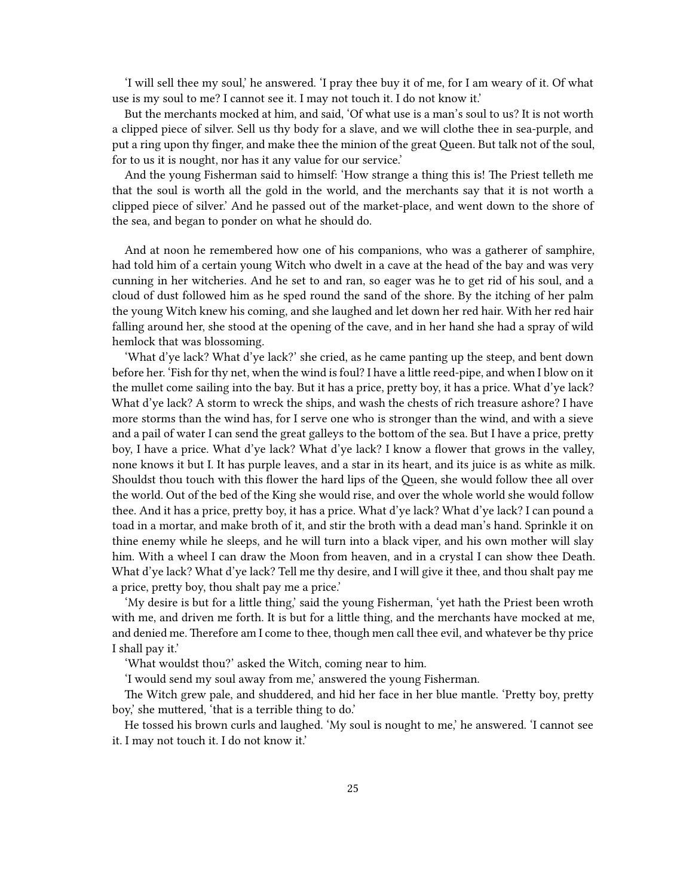'I will sell thee my soul,' he answered. 'I pray thee buy it of me, for I am weary of it. Of what use is my soul to me? I cannot see it. I may not touch it. I do not know it.'

But the merchants mocked at him, and said, 'Of what use is a man's soul to us? It is not worth a clipped piece of silver. Sell us thy body for a slave, and we will clothe thee in sea-purple, and put a ring upon thy finger, and make thee the minion of the great Queen. But talk not of the soul, for to us it is nought, nor has it any value for our service.'

And the young Fisherman said to himself: 'How strange a thing this is! The Priest telleth me that the soul is worth all the gold in the world, and the merchants say that it is not worth a clipped piece of silver.' And he passed out of the market-place, and went down to the shore of the sea, and began to ponder on what he should do.

And at noon he remembered how one of his companions, who was a gatherer of samphire, had told him of a certain young Witch who dwelt in a cave at the head of the bay and was very cunning in her witcheries. And he set to and ran, so eager was he to get rid of his soul, and a cloud of dust followed him as he sped round the sand of the shore. By the itching of her palm the young Witch knew his coming, and she laughed and let down her red hair. With her red hair falling around her, she stood at the opening of the cave, and in her hand she had a spray of wild hemlock that was blossoming.

'What d'ye lack? What d'ye lack?' she cried, as he came panting up the steep, and bent down before her. 'Fish for thy net, when the wind is foul? I have a little reed-pipe, and when I blow on it the mullet come sailing into the bay. But it has a price, pretty boy, it has a price. What d'ye lack? What d'ye lack? A storm to wreck the ships, and wash the chests of rich treasure ashore? I have more storms than the wind has, for I serve one who is stronger than the wind, and with a sieve and a pail of water I can send the great galleys to the bottom of the sea. But I have a price, pretty boy, I have a price. What d'ye lack? What d'ye lack? I know a flower that grows in the valley, none knows it but I. It has purple leaves, and a star in its heart, and its juice is as white as milk. Shouldst thou touch with this flower the hard lips of the Queen, she would follow thee all over the world. Out of the bed of the King she would rise, and over the whole world she would follow thee. And it has a price, pretty boy, it has a price. What d'ye lack? What d'ye lack? I can pound a toad in a mortar, and make broth of it, and stir the broth with a dead man's hand. Sprinkle it on thine enemy while he sleeps, and he will turn into a black viper, and his own mother will slay him. With a wheel I can draw the Moon from heaven, and in a crystal I can show thee Death. What d'ye lack? What d'ye lack? Tell me thy desire, and I will give it thee, and thou shalt pay me a price, pretty boy, thou shalt pay me a price.'

'My desire is but for a little thing,' said the young Fisherman, 'yet hath the Priest been wroth with me, and driven me forth. It is but for a little thing, and the merchants have mocked at me, and denied me. Therefore am I come to thee, though men call thee evil, and whatever be thy price I shall pay it.'

'What wouldst thou?' asked the Witch, coming near to him.

'I would send my soul away from me,' answered the young Fisherman.

The Witch grew pale, and shuddered, and hid her face in her blue mantle. 'Pretty boy, pretty boy,' she muttered, 'that is a terrible thing to do.'

He tossed his brown curls and laughed. 'My soul is nought to me,' he answered. 'I cannot see it. I may not touch it. I do not know it.'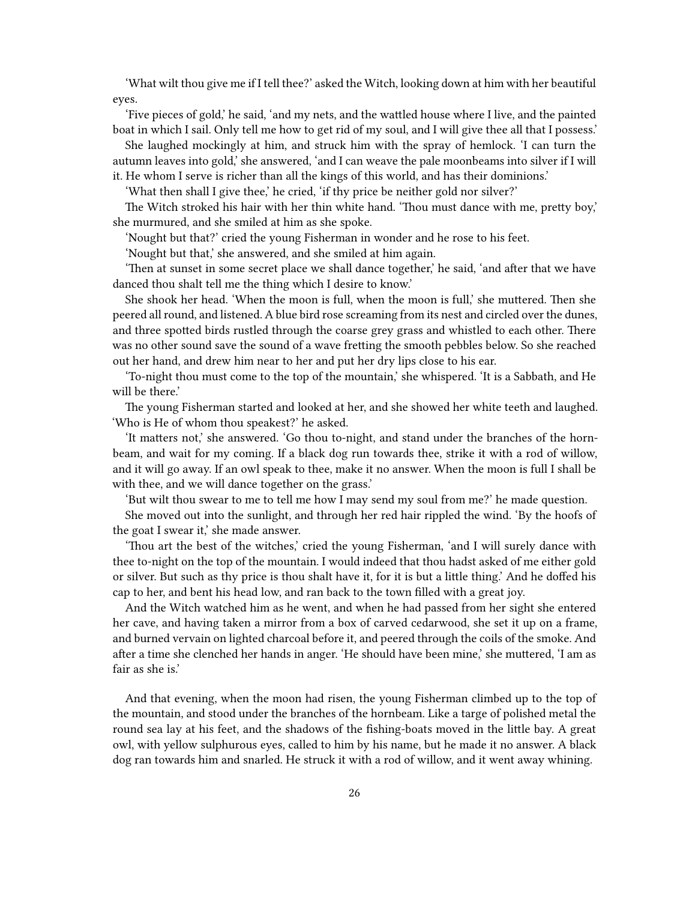'What wilt thou give me if I tell thee?' asked the Witch, looking down at him with her beautiful eyes.

'Five pieces of gold,' he said, 'and my nets, and the wattled house where I live, and the painted boat in which I sail. Only tell me how to get rid of my soul, and I will give thee all that I possess.'

She laughed mockingly at him, and struck him with the spray of hemlock. 'I can turn the autumn leaves into gold,' she answered, 'and I can weave the pale moonbeams into silver if I will it. He whom I serve is richer than all the kings of this world, and has their dominions.'

'What then shall I give thee,' he cried, 'if thy price be neither gold nor silver?'

The Witch stroked his hair with her thin white hand. 'Thou must dance with me, pretty boy,' she murmured, and she smiled at him as she spoke.

'Nought but that?' cried the young Fisherman in wonder and he rose to his feet.

'Nought but that,' she answered, and she smiled at him again.

'Then at sunset in some secret place we shall dance together,' he said, 'and after that we have danced thou shalt tell me the thing which I desire to know.'

She shook her head. 'When the moon is full, when the moon is full,' she muttered. Then she peered all round, and listened. A blue bird rose screaming from its nest and circled over the dunes, and three spotted birds rustled through the coarse grey grass and whistled to each other. There was no other sound save the sound of a wave fretting the smooth pebbles below. So she reached out her hand, and drew him near to her and put her dry lips close to his ear.

'To-night thou must come to the top of the mountain,' she whispered. 'It is a Sabbath, and He will be there.'

The young Fisherman started and looked at her, and she showed her white teeth and laughed. 'Who is He of whom thou speakest?' he asked.

'It matters not,' she answered. 'Go thou to-night, and stand under the branches of the hornbeam, and wait for my coming. If a black dog run towards thee, strike it with a rod of willow, and it will go away. If an owl speak to thee, make it no answer. When the moon is full I shall be with thee, and we will dance together on the grass.'

'But wilt thou swear to me to tell me how I may send my soul from me?' he made question.

She moved out into the sunlight, and through her red hair rippled the wind. 'By the hoofs of the goat I swear it,' she made answer.

'Thou art the best of the witches,' cried the young Fisherman, 'and I will surely dance with thee to-night on the top of the mountain. I would indeed that thou hadst asked of me either gold or silver. But such as thy price is thou shalt have it, for it is but a little thing.' And he doffed his cap to her, and bent his head low, and ran back to the town filled with a great joy.

And the Witch watched him as he went, and when he had passed from her sight she entered her cave, and having taken a mirror from a box of carved cedarwood, she set it up on a frame, and burned vervain on lighted charcoal before it, and peered through the coils of the smoke. And after a time she clenched her hands in anger. 'He should have been mine,' she muttered, 'I am as fair as she is.'

And that evening, when the moon had risen, the young Fisherman climbed up to the top of the mountain, and stood under the branches of the hornbeam. Like a targe of polished metal the round sea lay at his feet, and the shadows of the fishing-boats moved in the little bay. A great owl, with yellow sulphurous eyes, called to him by his name, but he made it no answer. A black dog ran towards him and snarled. He struck it with a rod of willow, and it went away whining.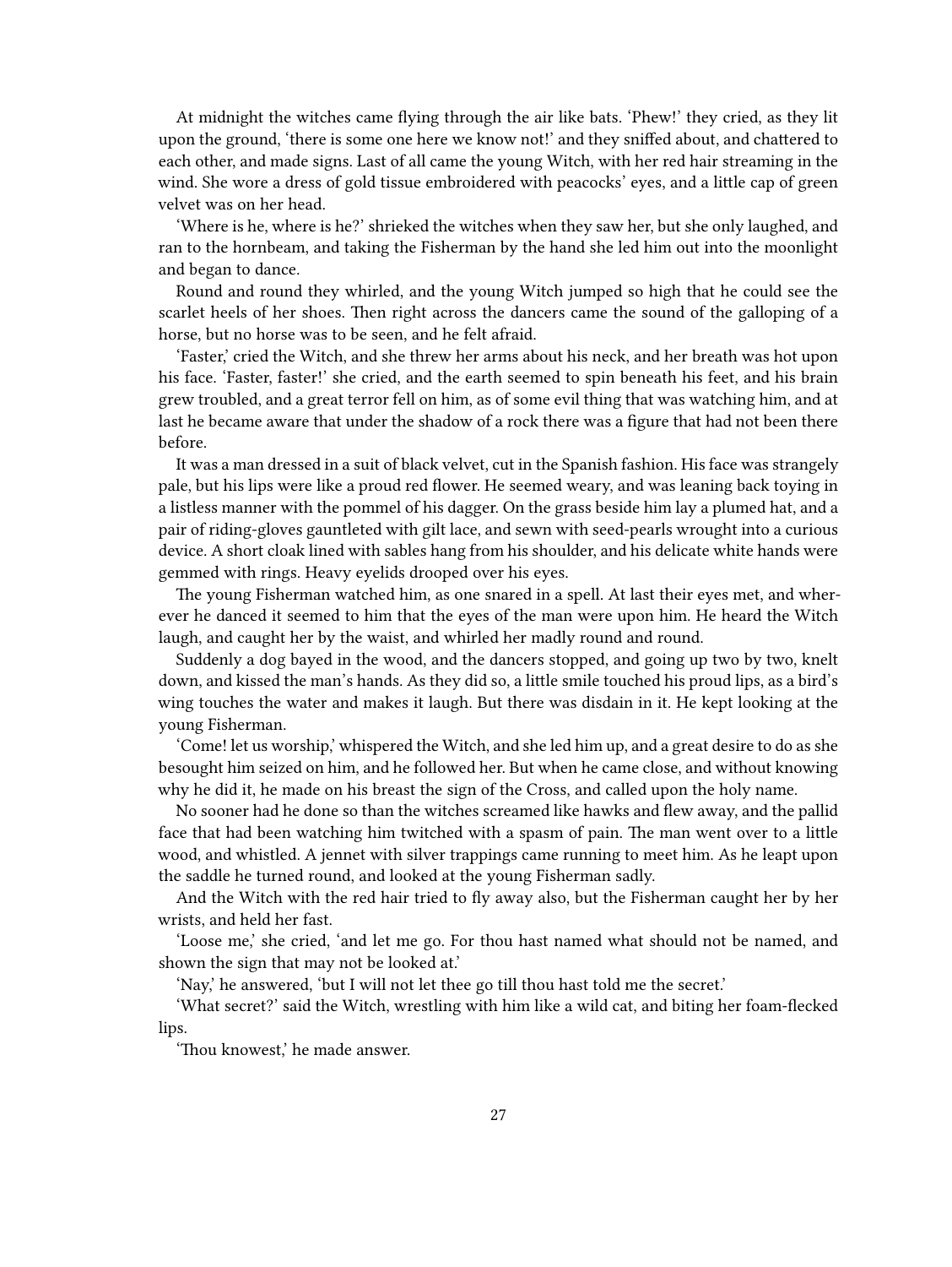At midnight the witches came flying through the air like bats. 'Phew!' they cried, as they lit upon the ground, 'there is some one here we know not!' and they sniffed about, and chattered to each other, and made signs. Last of all came the young Witch, with her red hair streaming in the wind. She wore a dress of gold tissue embroidered with peacocks' eyes, and a little cap of green velvet was on her head.

'Where is he, where is he?' shrieked the witches when they saw her, but she only laughed, and ran to the hornbeam, and taking the Fisherman by the hand she led him out into the moonlight and began to dance.

Round and round they whirled, and the young Witch jumped so high that he could see the scarlet heels of her shoes. Then right across the dancers came the sound of the galloping of a horse, but no horse was to be seen, and he felt afraid.

'Faster,' cried the Witch, and she threw her arms about his neck, and her breath was hot upon his face. 'Faster, faster!' she cried, and the earth seemed to spin beneath his feet, and his brain grew troubled, and a great terror fell on him, as of some evil thing that was watching him, and at last he became aware that under the shadow of a rock there was a figure that had not been there before.

It was a man dressed in a suit of black velvet, cut in the Spanish fashion. His face was strangely pale, but his lips were like a proud red flower. He seemed weary, and was leaning back toying in a listless manner with the pommel of his dagger. On the grass beside him lay a plumed hat, and a pair of riding-gloves gauntleted with gilt lace, and sewn with seed-pearls wrought into a curious device. A short cloak lined with sables hang from his shoulder, and his delicate white hands were gemmed with rings. Heavy eyelids drooped over his eyes.

The young Fisherman watched him, as one snared in a spell. At last their eyes met, and wherever he danced it seemed to him that the eyes of the man were upon him. He heard the Witch laugh, and caught her by the waist, and whirled her madly round and round.

Suddenly a dog bayed in the wood, and the dancers stopped, and going up two by two, knelt down, and kissed the man's hands. As they did so, a little smile touched his proud lips, as a bird's wing touches the water and makes it laugh. But there was disdain in it. He kept looking at the young Fisherman.

'Come! let us worship,' whispered the Witch, and she led him up, and a great desire to do as she besought him seized on him, and he followed her. But when he came close, and without knowing why he did it, he made on his breast the sign of the Cross, and called upon the holy name.

No sooner had he done so than the witches screamed like hawks and flew away, and the pallid face that had been watching him twitched with a spasm of pain. The man went over to a little wood, and whistled. A jennet with silver trappings came running to meet him. As he leapt upon the saddle he turned round, and looked at the young Fisherman sadly.

And the Witch with the red hair tried to fly away also, but the Fisherman caught her by her wrists, and held her fast.

'Loose me,' she cried, 'and let me go. For thou hast named what should not be named, and shown the sign that may not be looked at.'

'Nay,' he answered, 'but I will not let thee go till thou hast told me the secret.'

'What secret?' said the Witch, wrestling with him like a wild cat, and biting her foam-flecked lips.

'Thou knowest,' he made answer.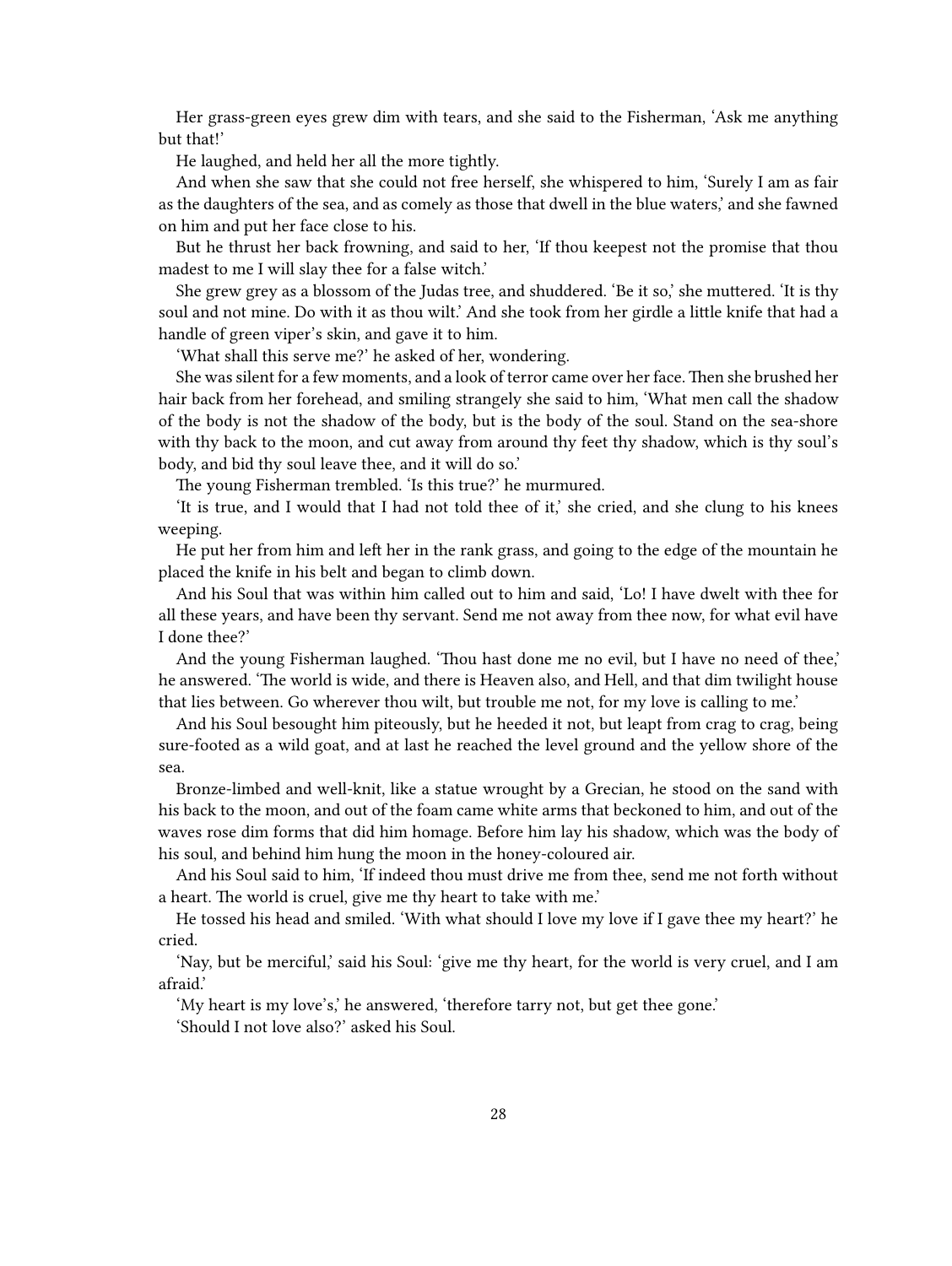Her grass-green eyes grew dim with tears, and she said to the Fisherman, 'Ask me anything but that!'

He laughed, and held her all the more tightly.

And when she saw that she could not free herself, she whispered to him, 'Surely I am as fair as the daughters of the sea, and as comely as those that dwell in the blue waters,' and she fawned on him and put her face close to his.

But he thrust her back frowning, and said to her, 'If thou keepest not the promise that thou madest to me I will slay thee for a false witch.'

She grew grey as a blossom of the Judas tree, and shuddered. 'Be it so,' she muttered. 'It is thy soul and not mine. Do with it as thou wilt.' And she took from her girdle a little knife that had a handle of green viper's skin, and gave it to him.

'What shall this serve me?' he asked of her, wondering.

She was silent for a few moments, and a look of terror came over her face. Then she brushed her hair back from her forehead, and smiling strangely she said to him, 'What men call the shadow of the body is not the shadow of the body, but is the body of the soul. Stand on the sea-shore with thy back to the moon, and cut away from around thy feet thy shadow, which is thy soul's body, and bid thy soul leave thee, and it will do so.'

The young Fisherman trembled. 'Is this true?' he murmured.

'It is true, and I would that I had not told thee of it,' she cried, and she clung to his knees weeping.

He put her from him and left her in the rank grass, and going to the edge of the mountain he placed the knife in his belt and began to climb down.

And his Soul that was within him called out to him and said, 'Lo! I have dwelt with thee for all these years, and have been thy servant. Send me not away from thee now, for what evil have I done thee?'

And the young Fisherman laughed. 'Thou hast done me no evil, but I have no need of thee,' he answered. 'The world is wide, and there is Heaven also, and Hell, and that dim twilight house that lies between. Go wherever thou wilt, but trouble me not, for my love is calling to me.'

And his Soul besought him piteously, but he heeded it not, but leapt from crag to crag, being sure-footed as a wild goat, and at last he reached the level ground and the yellow shore of the sea.

Bronze-limbed and well-knit, like a statue wrought by a Grecian, he stood on the sand with his back to the moon, and out of the foam came white arms that beckoned to him, and out of the waves rose dim forms that did him homage. Before him lay his shadow, which was the body of his soul, and behind him hung the moon in the honey-coloured air.

And his Soul said to him, 'If indeed thou must drive me from thee, send me not forth without a heart. The world is cruel, give me thy heart to take with me.'

He tossed his head and smiled. 'With what should I love my love if I gave thee my heart?' he cried.

'Nay, but be merciful,' said his Soul: 'give me thy heart, for the world is very cruel, and I am afraid.'

'My heart is my love's,' he answered, 'therefore tarry not, but get thee gone.'

'Should I not love also?' asked his Soul.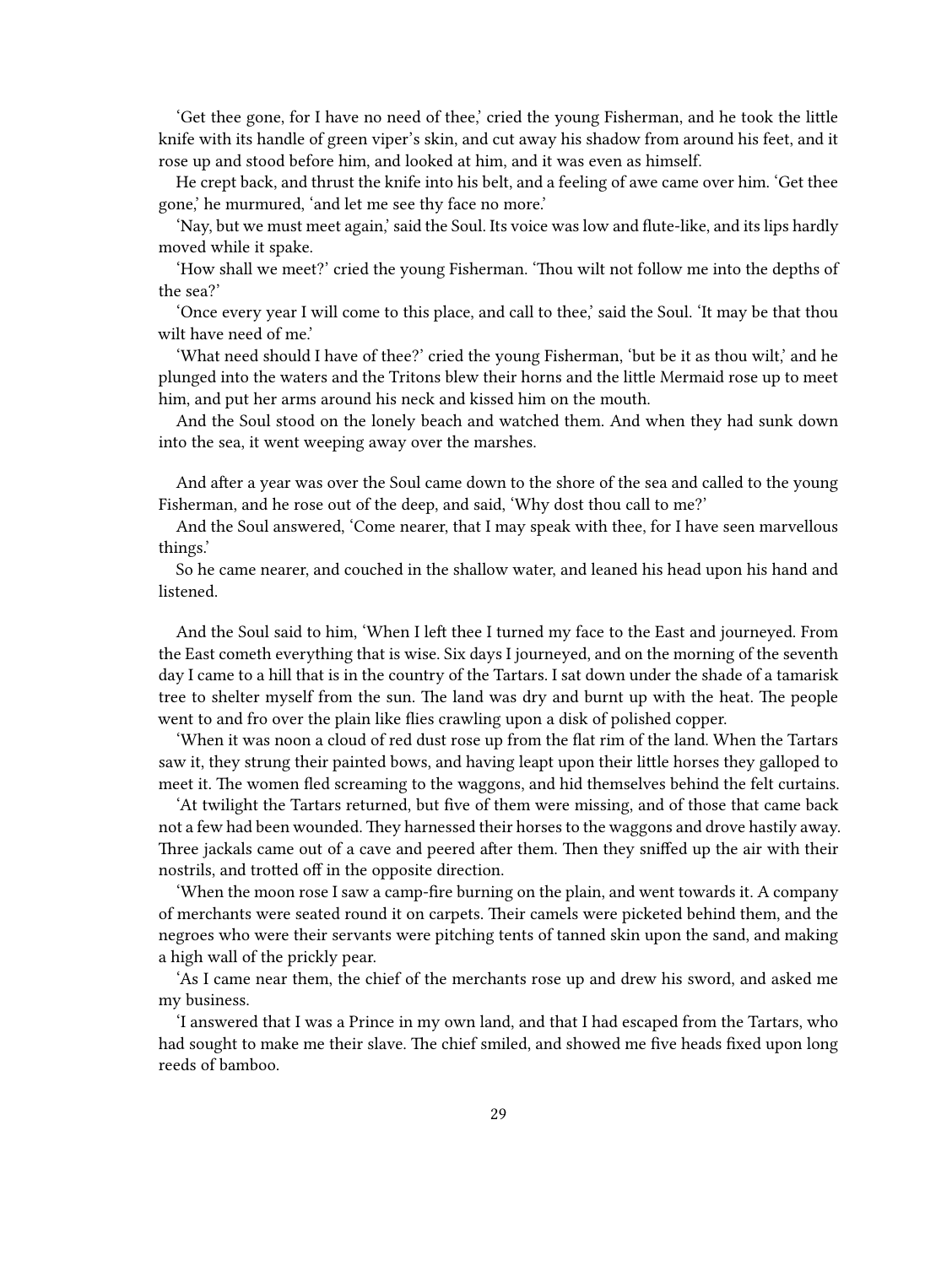'Get thee gone, for I have no need of thee,' cried the young Fisherman, and he took the little knife with its handle of green viper's skin, and cut away his shadow from around his feet, and it rose up and stood before him, and looked at him, and it was even as himself.

He crept back, and thrust the knife into his belt, and a feeling of awe came over him. 'Get thee gone,' he murmured, 'and let me see thy face no more.'

'Nay, but we must meet again,' said the Soul. Its voice was low and flute-like, and its lips hardly moved while it spake.

'How shall we meet?' cried the young Fisherman. 'Thou wilt not follow me into the depths of the sea?'

'Once every year I will come to this place, and call to thee,' said the Soul. 'It may be that thou wilt have need of me.'

'What need should I have of thee?' cried the young Fisherman, 'but be it as thou wilt,' and he plunged into the waters and the Tritons blew their horns and the little Mermaid rose up to meet him, and put her arms around his neck and kissed him on the mouth.

And the Soul stood on the lonely beach and watched them. And when they had sunk down into the sea, it went weeping away over the marshes.

And after a year was over the Soul came down to the shore of the sea and called to the young Fisherman, and he rose out of the deep, and said, 'Why dost thou call to me?'

And the Soul answered, 'Come nearer, that I may speak with thee, for I have seen marvellous things.'

So he came nearer, and couched in the shallow water, and leaned his head upon his hand and listened.

And the Soul said to him, 'When I left thee I turned my face to the East and journeyed. From the East cometh everything that is wise. Six days I journeyed, and on the morning of the seventh day I came to a hill that is in the country of the Tartars. I sat down under the shade of a tamarisk tree to shelter myself from the sun. The land was dry and burnt up with the heat. The people went to and fro over the plain like flies crawling upon a disk of polished copper.

'When it was noon a cloud of red dust rose up from the flat rim of the land. When the Tartars saw it, they strung their painted bows, and having leapt upon their little horses they galloped to meet it. The women fled screaming to the waggons, and hid themselves behind the felt curtains.

'At twilight the Tartars returned, but five of them were missing, and of those that came back not a few had been wounded. They harnessed their horses to the waggons and drove hastily away. Three jackals came out of a cave and peered after them. Then they sniffed up the air with their nostrils, and trotted off in the opposite direction.

'When the moon rose I saw a camp-fire burning on the plain, and went towards it. A company of merchants were seated round it on carpets. Their camels were picketed behind them, and the negroes who were their servants were pitching tents of tanned skin upon the sand, and making a high wall of the prickly pear.

'As I came near them, the chief of the merchants rose up and drew his sword, and asked me my business.

'I answered that I was a Prince in my own land, and that I had escaped from the Tartars, who had sought to make me their slave. The chief smiled, and showed me five heads fixed upon long reeds of bamboo.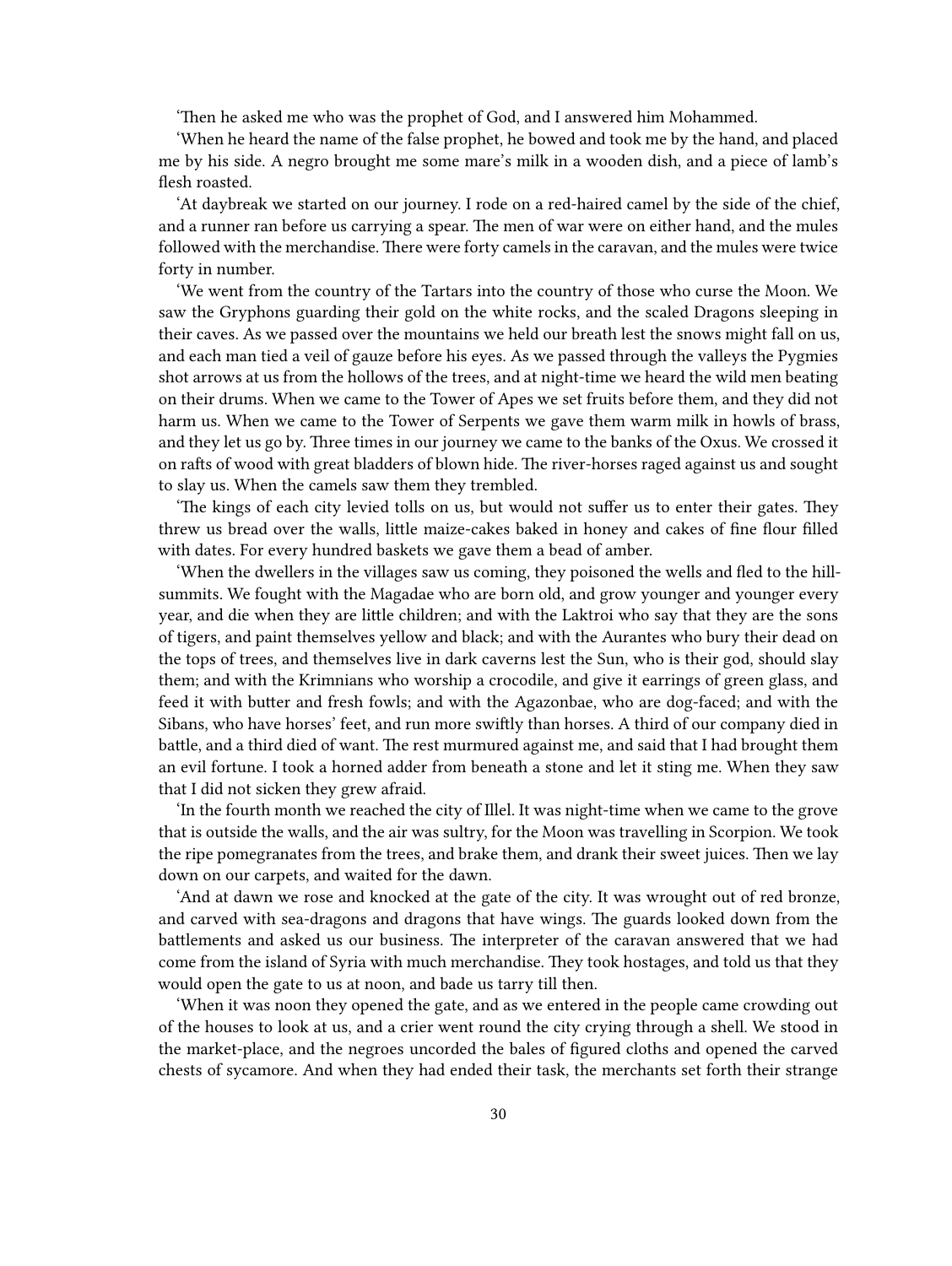'Then he asked me who was the prophet of God, and I answered him Mohammed.

'When he heard the name of the false prophet, he bowed and took me by the hand, and placed me by his side. A negro brought me some mare's milk in a wooden dish, and a piece of lamb's flesh roasted.

'At daybreak we started on our journey. I rode on a red-haired camel by the side of the chief, and a runner ran before us carrying a spear. The men of war were on either hand, and the mules followed with the merchandise. There were forty camels in the caravan, and the mules were twice forty in number.

'We went from the country of the Tartars into the country of those who curse the Moon. We saw the Gryphons guarding their gold on the white rocks, and the scaled Dragons sleeping in their caves. As we passed over the mountains we held our breath lest the snows might fall on us, and each man tied a veil of gauze before his eyes. As we passed through the valleys the Pygmies shot arrows at us from the hollows of the trees, and at night-time we heard the wild men beating on their drums. When we came to the Tower of Apes we set fruits before them, and they did not harm us. When we came to the Tower of Serpents we gave them warm milk in howls of brass, and they let us go by. Three times in our journey we came to the banks of the Oxus. We crossed it on rafts of wood with great bladders of blown hide. The river-horses raged against us and sought to slay us. When the camels saw them they trembled.

'The kings of each city levied tolls on us, but would not suffer us to enter their gates. They threw us bread over the walls, little maize-cakes baked in honey and cakes of fine flour filled with dates. For every hundred baskets we gave them a bead of amber.

'When the dwellers in the villages saw us coming, they poisoned the wells and fled to the hill-summits. We fought with the Magadae who are born old, and grow younger and younger every year, and die when they are little children; and with the Laktroi who say that they are the sons of tigers, and paint themselves yellow and black; and with the Aurantes who bury their dead on the tops of trees, and themselves live in dark caverns lest the Sun, who is their god, should slay them; and with the Krimnians who worship a crocodile, and give it earrings of green glass, and feed it with butter and fresh fowls; and with the Agazonbae, who are dog-faced; and with the Sibans, who have horses' feet, and run more swiftly than horses. A third of our company died in battle, and a third died of want. The rest murmured against me, and said that I had brought them an evil fortune. I took a horned adder from beneath a stone and let it sting me. When they saw that I did not sicken they grew afraid.

'In the fourth month we reached the city of Illel. It was night-time when we came to the grove that is outside the walls, and the air was sultry, for the Moon was travelling in Scorpion. We took the ripe pomegranates from the trees, and brake them, and drank their sweet juices. Then we lay down on our carpets, and waited for the dawn.

'And at dawn we rose and knocked at the gate of the city. It was wrought out of red bronze, and carved with sea-dragons and dragons that have wings. The guards looked down from the battlements and asked us our business. The interpreter of the caravan answered that we had come from the island of Syria with much merchandise. They took hostages, and told us that they would open the gate to us at noon, and bade us tarry till then.

'When it was noon they opened the gate, and as we entered in the people came crowding out of the houses to look at us, and a crier went round the city crying through a shell. We stood in the market-place, and the negroes uncorded the bales of figured cloths and opened the carved chests of sycamore. And when they had ended their task, the merchants set forth their strange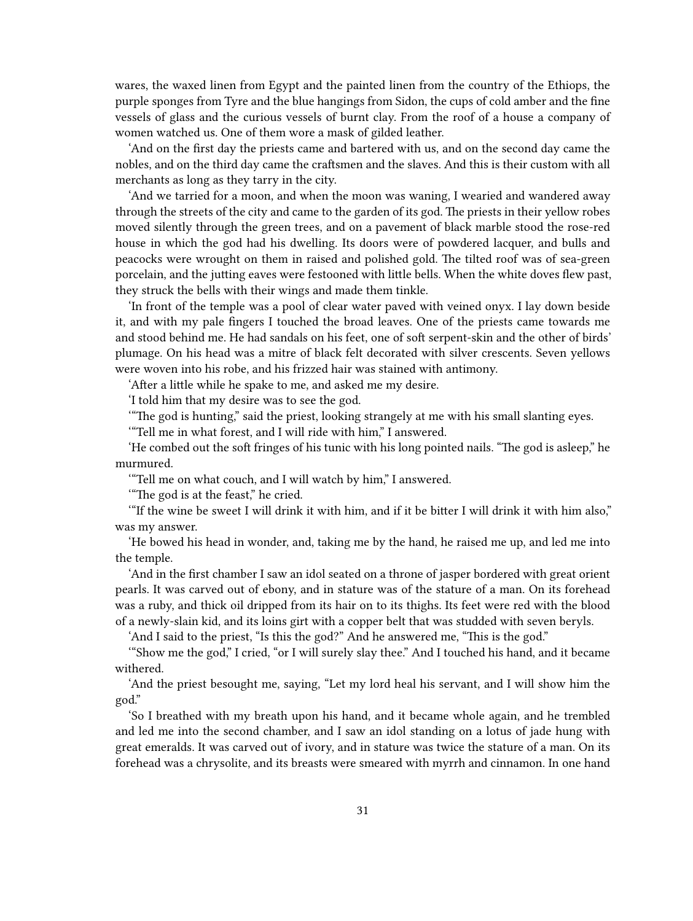wares, the waxed linen from Egypt and the painted linen from the country of the Ethiops, the purple sponges from Tyre and the blue hangings from Sidon, the cups of cold amber and the fine vessels of glass and the curious vessels of burnt clay. From the roof of a house a company of women watched us. One of them wore a mask of gilded leather.

'And on the first day the priests came and bartered with us, and on the second day came the nobles, and on the third day came the craftsmen and the slaves. And this is their custom with all merchants as long as they tarry in the city.

'And we tarried for a moon, and when the moon was waning, I wearied and wandered away through the streets of the city and came to the garden of its god. The priests in their yellow robes moved silently through the green trees, and on a pavement of black marble stood the rose-red house in which the god had his dwelling. Its doors were of powdered lacquer, and bulls and peacocks were wrought on them in raised and polished gold. The tilted roof was of sea-green porcelain, and the jutting eaves were festooned with little bells. When the white doves flew past, they struck the bells with their wings and made them tinkle.

'In front of the temple was a pool of clear water paved with veined onyx. I lay down beside it, and with my pale fingers I touched the broad leaves. One of the priests came towards me and stood behind me. He had sandals on his feet, one of soft serpent-skin and the other of birds' plumage. On his head was a mitre of black felt decorated with silver crescents. Seven yellows were woven into his robe, and his frizzed hair was stained with antimony.

'After a little while he spake to me, and asked me my desire.

'I told him that my desire was to see the god.

'"The god is hunting," said the priest, looking strangely at me with his small slanting eyes.

'"Tell me in what forest, and I will ride with him," I answered.

'He combed out the soft fringes of his tunic with his long pointed nails. "The god is asleep," he murmured.

'"Tell me on what couch, and I will watch by him," I answered.

'"The god is at the feast," he cried.

'"If the wine be sweet I will drink it with him, and if it be bitter I will drink it with him also," was my answer.

'He bowed his head in wonder, and, taking me by the hand, he raised me up, and led me into the temple.

'And in the first chamber I saw an idol seated on a throne of jasper bordered with great orient pearls. It was carved out of ebony, and in stature was of the stature of a man. On its forehead was a ruby, and thick oil dripped from its hair on to its thighs. Its feet were red with the blood of a newly-slain kid, and its loins girt with a copper belt that was studded with seven beryls.

'And I said to the priest, "Is this the god?" And he answered me, "This is the god."

'"Show me the god," I cried, "or I will surely slay thee." And I touched his hand, and it became withered.

'And the priest besought me, saying, "Let my lord heal his servant, and I will show him the god."

'So I breathed with my breath upon his hand, and it became whole again, and he trembled and led me into the second chamber, and I saw an idol standing on a lotus of jade hung with great emeralds. It was carved out of ivory, and in stature was twice the stature of a man. On its forehead was a chrysolite, and its breasts were smeared with myrrh and cinnamon. In one hand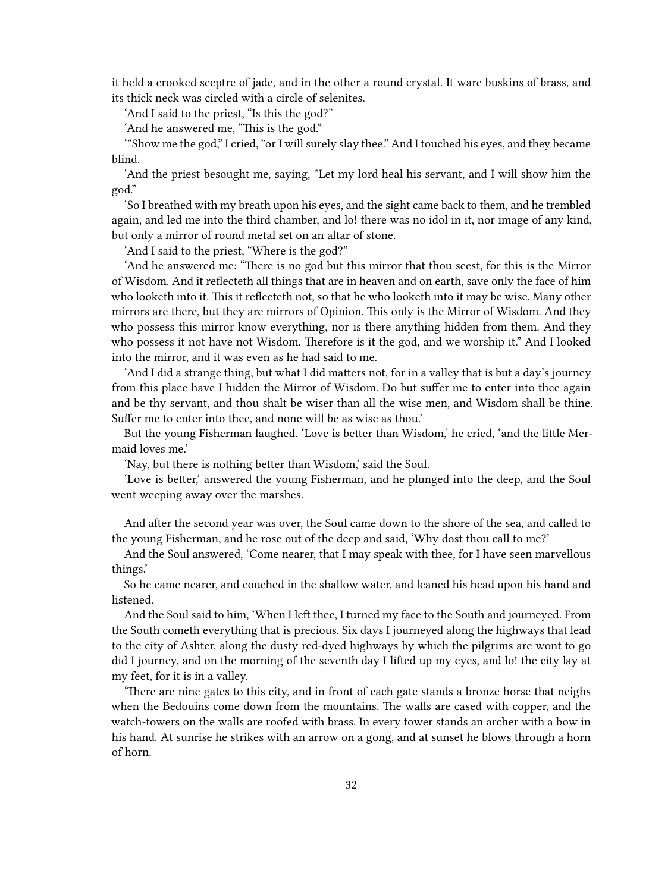it held a crooked sceptre of jade, and in the other a round crystal. It ware buskins of brass, and its thick neck was circled with a circle of selenites.

'And I said to the priest, "Is this the god?"

'And he answered me, "This is the god."

'"Show me the god," I cried, "or I will surely slay thee." And I touched his eyes, and they became blind.

'And the priest besought me, saying, "Let my lord heal his servant, and I will show him the god."

'So I breathed with my breath upon his eyes, and the sight came back to them, and he trembled again, and led me into the third chamber, and lo! there was no idol in it, nor image of any kind, but only a mirror of round metal set on an altar of stone.

'And I said to the priest, "Where is the god?"

'And he answered me: "There is no god but this mirror that thou seest, for this is the Mirror of Wisdom. And it reflecteth all things that are in heaven and on earth, save only the face of him who looketh into it. This it reflecteth not, so that he who looketh into it may be wise. Many other mirrors are there, but they are mirrors of Opinion. This only is the Mirror of Wisdom. And they who possess this mirror know everything, nor is there anything hidden from them. And they who possess it not have not Wisdom. Therefore is it the god, and we worship it." And I looked into the mirror, and it was even as he had said to me.

'And I did a strange thing, but what I did matters not, for in a valley that is but a day's journey from this place have I hidden the Mirror of Wisdom. Do but suffer me to enter into thee again and be thy servant, and thou shalt be wiser than all the wise men, and Wisdom shall be thine. Suffer me to enter into thee, and none will be as wise as thou.'

But the young Fisherman laughed. 'Love is better than Wisdom,' he cried, 'and the little Mermaid loves me.'

'Nay, but there is nothing better than Wisdom,' said the Soul.

'Love is better,' answered the young Fisherman, and he plunged into the deep, and the Soul went weeping away over the marshes.

And after the second year was over, the Soul came down to the shore of the sea, and called to the young Fisherman, and he rose out of the deep and said, 'Why dost thou call to me?'

And the Soul answered, 'Come nearer, that I may speak with thee, for I have seen marvellous things.'

So he came nearer, and couched in the shallow water, and leaned his head upon his hand and listened.

And the Soul said to him, 'When I left thee, I turned my face to the South and journeyed. From the South cometh everything that is precious. Six days I journeyed along the highways that lead to the city of Ashter, along the dusty red-dyed highways by which the pilgrims are wont to go did I journey, and on the morning of the seventh day I lifted up my eyes, and lo! the city lay at my feet, for it is in a valley.

'There are nine gates to this city, and in front of each gate stands a bronze horse that neighs when the Bedouins come down from the mountains. The walls are cased with copper, and the watch-towers on the walls are roofed with brass. In every tower stands an archer with a bow in his hand. At sunrise he strikes with an arrow on a gong, and at sunset he blows through a horn of horn.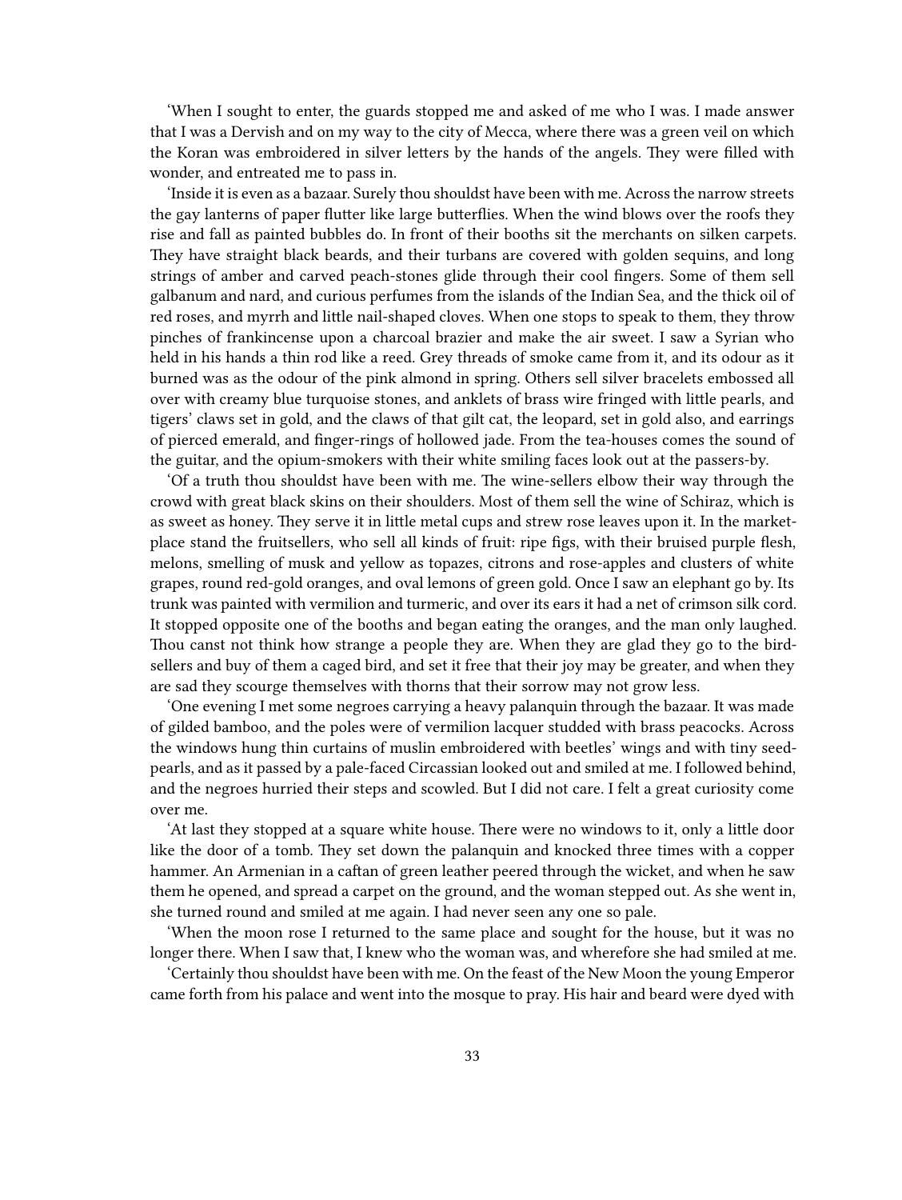‘When I sought to enter, the guards stopped me and asked of me who I was. I made answer that I was a Dervish and on my way to the city of Mecca, where there was a green veil on which the Koran was embroidered in silver letters by the hands of the angels. They were filled with wonder, and entreated me to pass in.

‘Inside it is even as a bazaar. Surely thou shouldst have been with me. Across the narrow streets the gay lanterns of paper flutter like large butterflies. When the wind blows over the roofs they rise and fall as painted bubbles do. In front of their booths sit the merchants on silken carpets. They have straight black beards, and their turbans are covered with golden sequins, and long strings of amber and carved peach-stones glide through their cool fingers. Some of them sell galbanum and nard, and curious perfumes from the islands of the Indian Sea, and the thick oil of red roses, and myrrh and little nail-shaped cloves. When one stops to speak to them, they throw pinches of frankincense upon a charcoal brazier and make the air sweet. I saw a Syrian who held in his hands a thin rod like a reed. Grey threads of smoke came from it, and its odour as it burned was as the odour of the pink almond in spring. Others sell silver bracelets embossed all over with creamy blue turquoise stones, and anklets of brass wire fringed with little pearls, and tigers’ claws set in gold, and the claws of that gilt cat, the leopard, set in gold also, and earrings of pierced emerald, and finger-rings of hollowed jade. From the tea-houses comes the sound of the guitar, and the opium-smokers with their white smiling faces look out at the passers-by.

‘Of a truth thou shouldst have been with me. The wine-sellers elbow their way through the crowd with great black skins on their shoulders. Most of them sell the wine of Schiraz, which is as sweet as honey. They serve it in little metal cups and strew rose leaves upon it. In the market-place stand the fruitsellers, who sell all kinds of fruit: ripe figs, with their bruised purple flesh, melons, smelling of musk and yellow as topazes, citrons and rose-apples and clusters of white grapes, round red-gold oranges, and oval lemons of green gold. Once I saw an elephant go by. Its trunk was painted with vermilion and turmeric, and over its ears it had a net of crimson silk cord. It stopped opposite one of the booths and began eating the oranges, and the man only laughed. Thou canst not think how strange a people they are. When they are glad they go to the bird-sellers and buy of them a caged bird, and set it free that their joy may be greater, and when they are sad they scourge themselves with thorns that their sorrow may not grow less.

‘One evening I met some negroes carrying a heavy palanquin through the bazaar. It was made of gilded bamboo, and the poles were of vermilion lacquer studded with brass peacocks. Across the windows hung thin curtains of muslin embroidered with beetles’ wings and with tiny seed-pearls, and as it passed by a pale-faced Circassian looked out and smiled at me. I followed behind, and the negroes hurried their steps and scowled. But I did not care. I felt a great curiosity come over me.

‘At last they stopped at a square white house. There were no windows to it, only a little door like the door of a tomb. They set down the palanquin and knocked three times with a copper hammer. An Armenian in a caftan of green leather peered through the wicket, and when he saw them he opened, and spread a carpet on the ground, and the woman stepped out. As she went in, she turned round and smiled at me again. I had never seen any one so pale.

‘When the moon rose I returned to the same place and sought for the house, but it was no longer there. When I saw that, I knew who the woman was, and wherefore she had smiled at me.

‘Certainly thou shouldst have been with me. On the feast of the New Moon the young Emperor came forth from his palace and went into the mosque to pray. His hair and beard were dyed with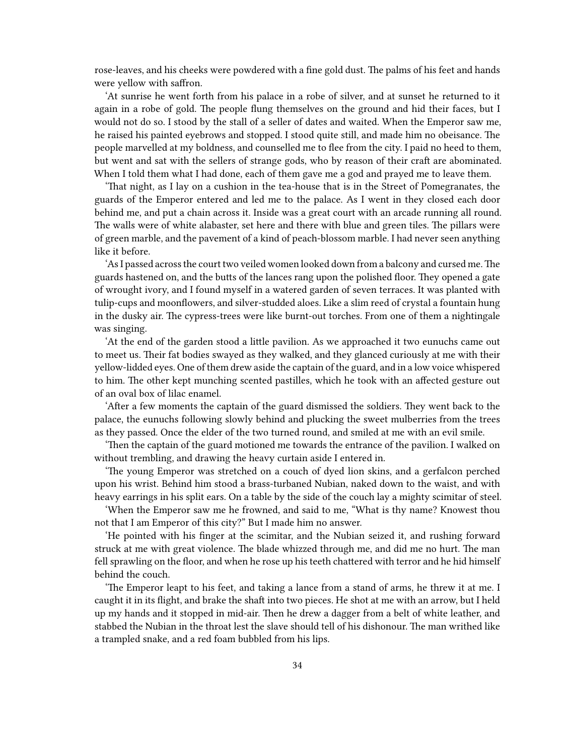rose-leaves, and his cheeks were powdered with a fine gold dust. The palms of his feet and hands were yellow with saffron.

'At sunrise he went forth from his palace in a robe of silver, and at sunset he returned to it again in a robe of gold. The people flung themselves on the ground and hid their faces, but I would not do so. I stood by the stall of a seller of dates and waited. When the Emperor saw me, he raised his painted eyebrows and stopped. I stood quite still, and made him no obeisance. The people marvelled at my boldness, and counselled me to flee from the city. I paid no heed to them, but went and sat with the sellers of strange gods, who by reason of their craft are abominated. When I told them what I had done, each of them gave me a god and prayed me to leave them.

'That night, as I lay on a cushion in the tea-house that is in the Street of Pomegranates, the guards of the Emperor entered and led me to the palace. As I went in they closed each door behind me, and put a chain across it. Inside was a great court with an arcade running all round. The walls were of white alabaster, set here and there with blue and green tiles. The pillars were of green marble, and the pavement of a kind of peach-blossom marble. I had never seen anything like it before.

'As I passed across the court two veiled women looked down from a balcony and cursed me. The guards hastened on, and the butts of the lances rang upon the polished floor. They opened a gate of wrought ivory, and I found myself in a watered garden of seven terraces. It was planted with tulip-cups and moonflowers, and silver-studded aloes. Like a slim reed of crystal a fountain hung in the dusky air. The cypress-trees were like burnt-out torches. From one of them a nightingale was singing.

'At the end of the garden stood a little pavilion. As we approached it two eunuchs came out to meet us. Their fat bodies swayed as they walked, and they glanced curiously at me with their yellow-lidded eyes. One of them drew aside the captain of the guard, and in a low voice whispered to him. The other kept munching scented pastilles, which he took with an affected gesture out of an oval box of lilac enamel.

'After a few moments the captain of the guard dismissed the soldiers. They went back to the palace, the eunuchs following slowly behind and plucking the sweet mulberries from the trees as they passed. Once the elder of the two turned round, and smiled at me with an evil smile.

'Then the captain of the guard motioned me towards the entrance of the pavilion. I walked on without trembling, and drawing the heavy curtain aside I entered in.

'The young Emperor was stretched on a couch of dyed lion skins, and a gerfalcon perched upon his wrist. Behind him stood a brass-turbaned Nubian, naked down to the waist, and with heavy earrings in his split ears. On a table by the side of the couch lay a mighty scimitar of steel.

'When the Emperor saw me he frowned, and said to me, "What is thy name? Knowest thou not that I am Emperor of this city?" But I made him no answer.

'He pointed with his finger at the scimitar, and the Nubian seized it, and rushing forward struck at me with great violence. The blade whizzed through me, and did me no hurt. The man fell sprawling on the floor, and when he rose up his teeth chattered with terror and he hid himself behind the couch.

'The Emperor leapt to his feet, and taking a lance from a stand of arms, he threw it at me. I caught it in its flight, and brake the shaft into two pieces. He shot at me with an arrow, but I held up my hands and it stopped in mid-air. Then he drew a dagger from a belt of white leather, and stabbed the Nubian in the throat lest the slave should tell of his dishonour. The man writhed like a trampled snake, and a red foam bubbled from his lips.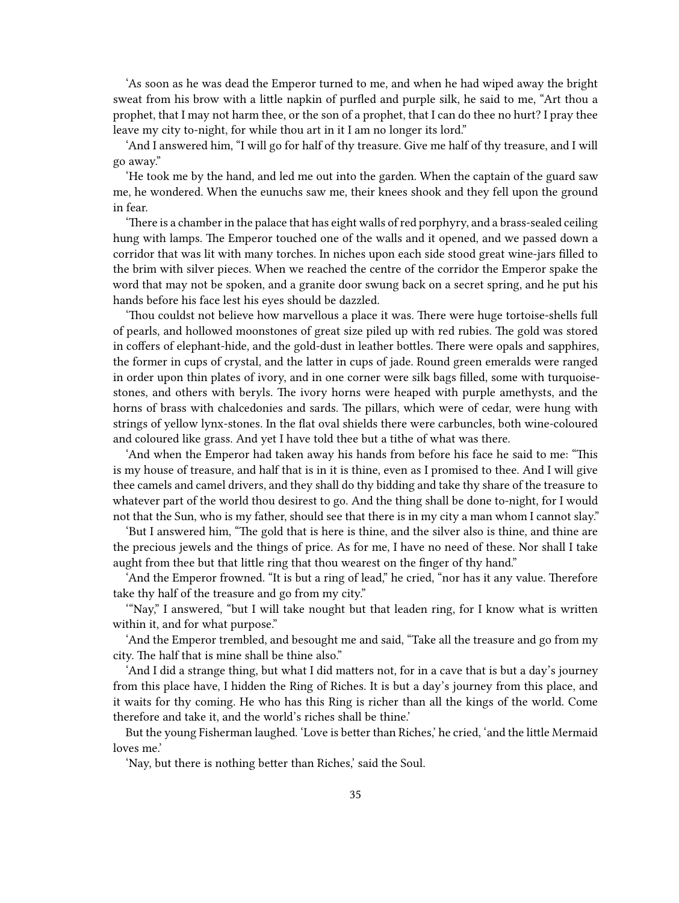'As soon as he was dead the Emperor turned to me, and when he had wiped away the bright sweat from his brow with a little napkin of purfled and purple silk, he said to me, "Art thou a prophet, that I may not harm thee, or the son of a prophet, that I can do thee no hurt? I pray thee leave my city to-night, for while thou art in it I am no longer its lord."

'And I answered him, "I will go for half of thy treasure. Give me half of thy treasure, and I will go away."

'He took me by the hand, and led me out into the garden. When the captain of the guard saw me, he wondered. When the eunuchs saw me, their knees shook and they fell upon the ground in fear.

'There is a chamber in the palace that has eight walls of red porphyry, and a brass-sealed ceiling hung with lamps. The Emperor touched one of the walls and it opened, and we passed down a corridor that was lit with many torches. In niches upon each side stood great wine-jars filled to the brim with silver pieces. When we reached the centre of the corridor the Emperor spake the word that may not be spoken, and a granite door swung back on a secret spring, and he put his hands before his face lest his eyes should be dazzled.

'Thou couldst not believe how marvellous a place it was. There were huge tortoise-shells full of pearls, and hollowed moonstones of great size piled up with red rubies. The gold was stored in coffers of elephant-hide, and the gold-dust in leather bottles. There were opals and sapphires, the former in cups of crystal, and the latter in cups of jade. Round green emeralds were ranged in order upon thin plates of ivory, and in one corner were silk bags filled, some with turquoise-stones, and others with beryls. The ivory horns were heaped with purple amethysts, and the horns of brass with chalcedonies and sards. The pillars, which were of cedar, were hung with strings of yellow lynx-stones. In the flat oval shields there were carbuncles, both wine-coloured and coloured like grass. And yet I have told thee but a tithe of what was there.

'And when the Emperor had taken away his hands from before his face he said to me: "This is my house of treasure, and half that is in it is thine, even as I promised to thee. And I will give thee camels and camel drivers, and they shall do thy bidding and take thy share of the treasure to whatever part of the world thou desirest to go. And the thing shall be done to-night, for I would not that the Sun, who is my father, should see that there is in my city a man whom I cannot slay."

'But I answered him, "The gold that is here is thine, and the silver also is thine, and thine are the precious jewels and the things of price. As for me, I have no need of these. Nor shall I take aught from thee but that little ring that thou wearest on the finger of thy hand."

'And the Emperor frowned. "It is but a ring of lead," he cried, "nor has it any value. Therefore take thy half of the treasure and go from my city."

'"Nay," I answered, "but I will take nought but that leaden ring, for I know what is written within it, and for what purpose."

'And the Emperor trembled, and besought me and said, "Take all the treasure and go from my city. The half that is mine shall be thine also."

'And I did a strange thing, but what I did matters not, for in a cave that is but a day's journey from this place have, I hidden the Ring of Riches. It is but a day's journey from this place, and it waits for thy coming. He who has this Ring is richer than all the kings of the world. Come therefore and take it, and the world's riches shall be thine.'

But the young Fisherman laughed. 'Love is better than Riches,' he cried, 'and the little Mermaid loves me.'

'Nay, but there is nothing better than Riches,' said the Soul.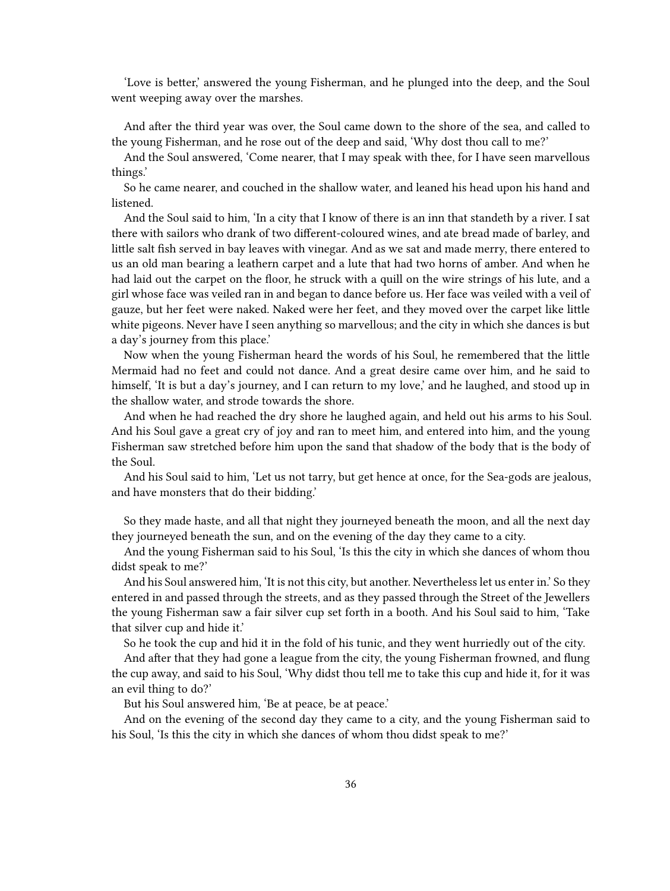'Love is better,' answered the young Fisherman, and he plunged into the deep, and the Soul went weeping away over the marshes.

And after the third year was over, the Soul came down to the shore of the sea, and called to the young Fisherman, and he rose out of the deep and said, 'Why dost thou call to me?'

And the Soul answered, 'Come nearer, that I may speak with thee, for I have seen marvellous things.'

So he came nearer, and couched in the shallow water, and leaned his head upon his hand and listened.

And the Soul said to him, 'In a city that I know of there is an inn that standeth by a river. I sat there with sailors who drank of two different-coloured wines, and ate bread made of barley, and little salt fish served in bay leaves with vinegar. And as we sat and made merry, there entered to us an old man bearing a leathern carpet and a lute that had two horns of amber. And when he had laid out the carpet on the floor, he struck with a quill on the wire strings of his lute, and a girl whose face was veiled ran in and began to dance before us. Her face was veiled with a veil of gauze, but her feet were naked. Naked were her feet, and they moved over the carpet like little white pigeons. Never have I seen anything so marvellous; and the city in which she dances is but a day's journey from this place.'

Now when the young Fisherman heard the words of his Soul, he remembered that the little Mermaid had no feet and could not dance. And a great desire came over him, and he said to himself, 'It is but a day's journey, and I can return to my love,' and he laughed, and stood up in the shallow water, and strode towards the shore.

And when he had reached the dry shore he laughed again, and held out his arms to his Soul. And his Soul gave a great cry of joy and ran to meet him, and entered into him, and the young Fisherman saw stretched before him upon the sand that shadow of the body that is the body of the Soul.

And his Soul said to him, 'Let us not tarry, but get hence at once, for the Sea-gods are jealous, and have monsters that do their bidding.'

So they made haste, and all that night they journeyed beneath the moon, and all the next day they journeyed beneath the sun, and on the evening of the day they came to a city.

And the young Fisherman said to his Soul, 'Is this the city in which she dances of whom thou didst speak to me?'

And his Soul answered him, 'It is not this city, but another. Nevertheless let us enter in.' So they entered in and passed through the streets, and as they passed through the Street of the Jewellers the young Fisherman saw a fair silver cup set forth in a booth. And his Soul said to him, 'Take that silver cup and hide it.'

So he took the cup and hid it in the fold of his tunic, and they went hurriedly out of the city.

And after that they had gone a league from the city, the young Fisherman frowned, and flung the cup away, and said to his Soul, 'Why didst thou tell me to take this cup and hide it, for it was an evil thing to do?'

But his Soul answered him, 'Be at peace, be at peace.'

And on the evening of the second day they came to a city, and the young Fisherman said to his Soul, 'Is this the city in which she dances of whom thou didst speak to me?'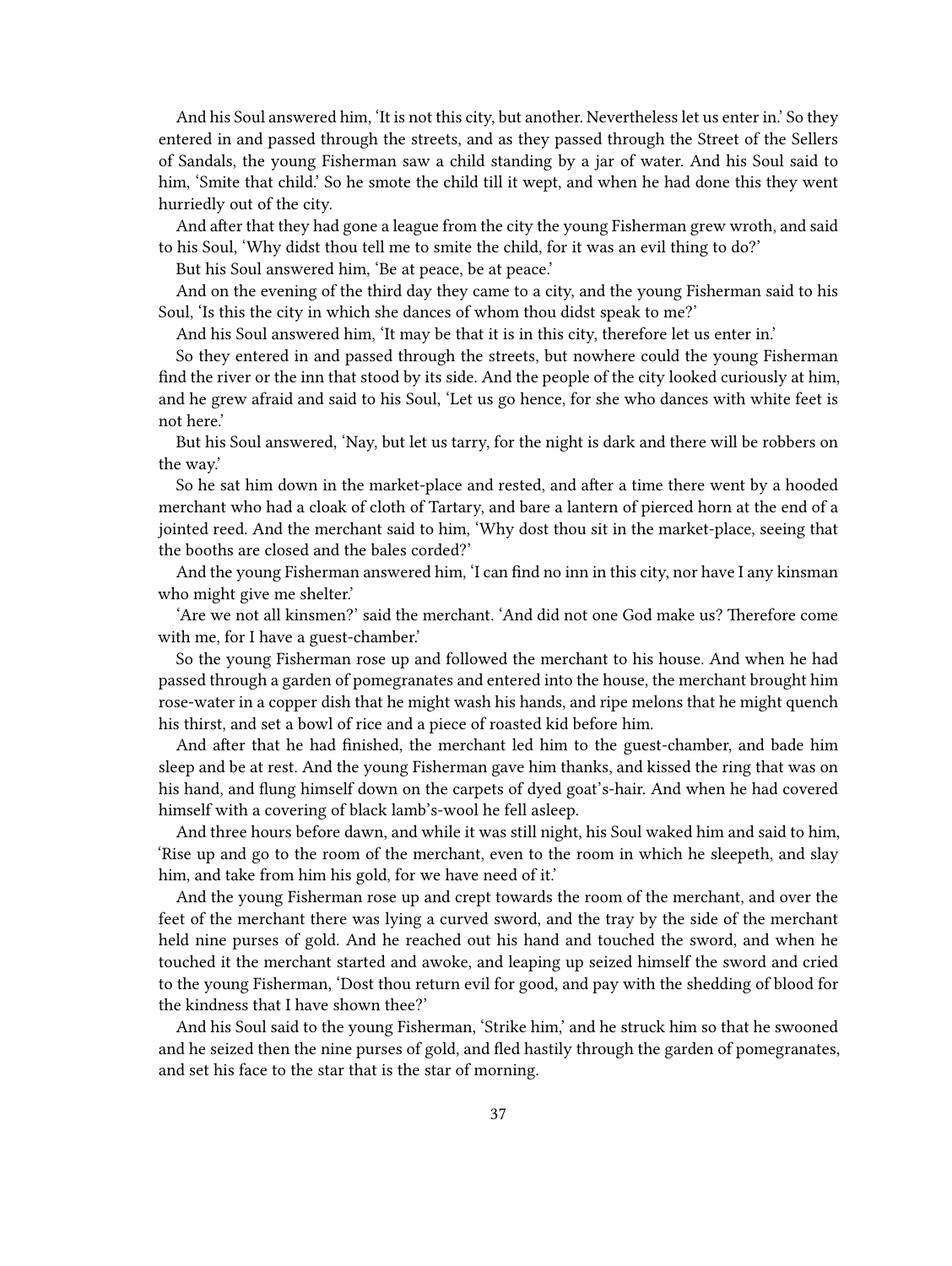And his Soul answered him, 'It is not this city, but another. Nevertheless let us enter in.' So they entered in and passed through the streets, and as they passed through the Street of the Sellers of Sandals, the young Fisherman saw a child standing by a jar of water. And his Soul said to him, 'Smite that child.' So he smote the child till it wept, and when he had done this they went hurriedly out of the city.

And after that they had gone a league from the city the young Fisherman grew wroth, and said to his Soul, 'Why didst thou tell me to smite the child, for it was an evil thing to do?'

But his Soul answered him, 'Be at peace, be at peace.'

And on the evening of the third day they came to a city, and the young Fisherman said to his Soul, 'Is this the city in which she dances of whom thou didst speak to me?'

And his Soul answered him, 'It may be that it is in this city, therefore let us enter in.'

So they entered in and passed through the streets, but nowhere could the young Fisherman find the river or the inn that stood by its side. And the people of the city looked curiously at him, and he grew afraid and said to his Soul, 'Let us go hence, for she who dances with white feet is not here.'

But his Soul answered, 'Nay, but let us tarry, for the night is dark and there will be robbers on the way.'

So he sat him down in the market-place and rested, and after a time there went by a hooded merchant who had a cloak of cloth of Tartary, and bare a lantern of pierced horn at the end of a jointed reed. And the merchant said to him, 'Why dost thou sit in the market-place, seeing that the booths are closed and the bales corded?'

And the young Fisherman answered him, 'I can find no inn in this city, nor have I any kinsman who might give me shelter.'

'Are we not all kinsmen?' said the merchant. 'And did not one God make us? Therefore come with me, for I have a guest-chamber.'

So the young Fisherman rose up and followed the merchant to his house. And when he had passed through a garden of pomegranates and entered into the house, the merchant brought him rose-water in a copper dish that he might wash his hands, and ripe melons that he might quench his thirst, and set a bowl of rice and a piece of roasted kid before him.

And after that he had finished, the merchant led him to the guest-chamber, and bade him sleep and be at rest. And the young Fisherman gave him thanks, and kissed the ring that was on his hand, and flung himself down on the carpets of dyed goat's-hair. And when he had covered himself with a covering of black lamb's-wool he fell asleep.

And three hours before dawn, and while it was still night, his Soul waked him and said to him, 'Rise up and go to the room of the merchant, even to the room in which he sleepeth, and slay him, and take from him his gold, for we have need of it.'

And the young Fisherman rose up and crept towards the room of the merchant, and over the feet of the merchant there was lying a curved sword, and the tray by the side of the merchant held nine purses of gold. And he reached out his hand and touched the sword, and when he touched it the merchant started and awoke, and leaping up seized himself the sword and cried to the young Fisherman, 'Dost thou return evil for good, and pay with the shedding of blood for the kindness that I have shown thee?'

And his Soul said to the young Fisherman, 'Strike him,' and he struck him so that he swooned and he seized then the nine purses of gold, and fled hastily through the garden of pomegranates, and set his face to the star that is the star of morning.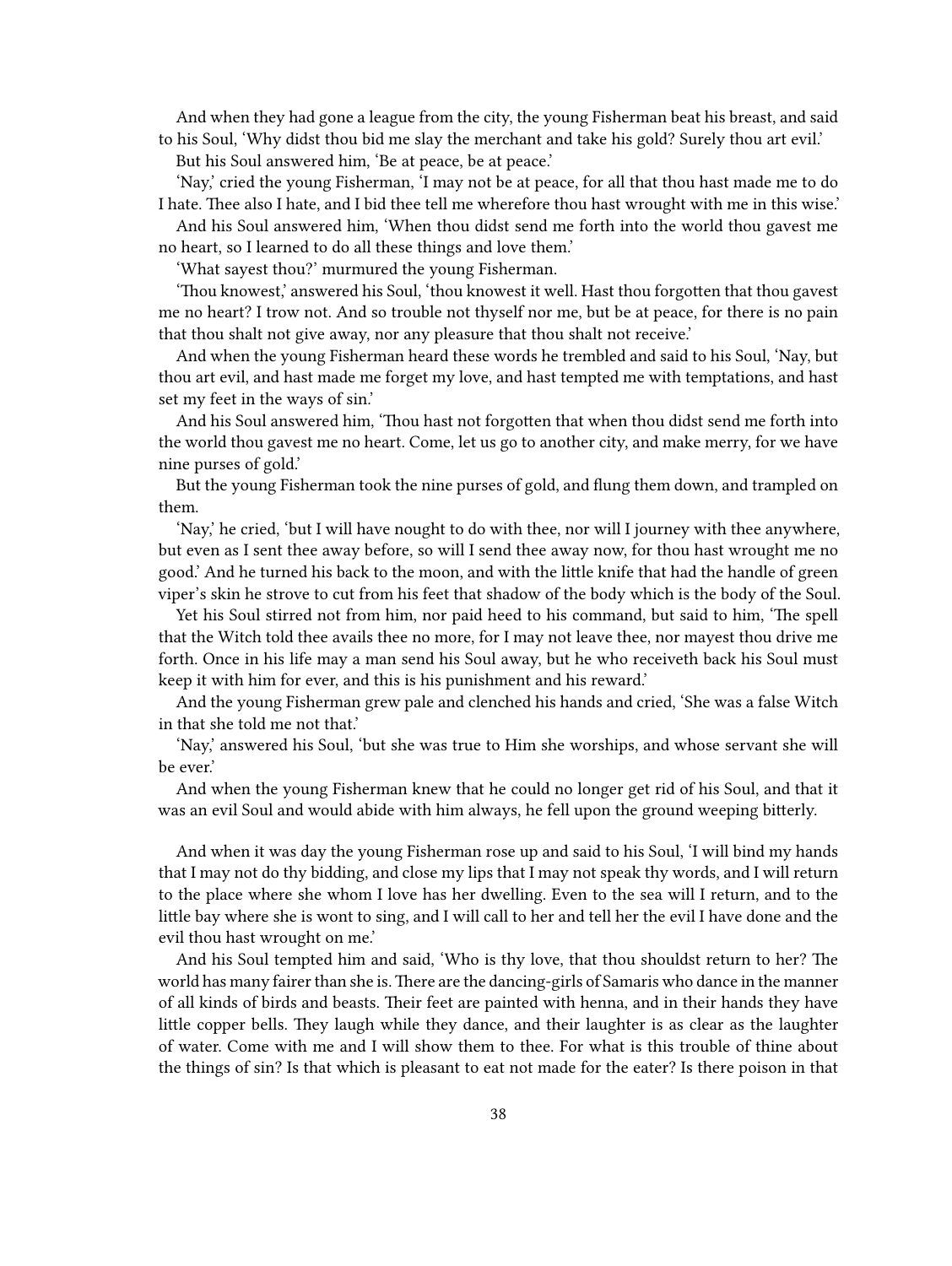And when they had gone a league from the city, the young Fisherman beat his breast, and said to his Soul, 'Why didst thou bid me slay the merchant and take his gold? Surely thou art evil.'

But his Soul answered him, 'Be at peace, be at peace.'

'Nay,' cried the young Fisherman, 'I may not be at peace, for all that thou hast made me to do I hate. Thee also I hate, and I bid thee tell me wherefore thou hast wrought with me in this wise.'

And his Soul answered him, 'When thou didst send me forth into the world thou gavest me no heart, so I learned to do all these things and love them.'

'What sayest thou?' murmured the young Fisherman.

'Thou knowest,' answered his Soul, 'thou knowest it well. Hast thou forgotten that thou gavest me no heart? I trow not. And so trouble not thyself nor me, but be at peace, for there is no pain that thou shalt not give away, nor any pleasure that thou shalt not receive.'

And when the young Fisherman heard these words he trembled and said to his Soul, 'Nay, but thou art evil, and hast made me forget my love, and hast tempted me with temptations, and hast set my feet in the ways of sin.'

And his Soul answered him, 'Thou hast not forgotten that when thou didst send me forth into the world thou gavest me no heart. Come, let us go to another city, and make merry, for we have nine purses of gold.'

But the young Fisherman took the nine purses of gold, and flung them down, and trampled on them.

'Nay,' he cried, 'but I will have nought to do with thee, nor will I journey with thee anywhere, but even as I sent thee away before, so will I send thee away now, for thou hast wrought me no good.' And he turned his back to the moon, and with the little knife that had the handle of green viper's skin he strove to cut from his feet that shadow of the body which is the body of the Soul.

Yet his Soul stirred not from him, nor paid heed to his command, but said to him, 'The spell that the Witch told thee avails thee no more, for I may not leave thee, nor mayest thou drive me forth. Once in his life may a man send his Soul away, but he who receiveth back his Soul must keep it with him for ever, and this is his punishment and his reward.'

And the young Fisherman grew pale and clenched his hands and cried, 'She was a false Witch in that she told me not that.'

'Nay,' answered his Soul, 'but she was true to Him she worships, and whose servant she will be ever.'

And when the young Fisherman knew that he could no longer get rid of his Soul, and that it was an evil Soul and would abide with him always, he fell upon the ground weeping bitterly.

And when it was day the young Fisherman rose up and said to his Soul, 'I will bind my hands that I may not do thy bidding, and close my lips that I may not speak thy words, and I will return to the place where she whom I love has her dwelling. Even to the sea will I return, and to the little bay where she is wont to sing, and I will call to her and tell her the evil I have done and the evil thou hast wrought on me.'

And his Soul tempted him and said, 'Who is thy love, that thou shouldst return to her? The world has many fairer than she is. There are the dancing-girls of Samaris who dance in the manner of all kinds of birds and beasts. Their feet are painted with henna, and in their hands they have little copper bells. They laugh while they dance, and their laughter is as clear as the laughter of water. Come with me and I will show them to thee. For what is this trouble of thine about the things of sin? Is that which is pleasant to eat not made for the eater? Is there poison in that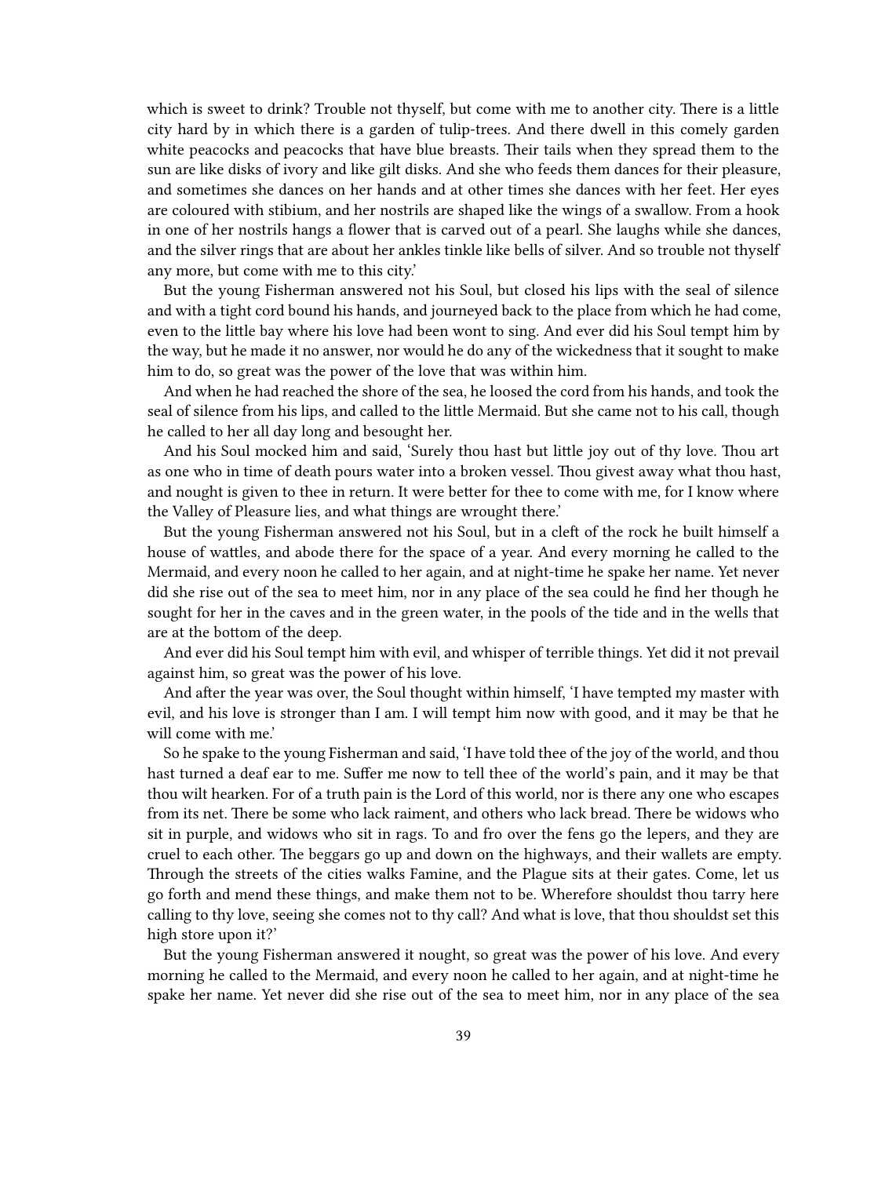which is sweet to drink? Trouble not thyself, but come with me to another city. There is a little city hard by in which there is a garden of tulip-trees. And there dwell in this comely garden white peacocks and peacocks that have blue breasts. Their tails when they spread them to the sun are like disks of ivory and like gilt disks. And she who feeds them dances for their pleasure, and sometimes she dances on her hands and at other times she dances with her feet. Her eyes are coloured with stibium, and her nostrils are shaped like the wings of a swallow. From a hook in one of her nostrils hangs a flower that is carved out of a pearl. She laughs while she dances, and the silver rings that are about her ankles tinkle like bells of silver. And so trouble not thyself any more, but come with me to this city.'

But the young Fisherman answered not his Soul, but closed his lips with the seal of silence and with a tight cord bound his hands, and journeyed back to the place from which he had come, even to the little bay where his love had been wont to sing. And ever did his Soul tempt him by the way, but he made it no answer, nor would he do any of the wickedness that it sought to make him to do, so great was the power of the love that was within him.

And when he had reached the shore of the sea, he loosed the cord from his hands, and took the seal of silence from his lips, and called to the little Mermaid. But she came not to his call, though he called to her all day long and besought her.

And his Soul mocked him and said, 'Surely thou hast but little joy out of thy love. Thou art as one who in time of death pours water into a broken vessel. Thou givest away what thou hast, and nought is given to thee in return. It were better for thee to come with me, for I know where the Valley of Pleasure lies, and what things are wrought there.'

But the young Fisherman answered not his Soul, but in a cleft of the rock he built himself a house of wattles, and abode there for the space of a year. And every morning he called to the Mermaid, and every noon he called to her again, and at night-time he spake her name. Yet never did she rise out of the sea to meet him, nor in any place of the sea could he find her though he sought for her in the caves and in the green water, in the pools of the tide and in the wells that are at the bottom of the deep.

And ever did his Soul tempt him with evil, and whisper of terrible things. Yet did it not prevail against him, so great was the power of his love.

And after the year was over, the Soul thought within himself, 'I have tempted my master with evil, and his love is stronger than I am. I will tempt him now with good, and it may be that he will come with me.'

So he spake to the young Fisherman and said, 'I have told thee of the joy of the world, and thou hast turned a deaf ear to me. Suffer me now to tell thee of the world's pain, and it may be that thou wilt hearken. For of a truth pain is the Lord of this world, nor is there any one who escapes from its net. There be some who lack raiment, and others who lack bread. There be widows who sit in purple, and widows who sit in rags. To and fro over the fens go the lepers, and they are cruel to each other. The beggars go up and down on the highways, and their wallets are empty. Through the streets of the cities walks Famine, and the Plague sits at their gates. Come, let us go forth and mend these things, and make them not to be. Wherefore shouldst thou tarry here calling to thy love, seeing she comes not to thy call? And what is love, that thou shouldst set this high store upon it?'

But the young Fisherman answered it nought, so great was the power of his love. And every morning he called to the Mermaid, and every noon he called to her again, and at night-time he spake her name. Yet never did she rise out of the sea to meet him, nor in any place of the sea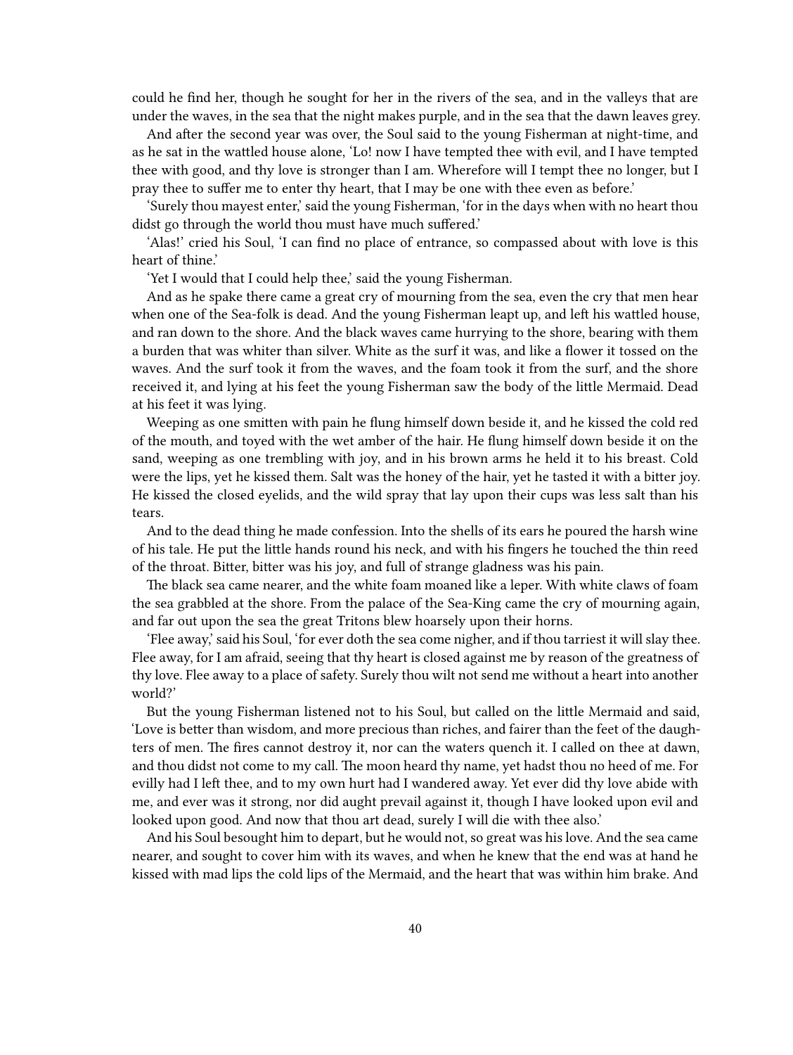could he find her, though he sought for her in the rivers of the sea, and in the valleys that are under the waves, in the sea that the night makes purple, and in the sea that the dawn leaves grey.

And after the second year was over, the Soul said to the young Fisherman at night-time, and as he sat in the wattled house alone, 'Lo! now I have tempted thee with evil, and I have tempted thee with good, and thy love is stronger than I am. Wherefore will I tempt thee no longer, but I pray thee to suffer me to enter thy heart, that I may be one with thee even as before.'

'Surely thou mayest enter,' said the young Fisherman, 'for in the days when with no heart thou didst go through the world thou must have much suffered.'

'Alas!' cried his Soul, 'I can find no place of entrance, so compassed about with love is this heart of thine.'

'Yet I would that I could help thee,' said the young Fisherman.

And as he spake there came a great cry of mourning from the sea, even the cry that men hear when one of the Sea-folk is dead. And the young Fisherman leapt up, and left his wattled house, and ran down to the shore. And the black waves came hurrying to the shore, bearing with them a burden that was whiter than silver. White as the surf it was, and like a flower it tossed on the waves. And the surf took it from the waves, and the foam took it from the surf, and the shore received it, and lying at his feet the young Fisherman saw the body of the little Mermaid. Dead at his feet it was lying.

Weeping as one smitten with pain he flung himself down beside it, and he kissed the cold red of the mouth, and toyed with the wet amber of the hair. He flung himself down beside it on the sand, weeping as one trembling with joy, and in his brown arms he held it to his breast. Cold were the lips, yet he kissed them. Salt was the honey of the hair, yet he tasted it with a bitter joy. He kissed the closed eyelids, and the wild spray that lay upon their cups was less salt than his tears.

And to the dead thing he made confession. Into the shells of its ears he poured the harsh wine of his tale. He put the little hands round his neck, and with his fingers he touched the thin reed of the throat. Bitter, bitter was his joy, and full of strange gladness was his pain.

The black sea came nearer, and the white foam moaned like a leper. With white claws of foam the sea grabbled at the shore. From the palace of the Sea-King came the cry of mourning again, and far out upon the sea the great Tritons blew hoarsely upon their horns.

'Flee away,' said his Soul, 'for ever doth the sea come nigher, and if thou tarriest it will slay thee. Flee away, for I am afraid, seeing that thy heart is closed against me by reason of the greatness of thy love. Flee away to a place of safety. Surely thou wilt not send me without a heart into another world?'

But the young Fisherman listened not to his Soul, but called on the little Mermaid and said, 'Love is better than wisdom, and more precious than riches, and fairer than the feet of the daughters of men. The fires cannot destroy it, nor can the waters quench it. I called on thee at dawn, and thou didst not come to my call. The moon heard thy name, yet hadst thou no heed of me. For evilly had I left thee, and to my own hurt had I wandered away. Yet ever did thy love abide with me, and ever was it strong, nor did aught prevail against it, though I have looked upon evil and looked upon good. And now that thou art dead, surely I will die with thee also.'

And his Soul besought him to depart, but he would not, so great was his love. And the sea came nearer, and sought to cover him with its waves, and when he knew that the end was at hand he kissed with mad lips the cold lips of the Mermaid, and the heart that was within him brake. And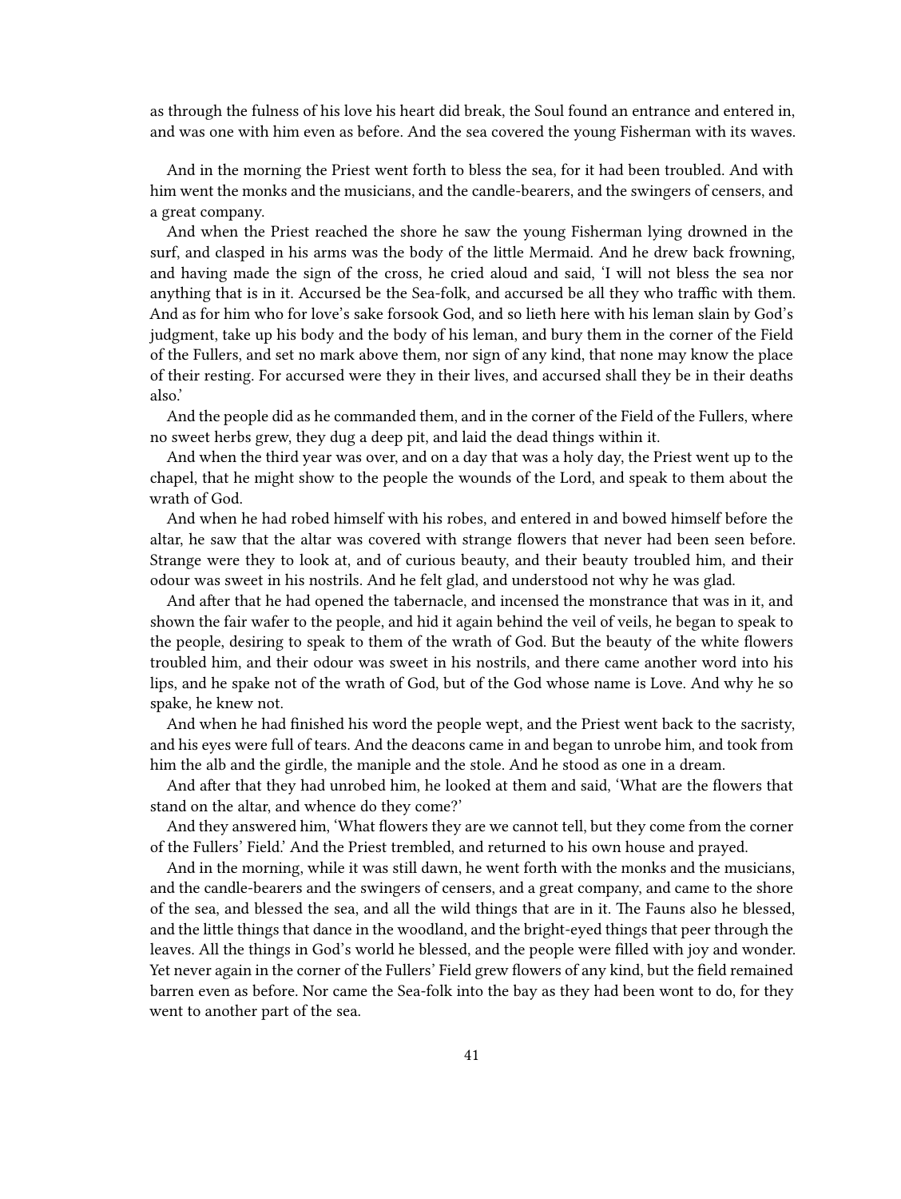as through the fulness of his love his heart did break, the Soul found an entrance and entered in, and was one with him even as before. And the sea covered the young Fisherman with its waves.

And in the morning the Priest went forth to bless the sea, for it had been troubled. And with him went the monks and the musicians, and the candle-bearers, and the swingers of censers, and a great company.

And when the Priest reached the shore he saw the young Fisherman lying drowned in the surf, and clasped in his arms was the body of the little Mermaid. And he drew back frowning, and having made the sign of the cross, he cried aloud and said, 'I will not bless the sea nor anything that is in it. Accursed be the Sea-folk, and accursed be all they who traffic with them. And as for him who for love's sake forsook God, and so lieth here with his leman slain by God's judgment, take up his body and the body of his leman, and bury them in the corner of the Field of the Fullers, and set no mark above them, nor sign of any kind, that none may know the place of their resting. For accursed were they in their lives, and accursed shall they be in their deaths also.'

And the people did as he commanded them, and in the corner of the Field of the Fullers, where no sweet herbs grew, they dug a deep pit, and laid the dead things within it.

And when the third year was over, and on a day that was a holy day, the Priest went up to the chapel, that he might show to the people the wounds of the Lord, and speak to them about the wrath of God.

And when he had robed himself with his robes, and entered in and bowed himself before the altar, he saw that the altar was covered with strange flowers that never had been seen before. Strange were they to look at, and of curious beauty, and their beauty troubled him, and their odour was sweet in his nostrils. And he felt glad, and understood not why he was glad.

And after that he had opened the tabernacle, and incensed the monstrance that was in it, and shown the fair wafer to the people, and hid it again behind the veil of veils, he began to speak to the people, desiring to speak to them of the wrath of God. But the beauty of the white flowers troubled him, and their odour was sweet in his nostrils, and there came another word into his lips, and he spake not of the wrath of God, but of the God whose name is Love. And why he so spake, he knew not.

And when he had finished his word the people wept, and the Priest went back to the sacristy, and his eyes were full of tears. And the deacons came in and began to unrobe him, and took from him the alb and the girdle, the maniple and the stole. And he stood as one in a dream.

And after that they had unrobed him, he looked at them and said, 'What are the flowers that stand on the altar, and whence do they come?'

And they answered him, 'What flowers they are we cannot tell, but they come from the corner of the Fullers' Field.' And the Priest trembled, and returned to his own house and prayed.

And in the morning, while it was still dawn, he went forth with the monks and the musicians, and the candle-bearers and the swingers of censers, and a great company, and came to the shore of the sea, and blessed the sea, and all the wild things that are in it. The Fauns also he blessed, and the little things that dance in the woodland, and the bright-eyed things that peer through the leaves. All the things in God's world he blessed, and the people were filled with joy and wonder. Yet never again in the corner of the Fullers' Field grew flowers of any kind, but the field remained barren even as before. Nor came the Sea-folk into the bay as they had been wont to do, for they went to another part of the sea.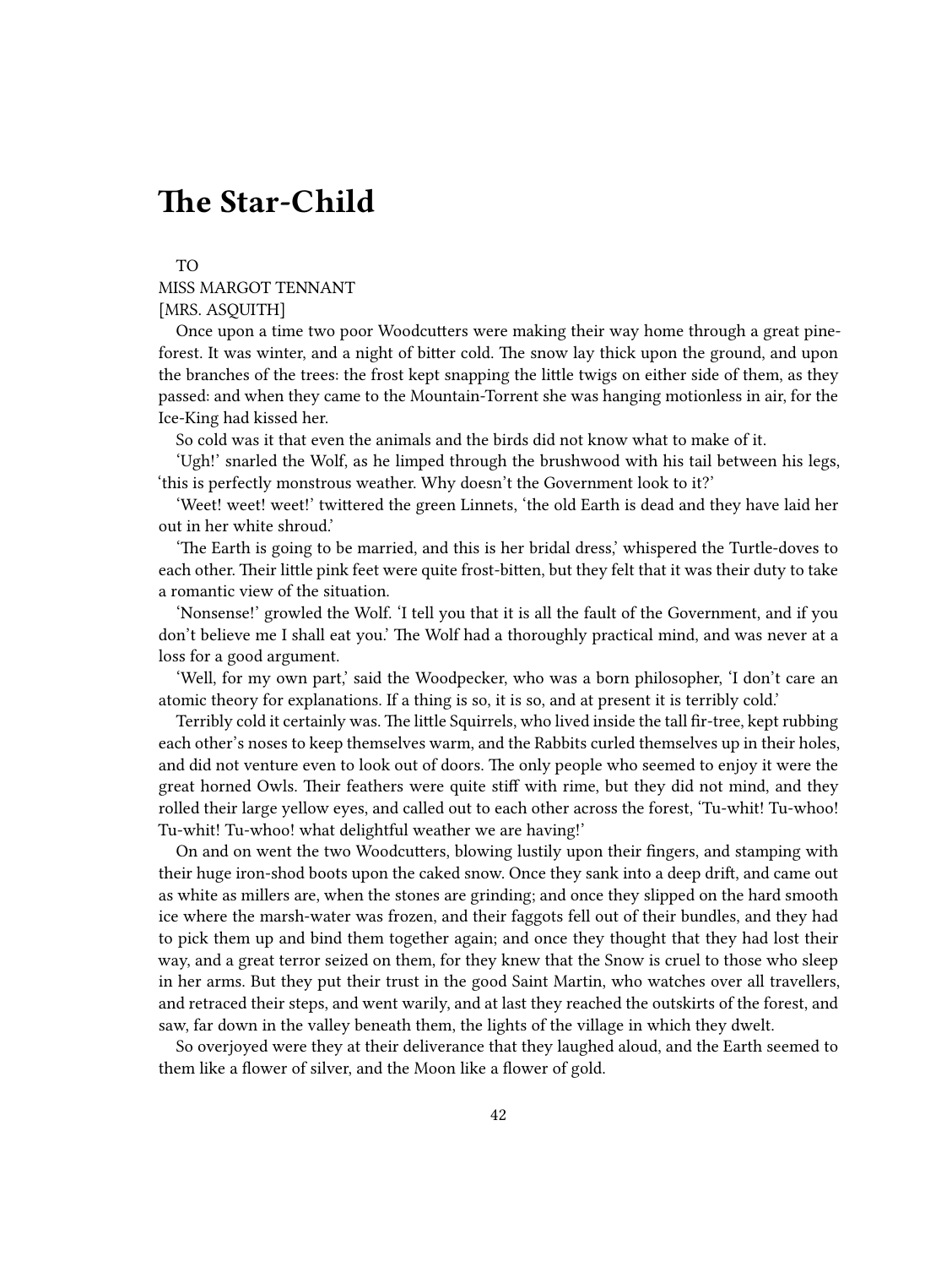# The Star-Child

TO
MISS MARGOT TENNANT
[MRS. ASQUITH]

Once upon a time two poor Woodcutters were making their way home through a great pine-forest. It was winter, and a night of bitter cold. The snow lay thick upon the ground, and upon the branches of the trees: the frost kept snapping the little twigs on either side of them, as they passed: and when they came to the Mountain-Torrent she was hanging motionless in air, for the Ice-King had kissed her.

So cold was it that even the animals and the birds did not know what to make of it.

'Ugh!' snarled the Wolf, as he limped through the brushwood with his tail between his legs, 'this is perfectly monstrous weather. Why doesn't the Government look to it?'

'Weet! weet! weet!' twittered the green Linnets, 'the old Earth is dead and they have laid her out in her white shroud.'

'The Earth is going to be married, and this is her bridal dress,' whispered the Turtle-doves to each other. Their little pink feet were quite frost-bitten, but they felt that it was their duty to take a romantic view of the situation.

'Nonsense!' growled the Wolf. 'I tell you that it is all the fault of the Government, and if you don't believe me I shall eat you.' The Wolf had a thoroughly practical mind, and was never at a loss for a good argument.

'Well, for my own part,' said the Woodpecker, who was a born philosopher, 'I don't care an atomic theory for explanations. If a thing is so, it is so, and at present it is terribly cold.'

Terribly cold it certainly was. The little Squirrels, who lived inside the tall fir-tree, kept rubbing each other's noses to keep themselves warm, and the Rabbits curled themselves up in their holes, and did not venture even to look out of doors. The only people who seemed to enjoy it were the great horned Owls. Their feathers were quite stiff with rime, but they did not mind, and they rolled their large yellow eyes, and called out to each other across the forest, 'Tu-whit! Tu-whoo! Tu-whit! Tu-whoo! what delightful weather we are having!'

On and on went the two Woodcutters, blowing lustily upon their fingers, and stamping with their huge iron-shod boots upon the caked snow. Once they sank into a deep drift, and came out as white as millers are, when the stones are grinding; and once they slipped on the hard smooth ice where the marsh-water was frozen, and their faggots fell out of their bundles, and they had to pick them up and bind them together again; and once they thought that they had lost their way, and a great terror seized on them, for they knew that the Snow is cruel to those who sleep in her arms. But they put their trust in the good Saint Martin, who watches over all travellers, and retraced their steps, and went warily, and at last they reached the outskirts of the forest, and saw, far down in the valley beneath them, the lights of the village in which they dwelt.

So overjoyed were they at their deliverance that they laughed aloud, and the Earth seemed to them like a flower of silver, and the Moon like a flower of gold.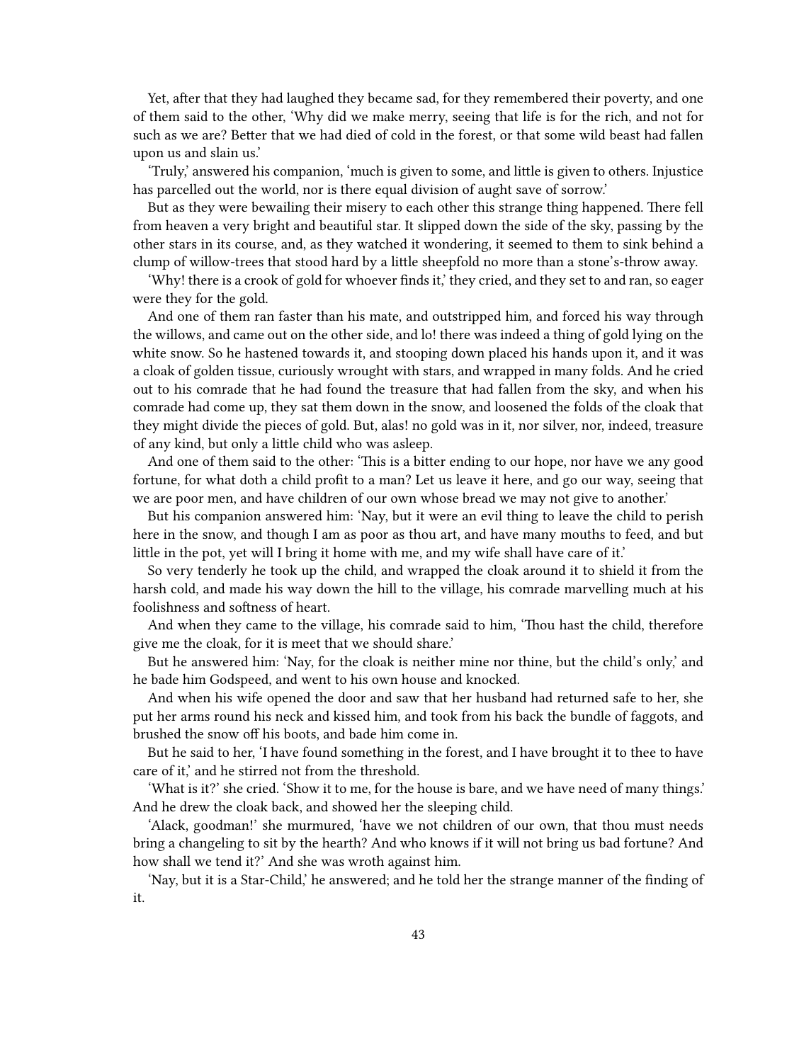Yet, after that they had laughed they became sad, for they remembered their poverty, and one of them said to the other, 'Why did we make merry, seeing that life is for the rich, and not for such as we are? Better that we had died of cold in the forest, or that some wild beast had fallen upon us and slain us.'

'Truly,' answered his companion, 'much is given to some, and little is given to others. Injustice has parcelled out the world, nor is there equal division of aught save of sorrow.'

But as they were bewailing their misery to each other this strange thing happened. There fell from heaven a very bright and beautiful star. It slipped down the side of the sky, passing by the other stars in its course, and, as they watched it wondering, it seemed to them to sink behind a clump of willow-trees that stood hard by a little sheepfold no more than a stone's-throw away.

'Why! there is a crook of gold for whoever finds it,' they cried, and they set to and ran, so eager were they for the gold.

And one of them ran faster than his mate, and outstripped him, and forced his way through the willows, and came out on the other side, and lo! there was indeed a thing of gold lying on the white snow. So he hastened towards it, and stooping down placed his hands upon it, and it was a cloak of golden tissue, curiously wrought with stars, and wrapped in many folds. And he cried out to his comrade that he had found the treasure that had fallen from the sky, and when his comrade had come up, they sat them down in the snow, and loosened the folds of the cloak that they might divide the pieces of gold. But, alas! no gold was in it, nor silver, nor, indeed, treasure of any kind, but only a little child who was asleep.

And one of them said to the other: 'This is a bitter ending to our hope, nor have we any good fortune, for what doth a child profit to a man? Let us leave it here, and go our way, seeing that we are poor men, and have children of our own whose bread we may not give to another.'

But his companion answered him: 'Nay, but it were an evil thing to leave the child to perish here in the snow, and though I am as poor as thou art, and have many mouths to feed, and but little in the pot, yet will I bring it home with me, and my wife shall have care of it.'

So very tenderly he took up the child, and wrapped the cloak around it to shield it from the harsh cold, and made his way down the hill to the village, his comrade marvelling much at his foolishness and softness of heart.

And when they came to the village, his comrade said to him, 'Thou hast the child, therefore give me the cloak, for it is meet that we should share.'

But he answered him: 'Nay, for the cloak is neither mine nor thine, but the child's only,' and he bade him Godspeed, and went to his own house and knocked.

And when his wife opened the door and saw that her husband had returned safe to her, she put her arms round his neck and kissed him, and took from his back the bundle of faggots, and brushed the snow off his boots, and bade him come in.

But he said to her, 'I have found something in the forest, and I have brought it to thee to have care of it,' and he stirred not from the threshold.

'What is it?' she cried. 'Show it to me, for the house is bare, and we have need of many things.' And he drew the cloak back, and showed her the sleeping child.

'Alack, goodman!' she murmured, 'have we not children of our own, that thou must needs bring a changeling to sit by the hearth? And who knows if it will not bring us bad fortune? And how shall we tend it?' And she was wroth against him.

'Nay, but it is a Star-Child,' he answered; and he told her the strange manner of the finding of it.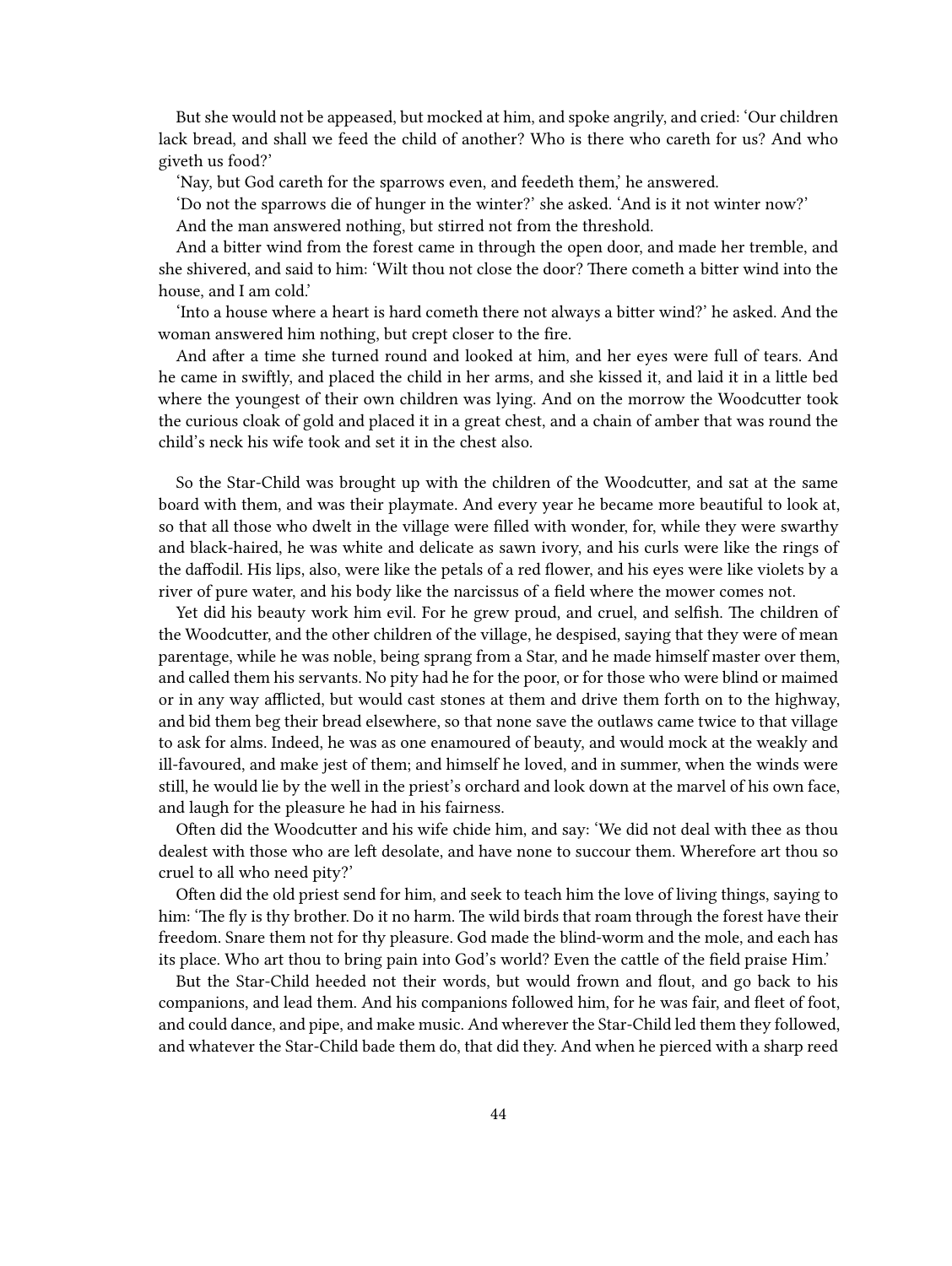But she would not be appeased, but mocked at him, and spoke angrily, and cried: 'Our children lack bread, and shall we feed the child of another? Who is there who careth for us? And who giveth us food?'

'Nay, but God careth for the sparrows even, and feedeth them,' he answered.

'Do not the sparrows die of hunger in the winter?' she asked. 'And is it not winter now?'

And the man answered nothing, but stirred not from the threshold.

And a bitter wind from the forest came in through the open door, and made her tremble, and she shivered, and said to him: 'Wilt thou not close the door? There cometh a bitter wind into the house, and I am cold.'

'Into a house where a heart is hard cometh there not always a bitter wind?' he asked. And the woman answered him nothing, but crept closer to the fire.

And after a time she turned round and looked at him, and her eyes were full of tears. And he came in swiftly, and placed the child in her arms, and she kissed it, and laid it in a little bed where the youngest of their own children was lying. And on the morrow the Woodcutter took the curious cloak of gold and placed it in a great chest, and a chain of amber that was round the child's neck his wife took and set it in the chest also.

So the Star-Child was brought up with the children of the Woodcutter, and sat at the same board with them, and was their playmate. And every year he became more beautiful to look at, so that all those who dwelt in the village were filled with wonder, for, while they were swarthy and black-haired, he was white and delicate as sawn ivory, and his curls were like the rings of the daffodil. His lips, also, were like the petals of a red flower, and his eyes were like violets by a river of pure water, and his body like the narcissus of a field where the mower comes not.

Yet did his beauty work him evil. For he grew proud, and cruel, and selfish. The children of the Woodcutter, and the other children of the village, he despised, saying that they were of mean parentage, while he was noble, being sprang from a Star, and he made himself master over them, and called them his servants. No pity had he for the poor, or for those who were blind or maimed or in any way afflicted, but would cast stones at them and drive them forth on to the highway, and bid them beg their bread elsewhere, so that none save the outlaws came twice to that village to ask for alms. Indeed, he was as one enamoured of beauty, and would mock at the weakly and ill-favoured, and make jest of them; and himself he loved, and in summer, when the winds were still, he would lie by the well in the priest's orchard and look down at the marvel of his own face, and laugh for the pleasure he had in his fairness.

Often did the Woodcutter and his wife chide him, and say: 'We did not deal with thee as thou dealest with those who are left desolate, and have none to succour them. Wherefore art thou so cruel to all who need pity?'

Often did the old priest send for him, and seek to teach him the love of living things, saying to him: 'The fly is thy brother. Do it no harm. The wild birds that roam through the forest have their freedom. Snare them not for thy pleasure. God made the blind-worm and the mole, and each has its place. Who art thou to bring pain into God's world? Even the cattle of the field praise Him.'

But the Star-Child heeded not their words, but would frown and flout, and go back to his companions, and lead them. And his companions followed him, for he was fair, and fleet of foot, and could dance, and pipe, and make music. And wherever the Star-Child led them they followed, and whatever the Star-Child bade them do, that did they. And when he pierced with a sharp reed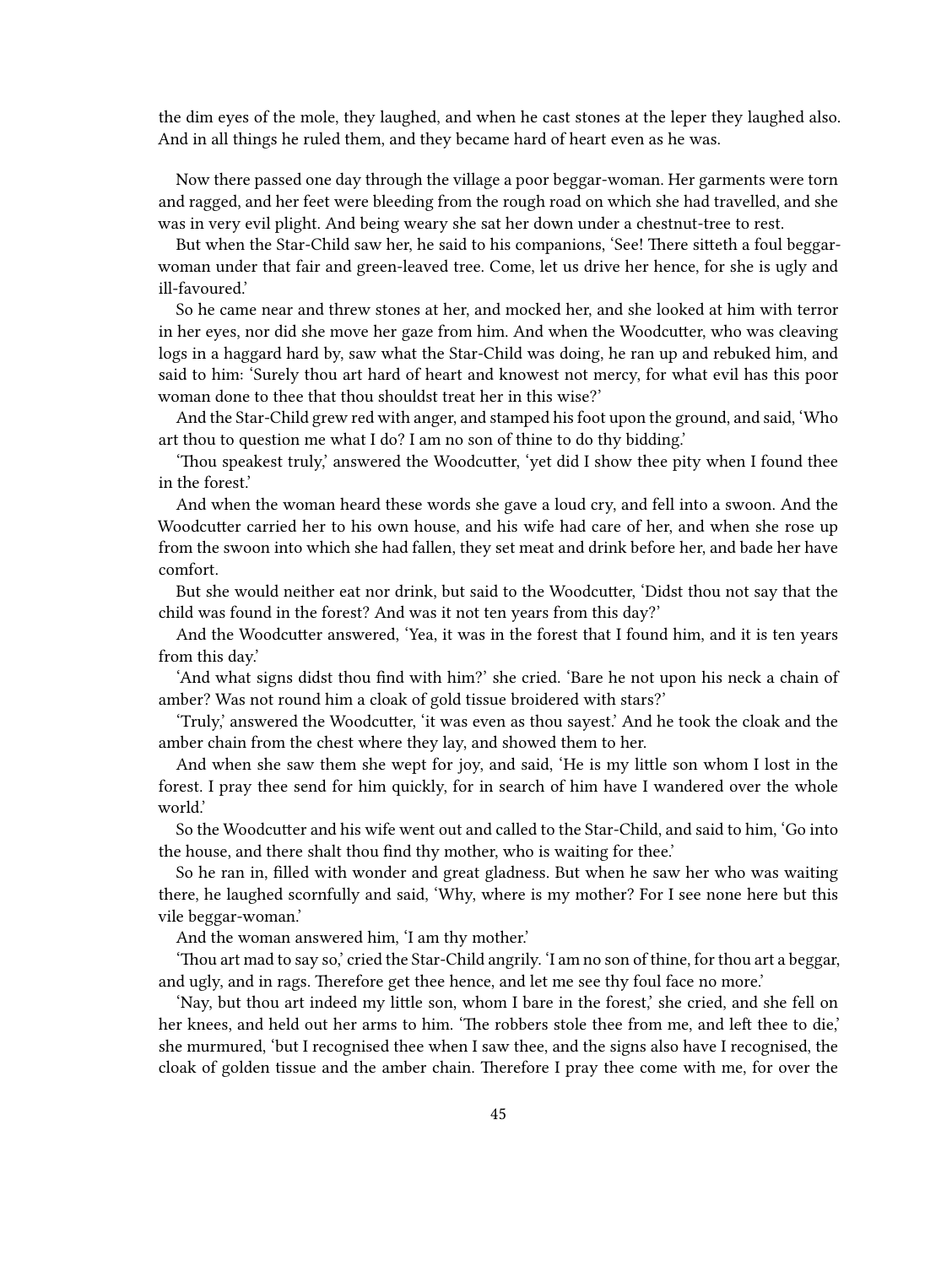the dim eyes of the mole, they laughed, and when he cast stones at the leper they laughed also. And in all things he ruled them, and they became hard of heart even as he was.

Now there passed one day through the village a poor beggar-woman. Her garments were torn and ragged, and her feet were bleeding from the rough road on which she had travelled, and she was in very evil plight. And being weary she sat her down under a chestnut-tree to rest.

But when the Star-Child saw her, he said to his companions, 'See! There sitteth a foul beggar-woman under that fair and green-leaved tree. Come, let us drive her hence, for she is ugly and ill-favoured.'

So he came near and threw stones at her, and mocked her, and she looked at him with terror in her eyes, nor did she move her gaze from him. And when the Woodcutter, who was cleaving logs in a haggard hard by, saw what the Star-Child was doing, he ran up and rebuked him, and said to him: 'Surely thou art hard of heart and knowest not mercy, for what evil has this poor woman done to thee that thou shouldst treat her in this wise?'

And the Star-Child grew red with anger, and stamped his foot upon the ground, and said, 'Who art thou to question me what I do? I am no son of thine to do thy bidding.'

'Thou speakest truly,' answered the Woodcutter, 'yet did I show thee pity when I found thee in the forest.'

And when the woman heard these words she gave a loud cry, and fell into a swoon. And the Woodcutter carried her to his own house, and his wife had care of her, and when she rose up from the swoon into which she had fallen, they set meat and drink before her, and bade her have comfort.

But she would neither eat nor drink, but said to the Woodcutter, 'Didst thou not say that the child was found in the forest? And was it not ten years from this day?'

And the Woodcutter answered, 'Yea, it was in the forest that I found him, and it is ten years from this day.'

'And what signs didst thou find with him?' she cried. 'Bare he not upon his neck a chain of amber? Was not round him a cloak of gold tissue broidered with stars?'

'Truly,' answered the Woodcutter, 'it was even as thou sayest.' And he took the cloak and the amber chain from the chest where they lay, and showed them to her.

And when she saw them she wept for joy, and said, 'He is my little son whom I lost in the forest. I pray thee send for him quickly, for in search of him have I wandered over the whole world.'

So the Woodcutter and his wife went out and called to the Star-Child, and said to him, 'Go into the house, and there shalt thou find thy mother, who is waiting for thee.'

So he ran in, filled with wonder and great gladness. But when he saw her who was waiting there, he laughed scornfully and said, 'Why, where is my mother? For I see none here but this vile beggar-woman.'

And the woman answered him, 'I am thy mother.'

'Thou art mad to say so,' cried the Star-Child angrily. 'I am no son of thine, for thou art a beggar, and ugly, and in rags. Therefore get thee hence, and let me see thy foul face no more.'

'Nay, but thou art indeed my little son, whom I bare in the forest,' she cried, and she fell on her knees, and held out her arms to him. 'The robbers stole thee from me, and left thee to die,' she murmured, 'but I recognised thee when I saw thee, and the signs also have I recognised, the cloak of golden tissue and the amber chain. Therefore I pray thee come with me, for over the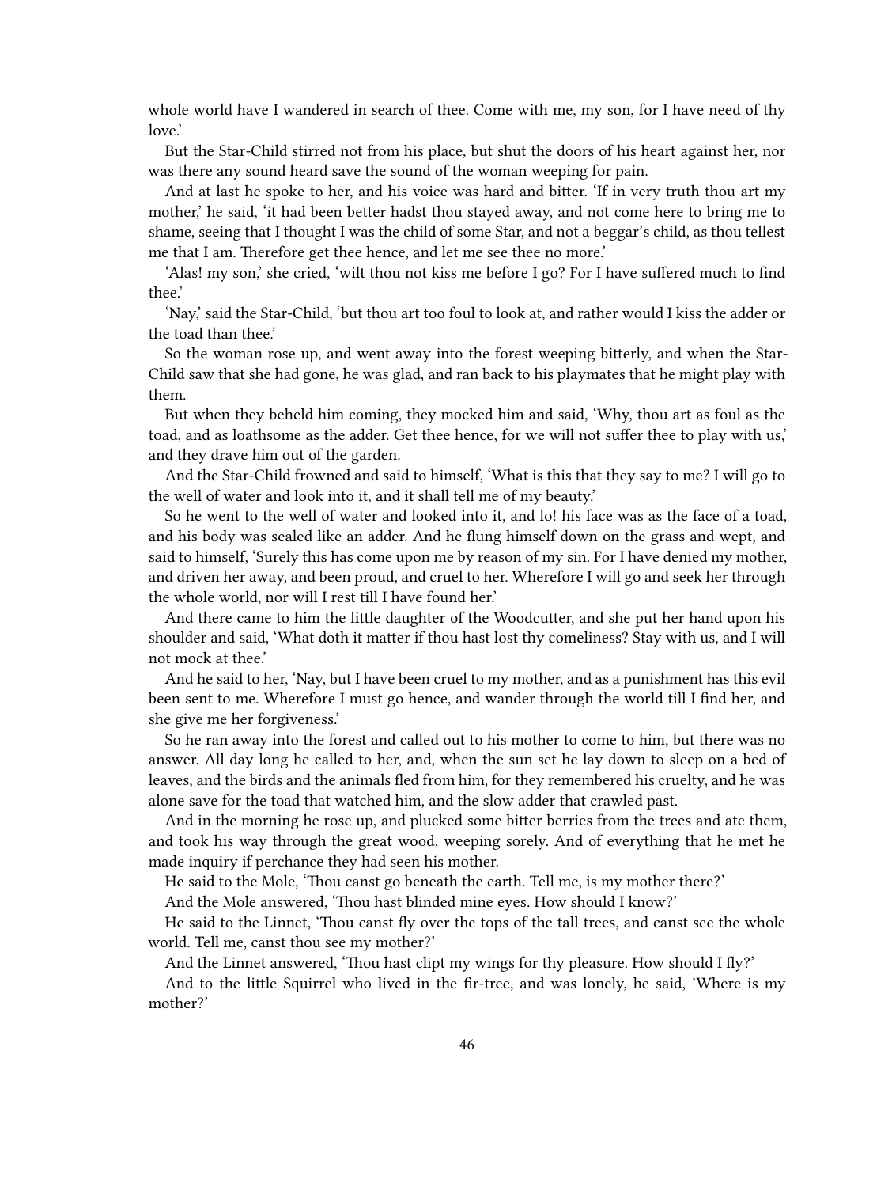whole world have I wandered in search of thee. Come with me, my son, for I have need of thy love.'

But the Star-Child stirred not from his place, but shut the doors of his heart against her, nor was there any sound heard save the sound of the woman weeping for pain.

And at last he spoke to her, and his voice was hard and bitter. 'If in very truth thou art my mother,' he said, 'it had been better hadst thou stayed away, and not come here to bring me to shame, seeing that I thought I was the child of some Star, and not a beggar's child, as thou tellest me that I am. Therefore get thee hence, and let me see thee no more.'

'Alas! my son,' she cried, 'wilt thou not kiss me before I go? For I have suffered much to find thee.'

'Nay,' said the Star-Child, 'but thou art too foul to look at, and rather would I kiss the adder or the toad than thee.'

So the woman rose up, and went away into the forest weeping bitterly, and when the Star-Child saw that she had gone, he was glad, and ran back to his playmates that he might play with them.

But when they beheld him coming, they mocked him and said, 'Why, thou art as foul as the toad, and as loathsome as the adder. Get thee hence, for we will not suffer thee to play with us,' and they drave him out of the garden.

And the Star-Child frowned and said to himself, 'What is this that they say to me? I will go to the well of water and look into it, and it shall tell me of my beauty.'

So he went to the well of water and looked into it, and lo! his face was as the face of a toad, and his body was sealed like an adder. And he flung himself down on the grass and wept, and said to himself, 'Surely this has come upon me by reason of my sin. For I have denied my mother, and driven her away, and been proud, and cruel to her. Wherefore I will go and seek her through the whole world, nor will I rest till I have found her.'

And there came to him the little daughter of the Woodcutter, and she put her hand upon his shoulder and said, 'What doth it matter if thou hast lost thy comeliness? Stay with us, and I will not mock at thee.'

And he said to her, 'Nay, but I have been cruel to my mother, and as a punishment has this evil been sent to me. Wherefore I must go hence, and wander through the world till I find her, and she give me her forgiveness.'

So he ran away into the forest and called out to his mother to come to him, but there was no answer. All day long he called to her, and, when the sun set he lay down to sleep on a bed of leaves, and the birds and the animals fled from him, for they remembered his cruelty, and he was alone save for the toad that watched him, and the slow adder that crawled past.

And in the morning he rose up, and plucked some bitter berries from the trees and ate them, and took his way through the great wood, weeping sorely. And of everything that he met he made inquiry if perchance they had seen his mother.

He said to the Mole, 'Thou canst go beneath the earth. Tell me, is my mother there?'

And the Mole answered, 'Thou hast blinded mine eyes. How should I know?'

He said to the Linnet, 'Thou canst fly over the tops of the tall trees, and canst see the whole world. Tell me, canst thou see my mother?'

And the Linnet answered, 'Thou hast clipt my wings for thy pleasure. How should I fly?'

And to the little Squirrel who lived in the fir-tree, and was lonely, he said, 'Where is my mother?'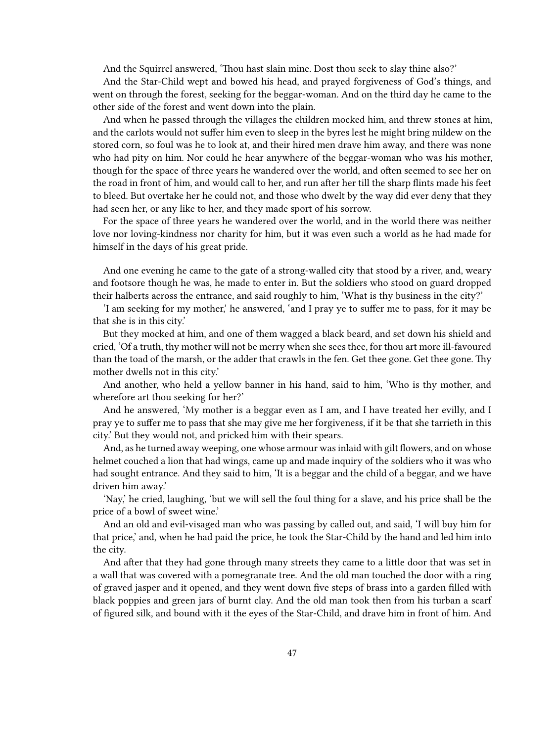And the Squirrel answered, 'Thou hast slain mine. Dost thou seek to slay thine also?'

And the Star-Child wept and bowed his head, and prayed forgiveness of God's things, and went on through the forest, seeking for the beggar-woman. And on the third day he came to the other side of the forest and went down into the plain.

And when he passed through the villages the children mocked him, and threw stones at him, and the carlots would not suffer him even to sleep in the byres lest he might bring mildew on the stored corn, so foul was he to look at, and their hired men drave him away, and there was none who had pity on him. Nor could he hear anywhere of the beggar-woman who was his mother, though for the space of three years he wandered over the world, and often seemed to see her on the road in front of him, and would call to her, and run after her till the sharp flints made his feet to bleed. But overtake her he could not, and those who dwelt by the way did ever deny that they had seen her, or any like to her, and they made sport of his sorrow.

For the space of three years he wandered over the world, and in the world there was neither love nor loving-kindness nor charity for him, but it was even such a world as he had made for himself in the days of his great pride.

And one evening he came to the gate of a strong-walled city that stood by a river, and, weary and footsore though he was, he made to enter in. But the soldiers who stood on guard dropped their halberts across the entrance, and said roughly to him, 'What is thy business in the city?'

'I am seeking for my mother,' he answered, 'and I pray ye to suffer me to pass, for it may be that she is in this city.'

But they mocked at him, and one of them wagged a black beard, and set down his shield and cried, 'Of a truth, thy mother will not be merry when she sees thee, for thou art more ill-favoured than the toad of the marsh, or the adder that crawls in the fen. Get thee gone. Get thee gone. Thy mother dwells not in this city.'

And another, who held a yellow banner in his hand, said to him, 'Who is thy mother, and wherefore art thou seeking for her?'

And he answered, 'My mother is a beggar even as I am, and I have treated her evilly, and I pray ye to suffer me to pass that she may give me her forgiveness, if it be that she tarrieth in this city.' But they would not, and pricked him with their spears.

And, as he turned away weeping, one whose armour was inlaid with gilt flowers, and on whose helmet couched a lion that had wings, came up and made inquiry of the soldiers who it was who had sought entrance. And they said to him, 'It is a beggar and the child of a beggar, and we have driven him away.'

'Nay,' he cried, laughing, 'but we will sell the foul thing for a slave, and his price shall be the price of a bowl of sweet wine.'

And an old and evil-visaged man who was passing by called out, and said, 'I will buy him for that price,' and, when he had paid the price, he took the Star-Child by the hand and led him into the city.

And after that they had gone through many streets they came to a little door that was set in a wall that was covered with a pomegranate tree. And the old man touched the door with a ring of graved jasper and it opened, and they went down five steps of brass into a garden filled with black poppies and green jars of burnt clay. And the old man took then from his turban a scarf of figured silk, and bound with it the eyes of the Star-Child, and drave him in front of him. And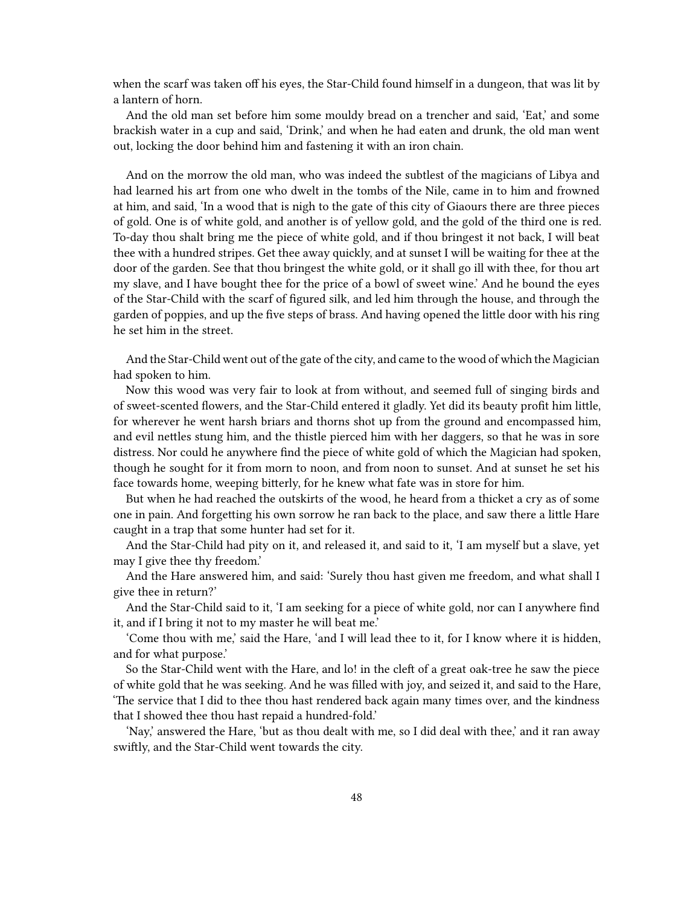when the scarf was taken off his eyes, the Star-Child found himself in a dungeon, that was lit by a lantern of horn.

And the old man set before him some mouldy bread on a trencher and said, 'Eat,' and some brackish water in a cup and said, 'Drink,' and when he had eaten and drunk, the old man went out, locking the door behind him and fastening it with an iron chain.

And on the morrow the old man, who was indeed the subtlest of the magicians of Libya and had learned his art from one who dwelt in the tombs of the Nile, came in to him and frowned at him, and said, 'In a wood that is nigh to the gate of this city of Giaours there are three pieces of gold. One is of white gold, and another is of yellow gold, and the gold of the third one is red. To-day thou shalt bring me the piece of white gold, and if thou bringest it not back, I will beat thee with a hundred stripes. Get thee away quickly, and at sunset I will be waiting for thee at the door of the garden. See that thou bringest the white gold, or it shall go ill with thee, for thou art my slave, and I have bought thee for the price of a bowl of sweet wine.' And he bound the eyes of the Star-Child with the scarf of figured silk, and led him through the house, and through the garden of poppies, and up the five steps of brass. And having opened the little door with his ring he set him in the street.

And the Star-Child went out of the gate of the city, and came to the wood of which the Magician had spoken to him.

Now this wood was very fair to look at from without, and seemed full of singing birds and of sweet-scented flowers, and the Star-Child entered it gladly. Yet did its beauty profit him little, for wherever he went harsh briars and thorns shot up from the ground and encompassed him, and evil nettles stung him, and the thistle pierced him with her daggers, so that he was in sore distress. Nor could he anywhere find the piece of white gold of which the Magician had spoken, though he sought for it from morn to noon, and from noon to sunset. And at sunset he set his face towards home, weeping bitterly, for he knew what fate was in store for him.

But when he had reached the outskirts of the wood, he heard from a thicket a cry as of some one in pain. And forgetting his own sorrow he ran back to the place, and saw there a little Hare caught in a trap that some hunter had set for it.

And the Star-Child had pity on it, and released it, and said to it, 'I am myself but a slave, yet may I give thee thy freedom.'

And the Hare answered him, and said: 'Surely thou hast given me freedom, and what shall I give thee in return?'

And the Star-Child said to it, 'I am seeking for a piece of white gold, nor can I anywhere find it, and if I bring it not to my master he will beat me.'

'Come thou with me,' said the Hare, 'and I will lead thee to it, for I know where it is hidden, and for what purpose.'

So the Star-Child went with the Hare, and lo! in the cleft of a great oak-tree he saw the piece of white gold that he was seeking. And he was filled with joy, and seized it, and said to the Hare, 'The service that I did to thee thou hast rendered back again many times over, and the kindness that I showed thee thou hast repaid a hundred-fold.'

'Nay,' answered the Hare, 'but as thou dealt with me, so I did deal with thee,' and it ran away swiftly, and the Star-Child went towards the city.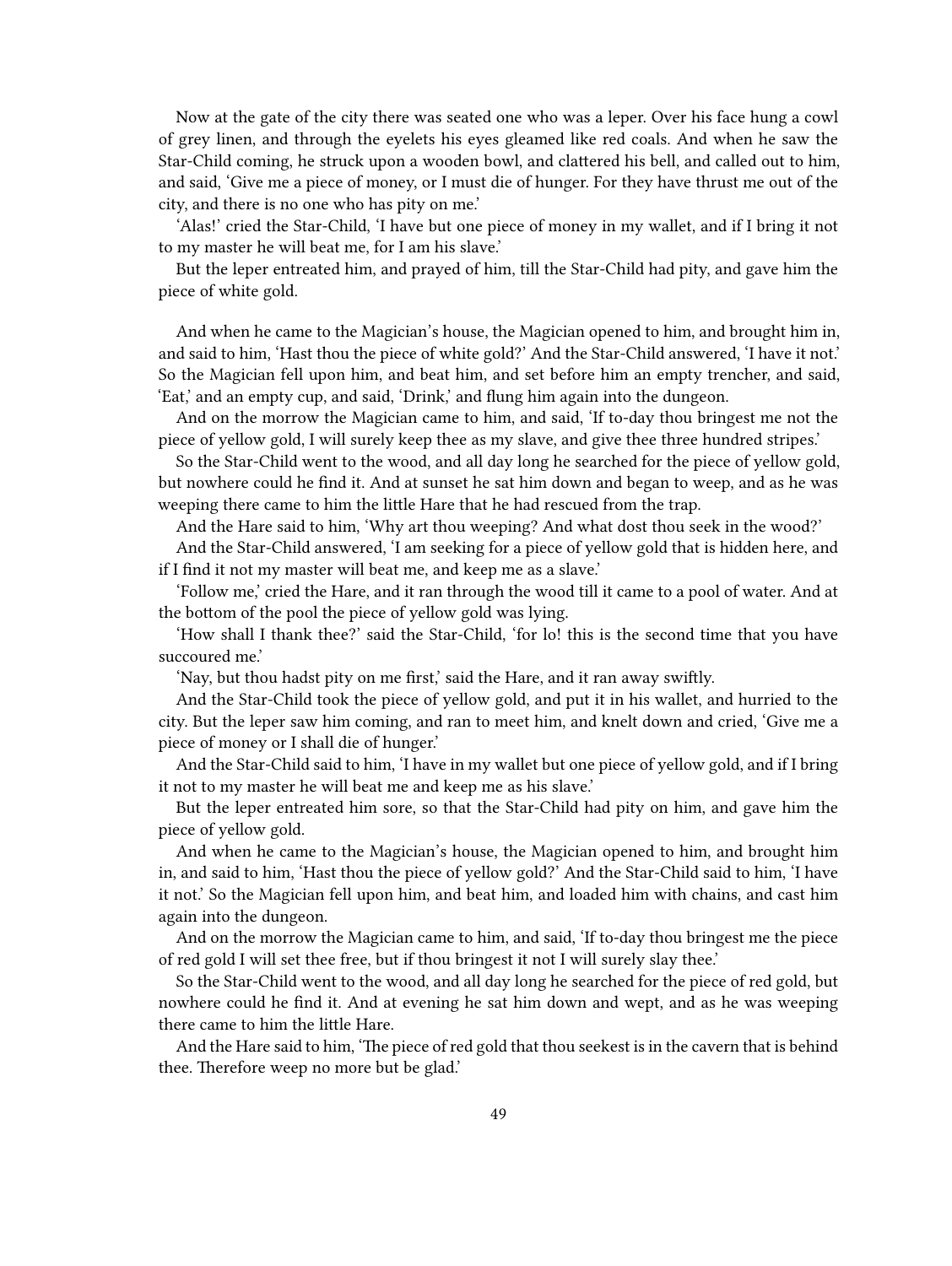Now at the gate of the city there was seated one who was a leper. Over his face hung a cowl of grey linen, and through the eyelets his eyes gleamed like red coals. And when he saw the Star-Child coming, he struck upon a wooden bowl, and clattered his bell, and called out to him, and said, 'Give me a piece of money, or I must die of hunger. For they have thrust me out of the city, and there is no one who has pity on me.'

'Alas!' cried the Star-Child, 'I have but one piece of money in my wallet, and if I bring it not to my master he will beat me, for I am his slave.'

But the leper entreated him, and prayed of him, till the Star-Child had pity, and gave him the piece of white gold.

And when he came to the Magician's house, the Magician opened to him, and brought him in, and said to him, 'Hast thou the piece of white gold?' And the Star-Child answered, 'I have it not.' So the Magician fell upon him, and beat him, and set before him an empty trencher, and said, 'Eat,' and an empty cup, and said, 'Drink,' and flung him again into the dungeon.

And on the morrow the Magician came to him, and said, 'If to-day thou bringest me not the piece of yellow gold, I will surely keep thee as my slave, and give thee three hundred stripes.'

So the Star-Child went to the wood, and all day long he searched for the piece of yellow gold, but nowhere could he find it. And at sunset he sat him down and began to weep, and as he was weeping there came to him the little Hare that he had rescued from the trap.

And the Hare said to him, 'Why art thou weeping? And what dost thou seek in the wood?'

And the Star-Child answered, 'I am seeking for a piece of yellow gold that is hidden here, and if I find it not my master will beat me, and keep me as a slave.'

'Follow me,' cried the Hare, and it ran through the wood till it came to a pool of water. And at the bottom of the pool the piece of yellow gold was lying.

'How shall I thank thee?' said the Star-Child, 'for lo! this is the second time that you have succoured me.'

'Nay, but thou hadst pity on me first,' said the Hare, and it ran away swiftly.

And the Star-Child took the piece of yellow gold, and put it in his wallet, and hurried to the city. But the leper saw him coming, and ran to meet him, and knelt down and cried, 'Give me a piece of money or I shall die of hunger.'

And the Star-Child said to him, 'I have in my wallet but one piece of yellow gold, and if I bring it not to my master he will beat me and keep me as his slave.'

But the leper entreated him sore, so that the Star-Child had pity on him, and gave him the piece of yellow gold.

And when he came to the Magician's house, the Magician opened to him, and brought him in, and said to him, 'Hast thou the piece of yellow gold?' And the Star-Child said to him, 'I have it not.' So the Magician fell upon him, and beat him, and loaded him with chains, and cast him again into the dungeon.

And on the morrow the Magician came to him, and said, 'If to-day thou bringest me the piece of red gold I will set thee free, but if thou bringest it not I will surely slay thee.'

So the Star-Child went to the wood, and all day long he searched for the piece of red gold, but nowhere could he find it. And at evening he sat him down and wept, and as he was weeping there came to him the little Hare.

And the Hare said to him, 'The piece of red gold that thou seekest is in the cavern that is behind thee. Therefore weep no more but be glad.'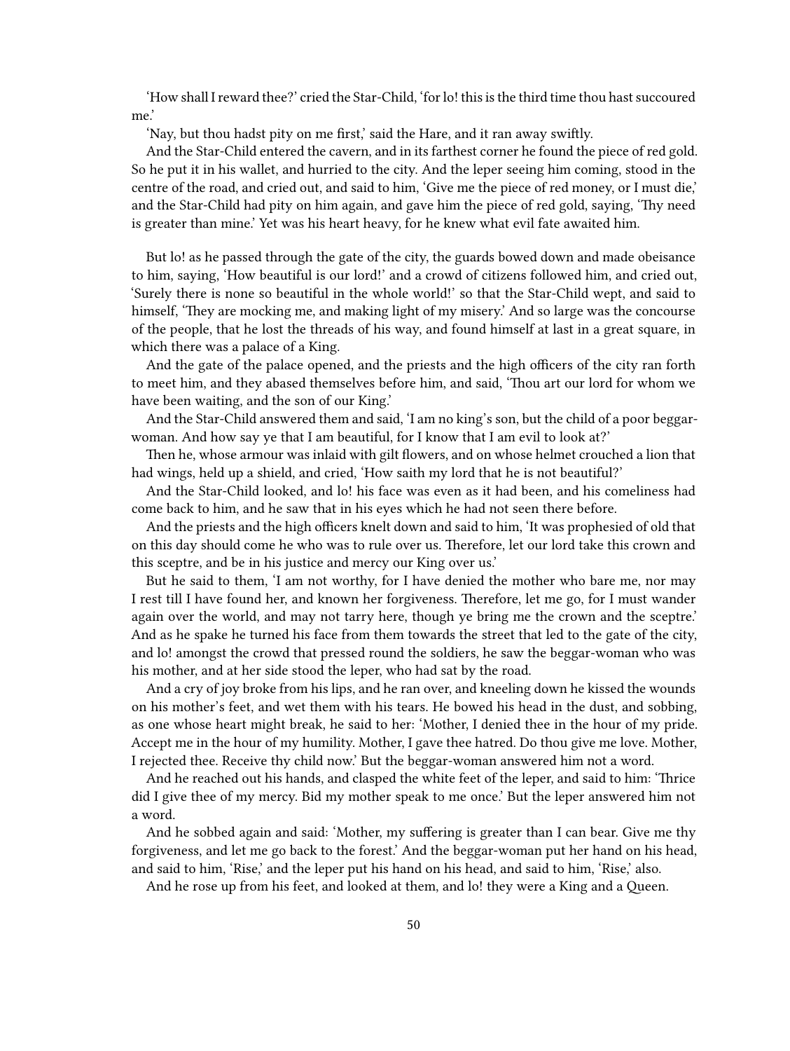'How shall I reward thee?' cried the Star-Child, 'for lo! this is the third time thou hast succoured me.'

'Nay, but thou hadst pity on me first,' said the Hare, and it ran away swiftly.

And the Star-Child entered the cavern, and in its farthest corner he found the piece of red gold. So he put it in his wallet, and hurried to the city. And the leper seeing him coming, stood in the centre of the road, and cried out, and said to him, 'Give me the piece of red money, or I must die,' and the Star-Child had pity on him again, and gave him the piece of red gold, saying, 'Thy need is greater than mine.' Yet was his heart heavy, for he knew what evil fate awaited him.

But lo! as he passed through the gate of the city, the guards bowed down and made obeisance to him, saying, 'How beautiful is our lord!' and a crowd of citizens followed him, and cried out, 'Surely there is none so beautiful in the whole world!' so that the Star-Child wept, and said to himself, 'They are mocking me, and making light of my misery.' And so large was the concourse of the people, that he lost the threads of his way, and found himself at last in a great square, in which there was a palace of a King.

And the gate of the palace opened, and the priests and the high officers of the city ran forth to meet him, and they abased themselves before him, and said, 'Thou art our lord for whom we have been waiting, and the son of our King.'

And the Star-Child answered them and said, 'I am no king's son, but the child of a poor beggar-woman. And how say ye that I am beautiful, for I know that I am evil to look at?'

Then he, whose armour was inlaid with gilt flowers, and on whose helmet crouched a lion that had wings, held up a shield, and cried, 'How saith my lord that he is not beautiful?'

And the Star-Child looked, and lo! his face was even as it had been, and his comeliness had come back to him, and he saw that in his eyes which he had not seen there before.

And the priests and the high officers knelt down and said to him, 'It was prophesied of old that on this day should come he who was to rule over us. Therefore, let our lord take this crown and this sceptre, and be in his justice and mercy our King over us.'

But he said to them, 'I am not worthy, for I have denied the mother who bare me, nor may I rest till I have found her, and known her forgiveness. Therefore, let me go, for I must wander again over the world, and may not tarry here, though ye bring me the crown and the sceptre.' And as he spake he turned his face from them towards the street that led to the gate of the city, and lo! amongst the crowd that pressed round the soldiers, he saw the beggar-woman who was his mother, and at her side stood the leper, who had sat by the road.

And a cry of joy broke from his lips, and he ran over, and kneeling down he kissed the wounds on his mother's feet, and wet them with his tears. He bowed his head in the dust, and sobbing, as one whose heart might break, he said to her: 'Mother, I denied thee in the hour of my pride. Accept me in the hour of my humility. Mother, I gave thee hatred. Do thou give me love. Mother, I rejected thee. Receive thy child now.' But the beggar-woman answered him not a word.

And he reached out his hands, and clasped the white feet of the leper, and said to him: 'Thrice did I give thee of my mercy. Bid my mother speak to me once.' But the leper answered him not a word.

And he sobbed again and said: 'Mother, my suffering is greater than I can bear. Give me thy forgiveness, and let me go back to the forest.' And the beggar-woman put her hand on his head, and said to him, 'Rise,' and the leper put his hand on his head, and said to him, 'Rise,' also.

And he rose up from his feet, and looked at them, and lo! they were a King and a Queen.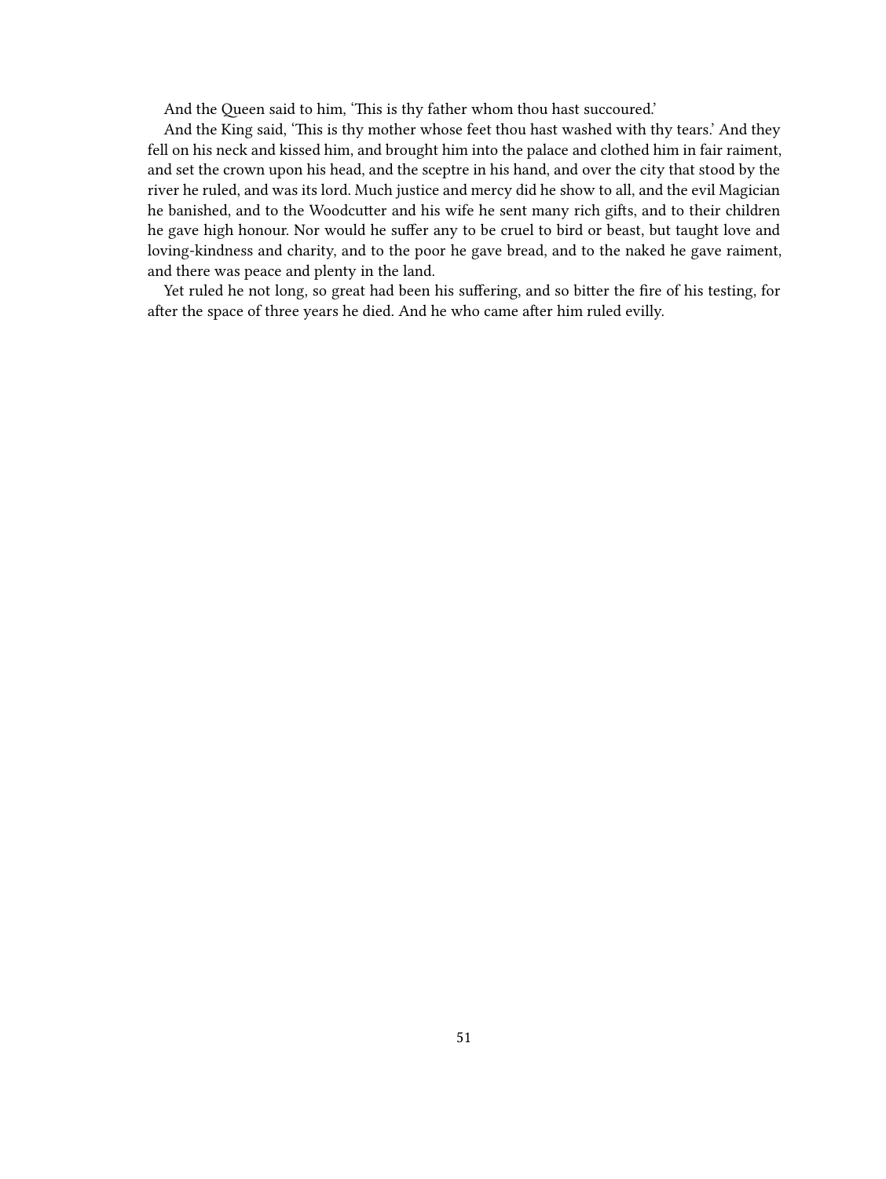And the Queen said to him, 'This is thy father whom thou hast succoured.'

And the King said, 'This is thy mother whose feet thou hast washed with thy tears.' And they fell on his neck and kissed him, and brought him into the palace and clothed him in fair raiment, and set the crown upon his head, and the sceptre in his hand, and over the city that stood by the river he ruled, and was its lord. Much justice and mercy did he show to all, and the evil Magician he banished, and to the Woodcutter and his wife he sent many rich gifts, and to their children he gave high honour. Nor would he suffer any to be cruel to bird or beast, but taught love and loving-kindness and charity, and to the poor he gave bread, and to the naked he gave raiment, and there was peace and plenty in the land.

Yet ruled he not long, so great had been his suffering, and so bitter the fire of his testing, for after the space of three years he died. And he who came after him ruled evilly.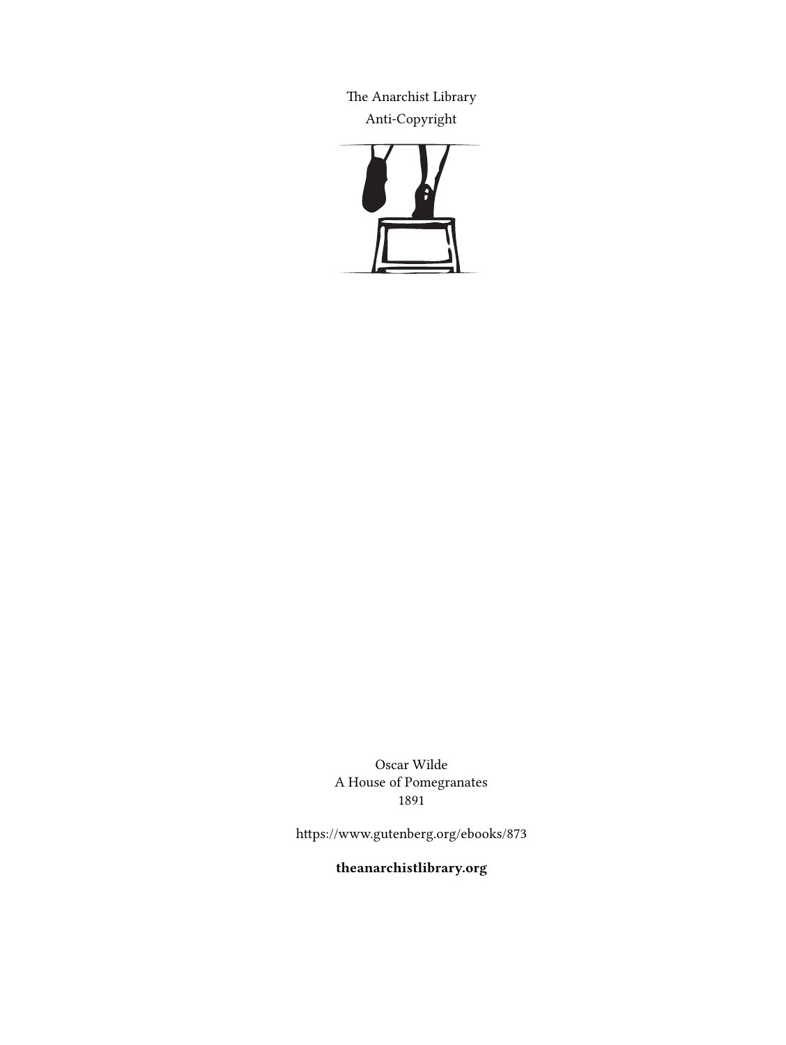The Anarchist Library
Anti-Copyright

Oscar Wilde
A House of Pomegranates
1891

https://www.gutenberg.org/ebooks/873

**theanarchistlibrary.org**